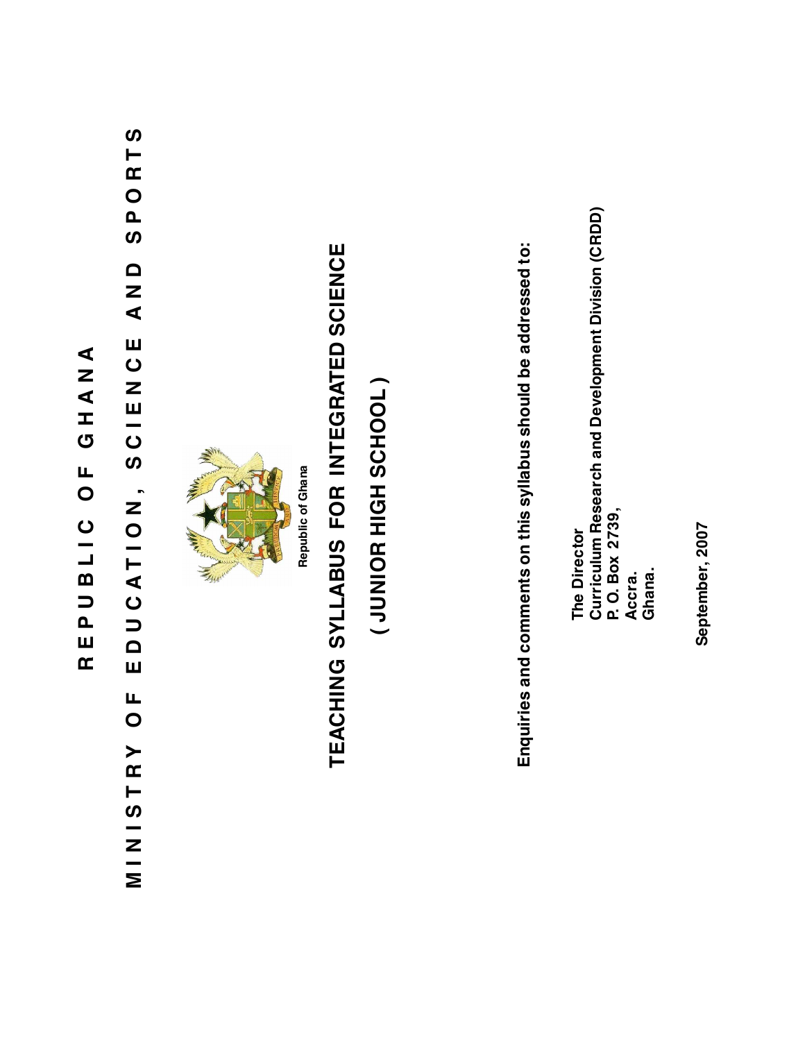# REPUBLIC OF GHANA

## MINISTRY OF EDUCATION, SCIENCE AND SPORTS

Republic of Ghana

# TEACHING SYLLABUS FOR INTEGRATED SCIENCE

# ( JUNIOR HIGH SCHOOL )

**Enquiries and comments on this syllabus should be addressed to:**

**The Director**
**Curriculum Research and Development Division (CRDD)**
**P. O. Box 2739,**
**Accra.**
**Ghana.**

**September, 2007**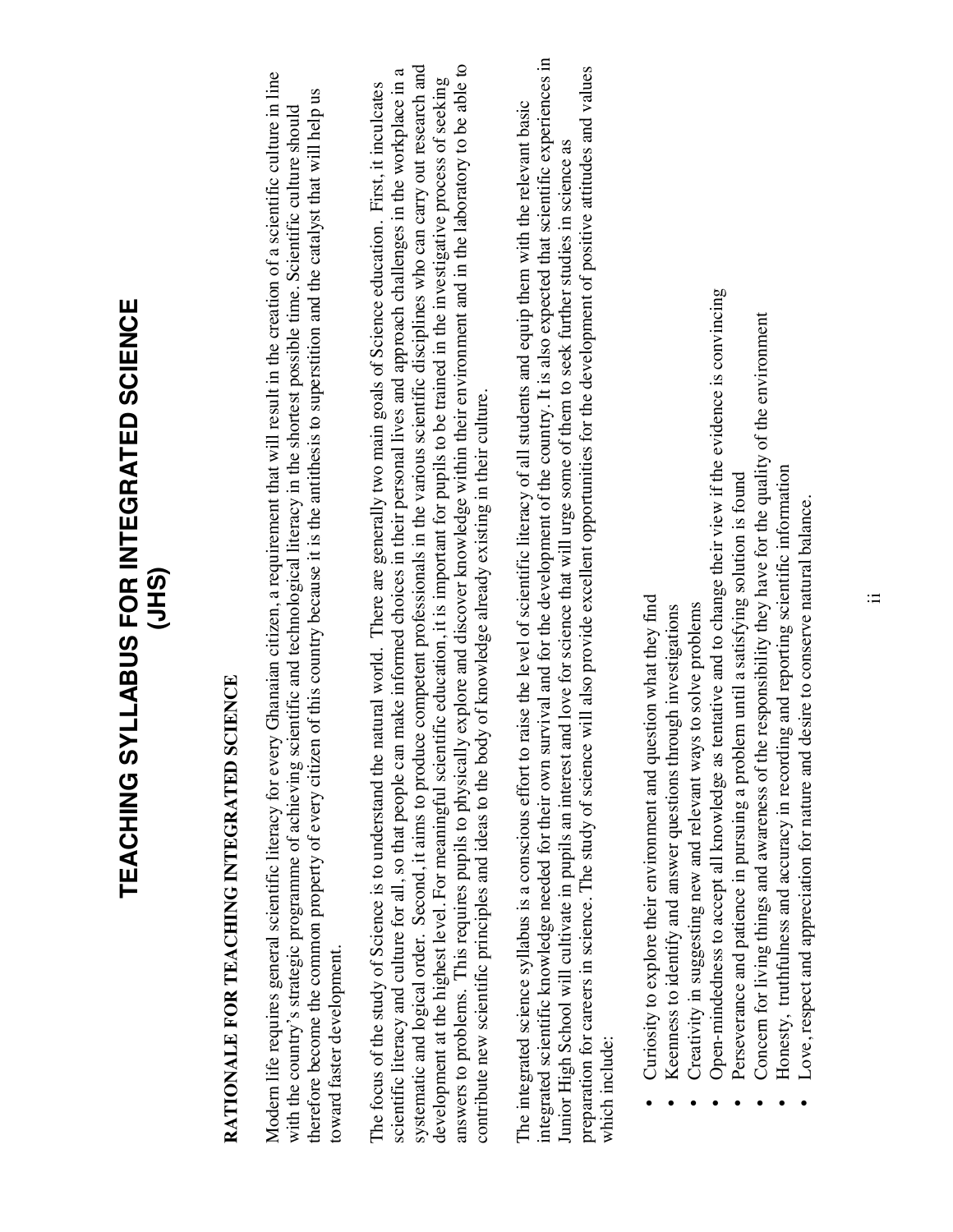# TEACHING SYLLABUS FOR INTEGRATED SCIENCE (JHS)

## RATIONALE FOR TEACHING INTEGRATED SCIENCE

Modern life requires general scientific literacy for every Ghanaian citizen, a requirement that will result in the creation of a scientific culture in line with the country's strategic programme of achieving scientific and technological literacy in the shortest possible time. Scientific culture should therefore become the common property of every citizen of this country because it is the antithesis to superstition and the catalyst that will help us toward faster development.

The focus of the study of Science is to understand the natural world. There are generally two main goals of Science education. First, it inculcates scientific literacy and culture for all, so that people can make informed choices in their personal lives and approach challenges in the workplace in a systematic and logical order. Second, it aims to produce competent professionals in the various scientific disciplines who can carry out research and development at the highest level. For meaningful scientific education, it is important for pupils to be trained in the investigative process of seeking answers to problems. This requires pupils to physically explore and discover knowledge within their environment and in the laboratory to be able to contribute new scientific principles and ideas to the body of knowledge already existing in their culture.

The integrated science syllabus is a conscious effort to raise the level of scientific literacy of all students and equip them with the relevant basic integrated scientific knowledge needed for their own survival and for the development of the country. It is also expected that scientific experiences in Junior High School will cultivate in pupils an interest and love for science that will urge some of them to seek further studies in science as preparation for careers in science. The study of science will also provide excellent opportunities for the development of positive attitudes and values which include:

- Curiosity to explore their environment and question what they find
- Keenness to identify and answer questions through investigations
- Creativity in suggesting new and relevant ways to solve problems
- Open-mindedness to accept all knowledge as tentative and to change their view if the evidence is convincing
- Perseverance and patience in pursuing a problem until a satisfying solution is found
- Concern for living things and awareness of the responsibility they have for the quality of the environment
- Honesty, truthfulness and accuracy in recording and reporting scientific information
- Love, respect and appreciation for nature and desire to conserve natural balance.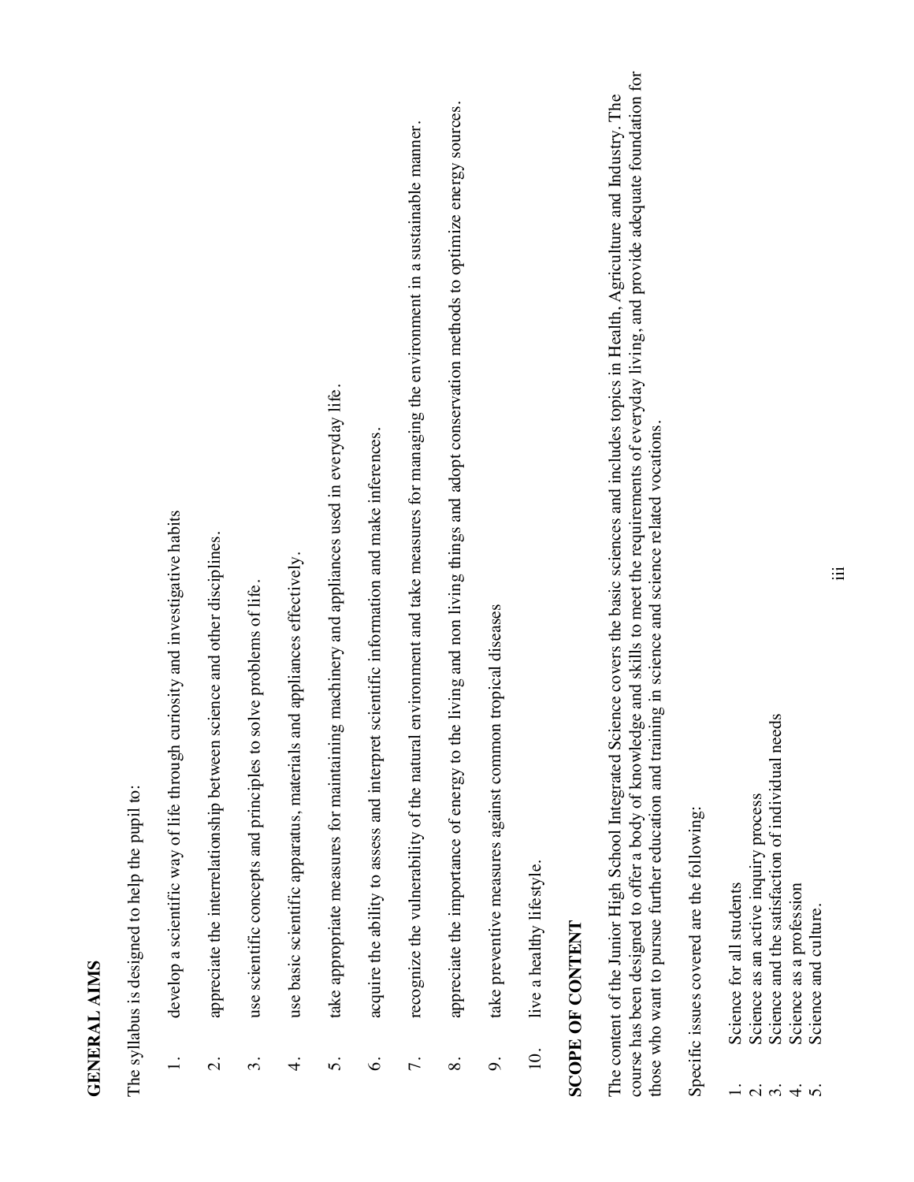## GENERAL AIMS

The syllabus is designed to help the pupil to:

1. develop a scientific way of life through curiosity and investigative habits
2. appreciate the interrelationship between science and other disciplines.
3. use scientific concepts and principles to solve problems of life.
4. use basic scientific apparatus, materials and appliances effectively.
5. take appropriate measures for maintaining machinery and appliances used in everyday life.
6. acquire the ability to assess and interpret scientific information and make inferences.
7. recognize the vulnerability of the natural environment and take measures for managing the environment in a sustainable manner.
8. appreciate the importance of energy to the living and non living things and adopt conservation methods to optimize energy sources.
9. take preventive measures against common tropical diseases
10. live a healthy lifestyle.

## SCOPE OF CONTENT

The content of the Junior High School Integrated Science covers the basic sciences and includes topics in Health, Agriculture and Industry. The course has been designed to offer a body of knowledge and skills to meet the requirements of everyday living, and provide adequate foundation for those who want to pursue further education and training in science and science related vocations.

Specific issues covered are the following:

1. Science for all students
2. Science as an active inquiry process
3. Science and the satisfaction of individual needs
4. Science as a profession
5. Science and culture.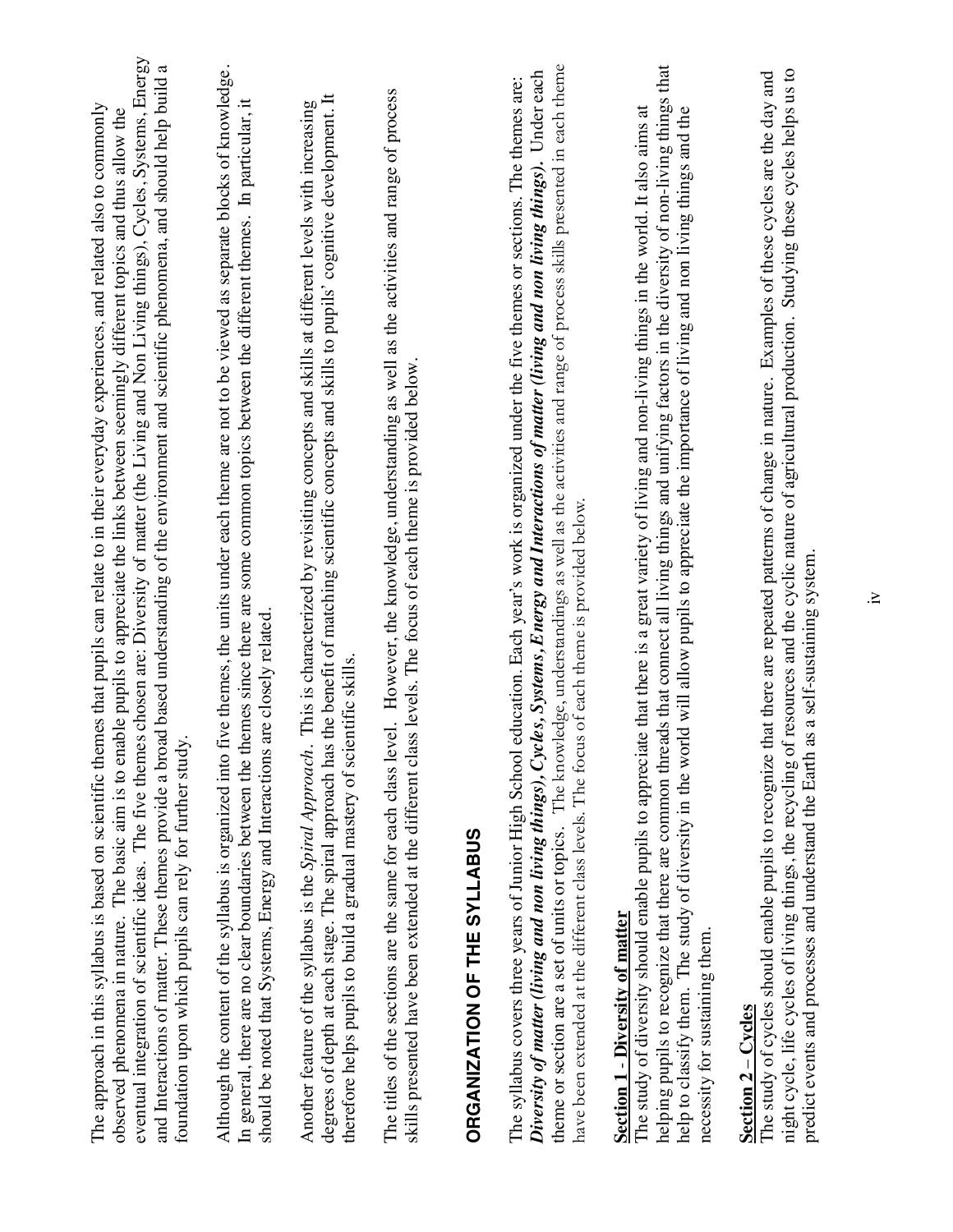The approach in this syllabus is based on scientific themes that pupils can relate to in their everyday experiences, and related also to commonly observed phenomena in nature. The basic aim is to enable pupils to appreciate the links between seemingly different topics and thus allow the eventual integration of scientific ideas. The five themes chosen are: Diversity of matter (the Living and Non Living things), Cycles, Systems, Energy and Interactions of matter. These themes provide a broad based understanding of the environment and scientific phenomena, and should help build a foundation upon which pupils can rely for further study.

Although the content of the syllabus is organized into five themes, the units under each theme are not to be viewed as separate blocks of knowledge. In general, there are no clear boundaries between the themes since there are some common topics between the different themes. In particular, it should be noted that Systems, Energy and Interactions are closely related.

Another feature of the syllabus is the *Spiral Approach*. This is characterized by revisiting concepts and skills at different levels with increasing degrees of depth at each stage. The spiral approach has the benefit of matching scientific concepts and skills to pupils' cognitive development. It therefore helps pupils to build a gradual mastery of scientific skills.

The titles of the sections are the same for each class level. However, the knowledge, understanding as well as the activities and range of process skills presented have been extended at the different class levels. The focus of each theme is provided below.

## ORGANIZATION OF THE SYLLABUS

The syllabus covers three years of Junior High School education. Each year's work is organized under the five themes or sections. The themes are: ***Diversity of matter (living and non living things), Cycles, Systems, Energy and Interactions of matter (living and non living things)***. Under each theme or section are a set of units or topics. The knowledge, understandings as well as the activities and range of process skills presented in each theme have been extended at the different class levels. The focus of each theme is provided below.

**Section 1 - Diversity of matter**

The study of diversity should enable pupils to appreciate that there is a great variety of living and non-living things in the world. It also aims at helping pupils to recognize that there are common threads that connect all living things and unifying factors in the diversity of non-living things that help to classify them. The study of diversity in the world will allow pupils to appreciate the importance of living and non living things and the necessity for sustaining them.

**Section 2 – Cycles**

The study of cycles should enable pupils to recognize that there are repeated patterns of change in nature. Examples of these cycles are the day and night cycle, life cycles of living things, the recycling of resources and the cyclic nature of agricultural production. Studying these cycles helps us to predict events and processes and understand the Earth as a self-sustaining system.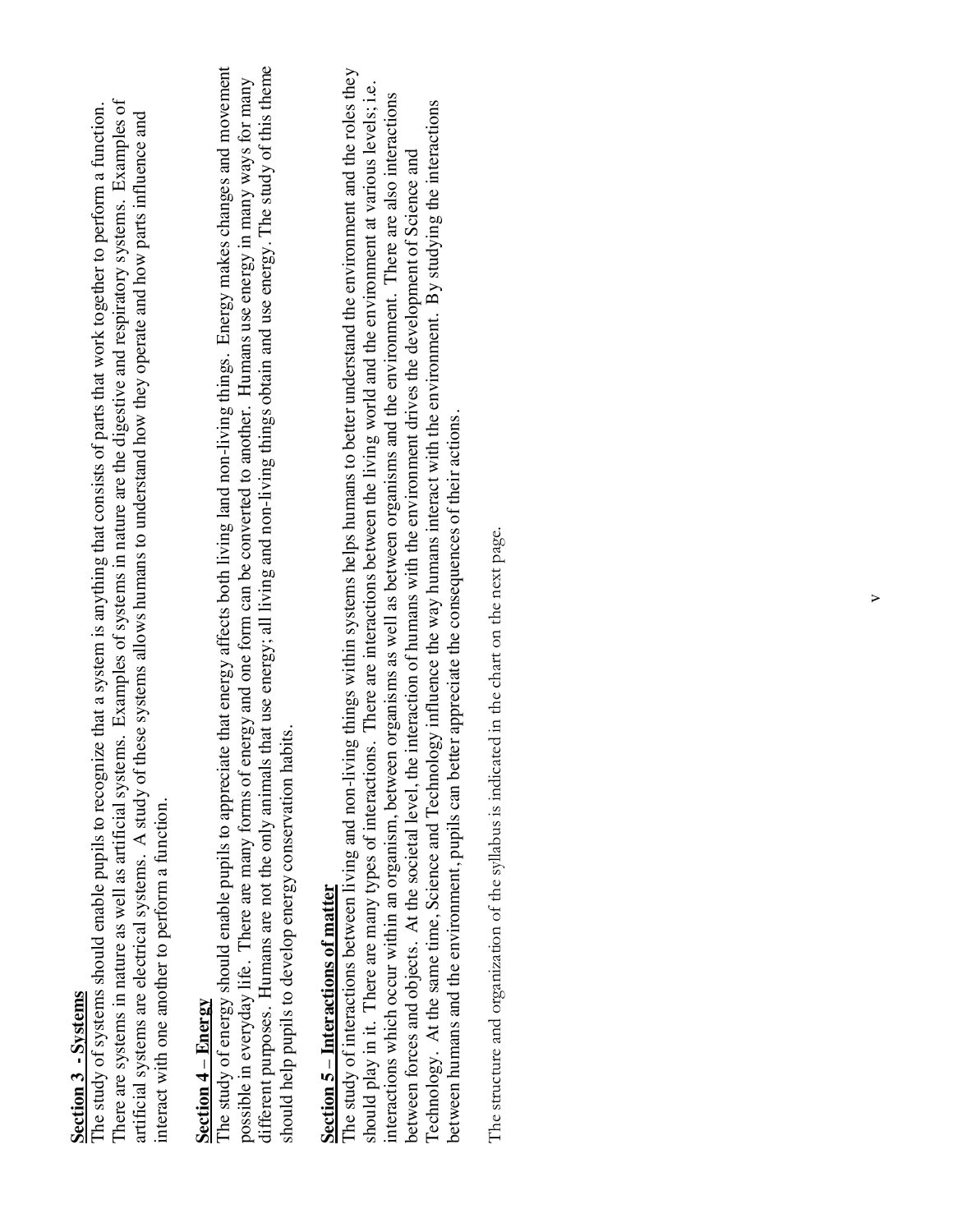**Section 3 - Systems**

The study of systems should enable pupils to recognize that a system is anything that consists of parts that work together to perform a function. There are systems in nature as well as artificial systems. Examples of systems in nature are the digestive and respiratory systems. Examples of artificial systems are electrical systems. A study of these systems allows humans to understand how they operate and how parts influence and interact with one another to perform a function.

**Section 4 – Energy**

The study of energy should enable pupils to appreciate that energy affects both living land non-living things. Energy makes changes and movement possible in everyday life. There are many forms of energy and one form can be converted to another. Humans use energy in many ways for many different purposes. Humans are not the only animals that use energy; all living and non-living things obtain and use energy. The study of this theme should help pupils to develop energy conservation habits.

**Section 5 – Interactions of matter**

The study of interactions between living and non-living things within systems helps humans to better understand the environment and the roles they should play in it. There are many types of interactions. There are interactions between the living world and the environment at various levels; i.e. interactions which occur within an organism, between organisms as well as between organisms and the environment. There are also interactions between forces and objects. At the societal level, the interaction of humans with the environment drives the development of Science and Technology. At the same time, Science and Technology influence the way humans interact with the environment. By studying the interactions between humans and the environment, pupils can better appreciate the consequences of their actions.

The structure and organization of the syllabus is indicated in the chart on the next page.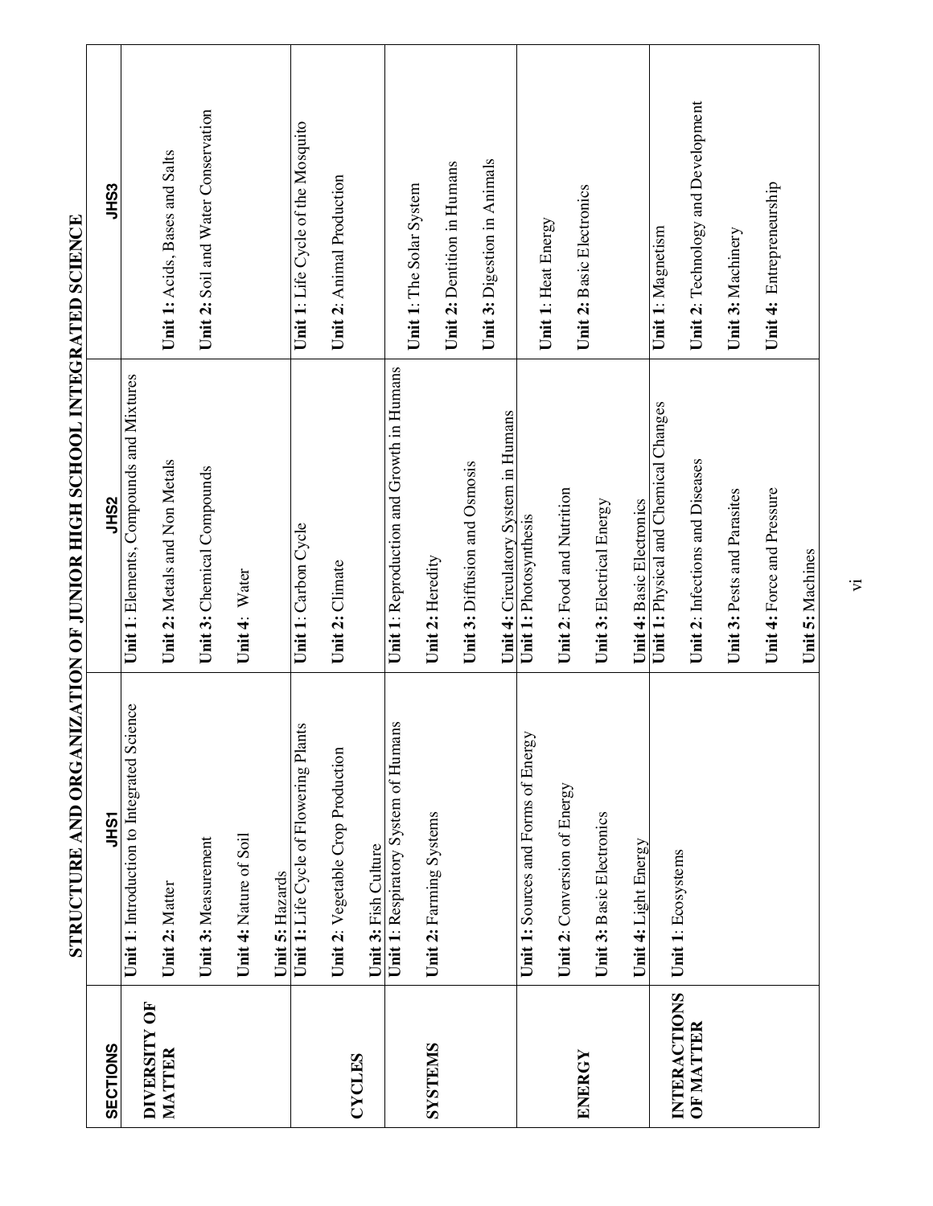# STRUCTURE AND ORGANIZATION OF JUNIOR HIGH SCHOOL INTEGRATED SCIENCE

| SECTIONS | JHS1 | JHS2 | JHS3 |
|---|---|---|---|
| **DIVERSITY OF MATTER** | **Unit 1**: Introduction to Integrated Science<br>**Unit 2:** Matter<br>**Unit 3:** Measurement<br>**Unit 4:** Nature of Soil<br>**Unit 5:** Hazards | **Unit 1**: Elements, Compounds and Mixtures<br>**Unit 2:** Metals and Non Metals<br>**Unit 3:** Chemical Compounds<br>**Unit 4**: Water | **Unit 1:** Acids, Bases and Salts<br>**Unit 2:** Soil and Water Conservation |
| **CYCLES** | **Unit 1:** Life Cycle of Flowering Plants<br>**Unit 2**: Vegetable Crop Production<br>**Unit 3:** Fish Culture | **Unit 1**: Carbon Cycle<br>**Unit 2:** Climate | **Unit 1**: Life Cycle of the Mosquito<br>**Unit 2**: Animal Production |
| **SYSTEMS** | **Unit 1**: Respiratory System of Humans<br>**Unit 2:** Farming Systems | **Unit 1**: Reproduction and Growth in Humans<br>**Unit 2:** Heredity<br>**Unit 3:** Diffusion and Osmosis<br>**Unit 4:** Circulatory System in Humans | **Unit 1**: The Solar System<br>**Unit 2:** Dentition in Humans<br>**Unit 3:** Digestion in Animals |
| **ENERGY** | **Unit 1:** Sources and Forms of Energy<br>**Unit 2**: Conversion of Energy<br>**Unit 3:** Basic Electronics<br>**Unit 4:** Light Energy | **Unit 1**: Photosynthesis<br>**Unit 2**: Food and Nutrition<br>**Unit 3:** Electrical Energy<br>**Unit 4:** Basic Electronics | **Unit 1**: Heat Energy<br>**Unit 2:** Basic Electronics |
| **INTERACTIONS OF MATTER** | **Unit 1**: Ecosystems | **Unit 1:** Physical and Chemical Changes<br>**Unit 2**: Infections and Diseases<br>**Unit 3:** Pests and Parasites<br>**Unit 4:** Force and Pressure<br>**Unit 5:** Machines | **Unit 1**: Magnetism<br>**Unit 2**: Technology and Development<br>**Unit 3:** Machinery<br>**Unit 4:** Entrepreneurship |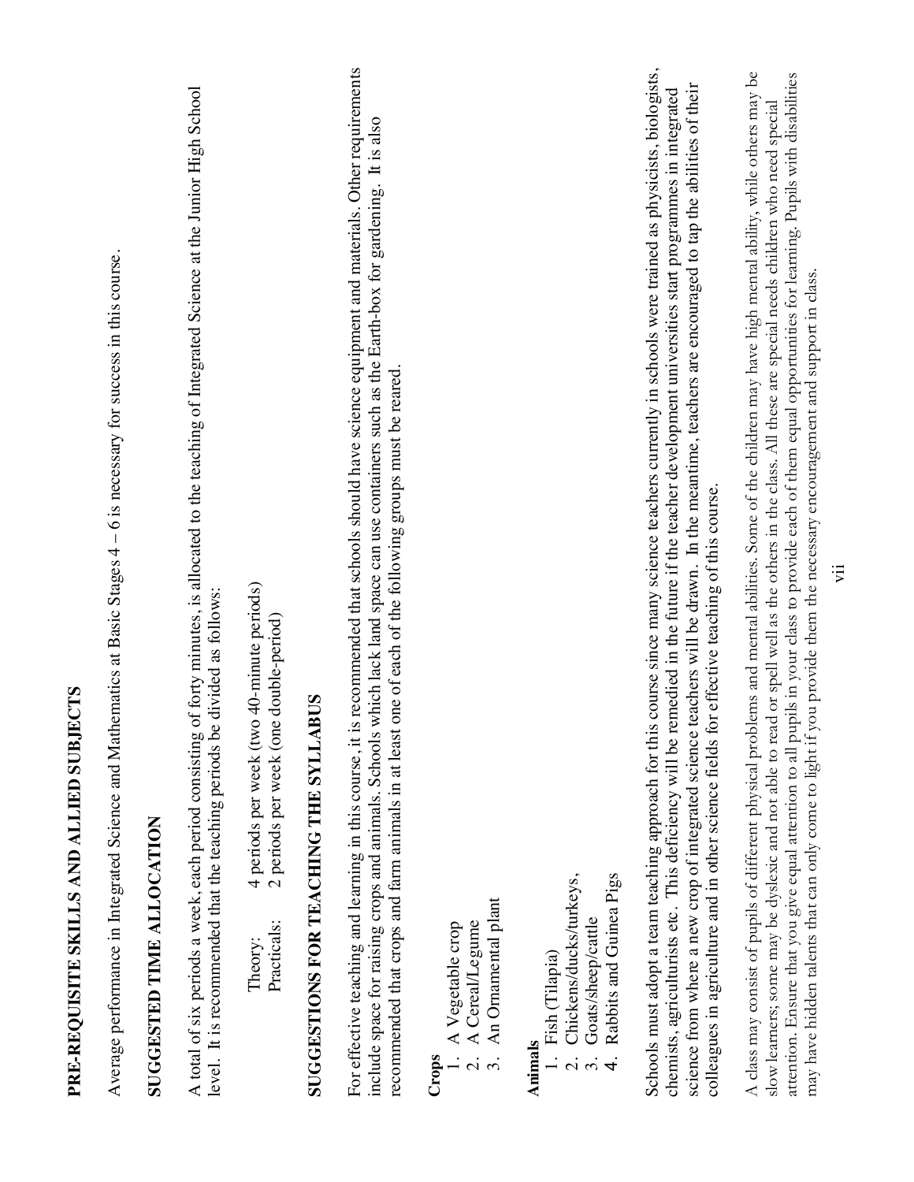## PRE-REQUISITE SKILLS AND ALLIED SUBJECTS

Average performance in Integrated Science and Mathematics at Basic Stages 4 – 6 is necessary for success in this course.

## SUGGESTED TIME ALLOCATION

A total of six periods a week, each period consisting of forty minutes, is allocated to the teaching of Integrated Science at the Junior High School level. It is recommended that the teaching periods be divided as follows:

Theory: 4 periods per week (two 40-minute periods)
Practicals: 2 periods per week (one double-period)

## SUGGESTIONS FOR TEACHING THE SYLLABUS

For effective teaching and learning in this course, it is recommended that schools should have science equipment and materials. Other requirements include space for raising crops and animals. Schools which lack land space can use containers such as the Earth-box for gardening. It is also recommended that crops and farm animals in at least one of each of the following groups must be reared.

**Crops**
1. A Vegetable crop
2. A Cereal/Legume
3. An Ornamental plant

**Animals**
1. Fish (Tilapia)
2. Chickens/ducks/turkeys,
3. Goats/sheep/cattle
4. Rabbits and Guinea Pigs

Schools must adopt a team teaching approach for this course since many science teachers currently in schools were trained as physicists, biologists, chemists, agriculturists etc. This deficiency will be remedied in the future if the teacher development universities start programmes in integrated science from where a new crop of integrated science teachers will be drawn. In the meantime, teachers are encouraged to tap the abilities of their colleagues in agriculture and in other science fields for effective teaching of this course.

A class may consist of pupils of different physical problems and mental abilities. Some of the children may have high mental ability, while others may be slow learners; some may be dyslexic and not able to read or spell well as the others in the class. All these are special needs children who need special attention. Ensure that you give equal attention to all pupils in your class to provide each of them equal opportunities for learning. Pupils with disabilities may have hidden talents that can only come to light if you provide them the necessary encouragement and support in class.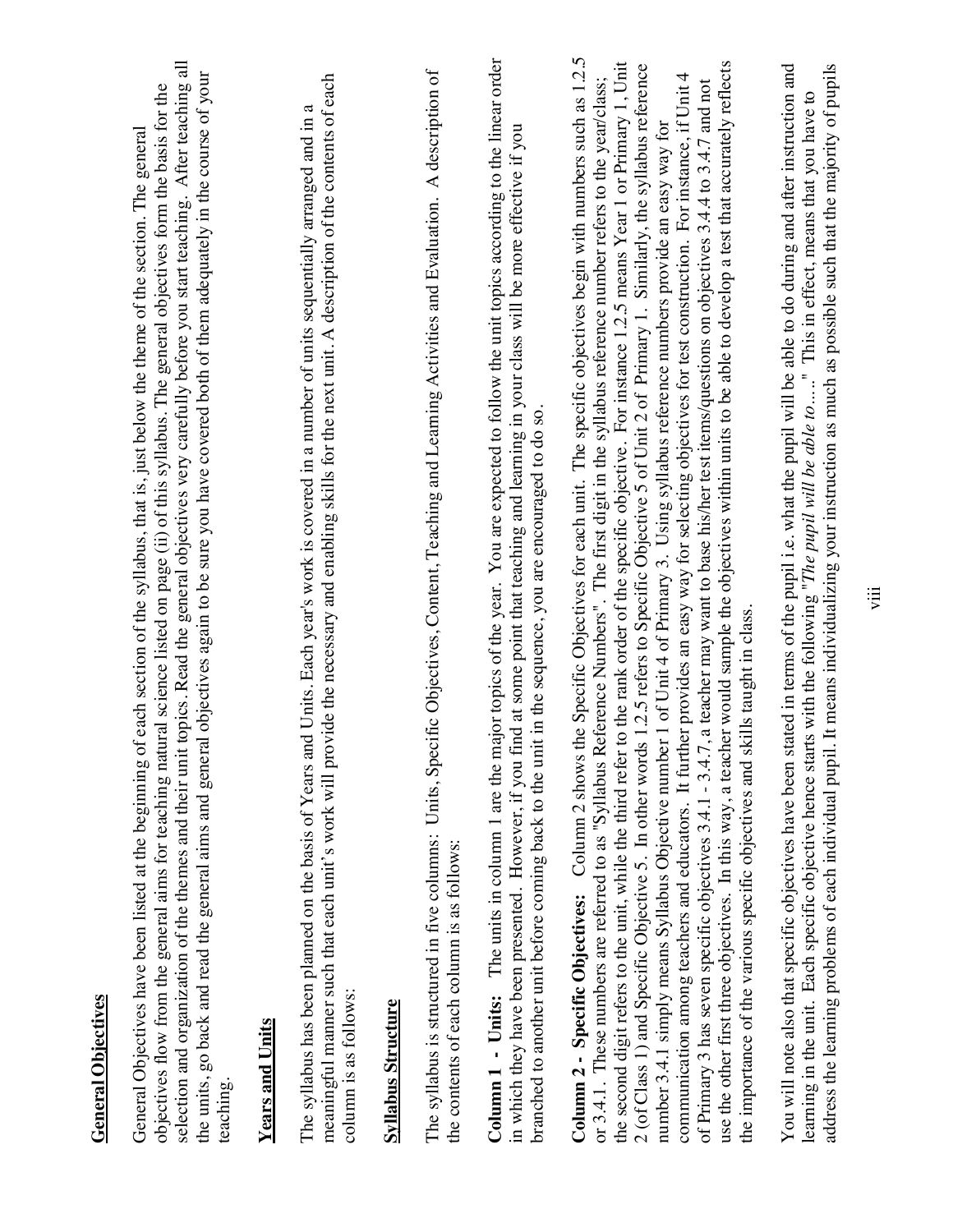## General Objectives

General Objectives have been listed at the beginning of each section of the syllabus, that is, just below the theme of the section. The general objectives flow from the general aims for teaching natural science listed on page (ii) of this syllabus. The general objectives form the basis for the selection and organization of the themes and their unit topics. Read the general objectives very carefully before you start teaching. After teaching all the units, go back and read the general aims and general objectives again to be sure you have covered both of them adequately in the course of your teaching.

## Years and Units

The syllabus has been planned on the basis of Years and Units. Each year's work is covered in a number of units sequentially arranged and in a meaningful manner such that each unit's work will provide the necessary and enabling skills for the next unit. A description of the contents of each column is as follows:

## Syllabus Structure

The syllabus is structured in five columns: Units, Specific Objectives, Content, Teaching and Learning Activities and Evaluation. A description of the contents of each column is as follows:

**Column 1 - Units:** The units in column 1 are the major topics of the year. You are expected to follow the unit topics according to the linear order in which they have been presented. However, if you find at some point that teaching and learning in your class will be more effective if you branched to another unit before coming back to the unit in the sequence, you are encouraged to do so.

**Column 2 - Specific Objectives:** Column 2 shows the Specific Objectives for each unit. The specific objectives begin with numbers such as 1.2.5 or 3.4.1. These numbers are referred to as "Syllabus Reference Numbers". The first digit in the syllabus reference number refers to the year/class; the second digit refers to the unit, while the third refer to the rank order of the specific objective. For instance 1.2.5 means Year 1 or Primary 1, Unit 2 (of Class 1) and Specific Objective 5. In other words 1.2.5 refers to Specific Objective 5 of Unit 2 of Primary 1. Similarly, the syllabus reference number 3.4.1 simply means Syllabus Objective number 1 of Unit 4 of Primary 3. Using syllabus reference numbers provide an easy way for communication among teachers and educators. It further provides an easy way for selecting objectives for test construction. For instance, if Unit 4 of Primary 3 has seven specific objectives 3.4.1 - 3.4.7, a teacher may want to base his/her test items/questions on objectives 3.4.4 to 3.4.7 and not use the other first three objectives. In this way, a teacher would sample the objectives within units to be able to develop a test that accurately reflects the importance of the various specific objectives and skills taught in class.

You will note also that specific objectives have been stated in terms of the pupil i.e. what the pupil will be able to do during and after instruction and learning in the unit. Each specific objective hence starts with the following "*The pupil will be able to*….." This in effect, means that you have to address the learning problems of each individual pupil. It means individualizing your instruction as much as possible such that the majority of pupils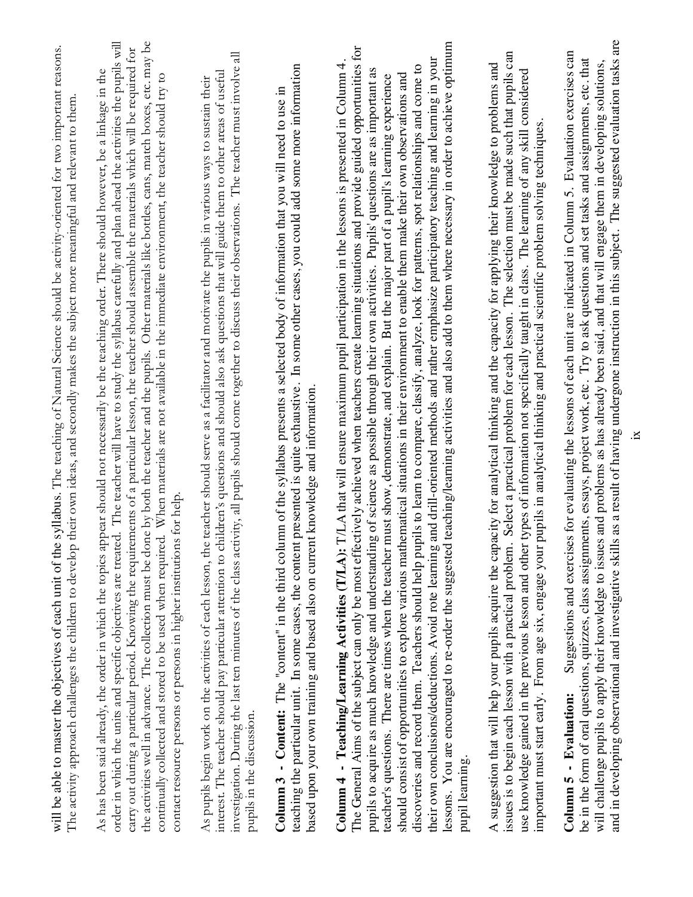will be able to master the objectives of each unit of the syllabus. The teaching of Natural Science should be activity-oriented for two important reasons. The activity approach challenges the children to develop their own ideas, and secondly makes the subject more meaningful and relevant to them.

As has been said already, the order in which the topics appear should not necessarily be the teaching order. There should however, be a linkage in the order in which the units and specific objectives are treated. The teacher will have to study the syllabus carefully and plan ahead the activities the pupils will carry out during a particular period. Knowing the requirements of a particular lesson, the teacher should assemble the materials which will be required for the activities well in advance. The collection must be done by both the teacher and the pupils. Other materials like bottles, cans, match boxes, etc. may be continually collected and stored to be used when required. When materials are not available in the immediate environment, the teacher should try to contact resource persons or persons in higher institutions for help.

As pupils begin work on the activities of each lesson, the teacher should serve as a facilitator and motivate the pupils in various ways to sustain their interest. The teacher should pay particular attention to children's questions and should also ask questions that will guide them to other areas of useful investigation. During the last ten minutes of the class activity, all pupils should come together to discuss their observations. The teacher must involve all pupils in the discussion.

**Column 3 - Content:** The "content" in the third column of the syllabus presents a selected body of information that you will need to use in teaching the particular unit. In some cases, the content presented is quite exhaustive. In some other cases, you could add some more information based upon your own training and based also on current knowledge and information.

**Column 4 - Teaching/Learning Activities (T/LA):** T/LA that will ensure maximum pupil participation in the lessons is presented in Column 4. The General Aims of the subject can only be most effectively achieved when teachers create learning situations and provide guided opportunities for pupils to acquire as much knowledge and understanding of science as possible through their own activities. Pupils' questions are as important as teacher's questions. There are times when the teacher must show, demonstrate, and explain. But the major part of a pupil's learning experience should consist of opportunities to explore various mathematical situations in their environment to enable them make their own observations and discoveries and record them. Teachers should help pupils to learn to compare, classify, analyze, look for patterns, spot relationships and come to their own conclusions/deductions. Avoid rote learning and drill-oriented methods and rather emphasize participatory teaching and learning in your lessons. You are encouraged to re-order the suggested teaching/learning activities and also add to them where necessary in order to achieve optimum pupil learning.

A suggestion that will help your pupils acquire the capacity for analytical thinking and the capacity for applying their knowledge to problems and issues is to begin each lesson with a practical problem. Select a practical problem for each lesson. The selection must be made such that pupils can use knowledge gained in the previous lesson and other types of information not specifically taught in class. The learning of any skill considered important must start early. From age six, engage your pupils in analytical thinking and practical scientific problem solving techniques.

**Column 5 - Evaluation:** Suggestions and exercises for evaluating the lessons of each unit are indicated in Column 5. Evaluation exercises can be in the form of oral questions, quizzes, class assignments, essays, project work, etc. Try to ask questions and set tasks and assignments, etc. that will challenge pupils to apply their knowledge to issues and problems as has already been said, and that will engage them in developing solutions, and in developing observational and investigative skills as a result of having undergone instruction in this subject. The suggested evaluation tasks are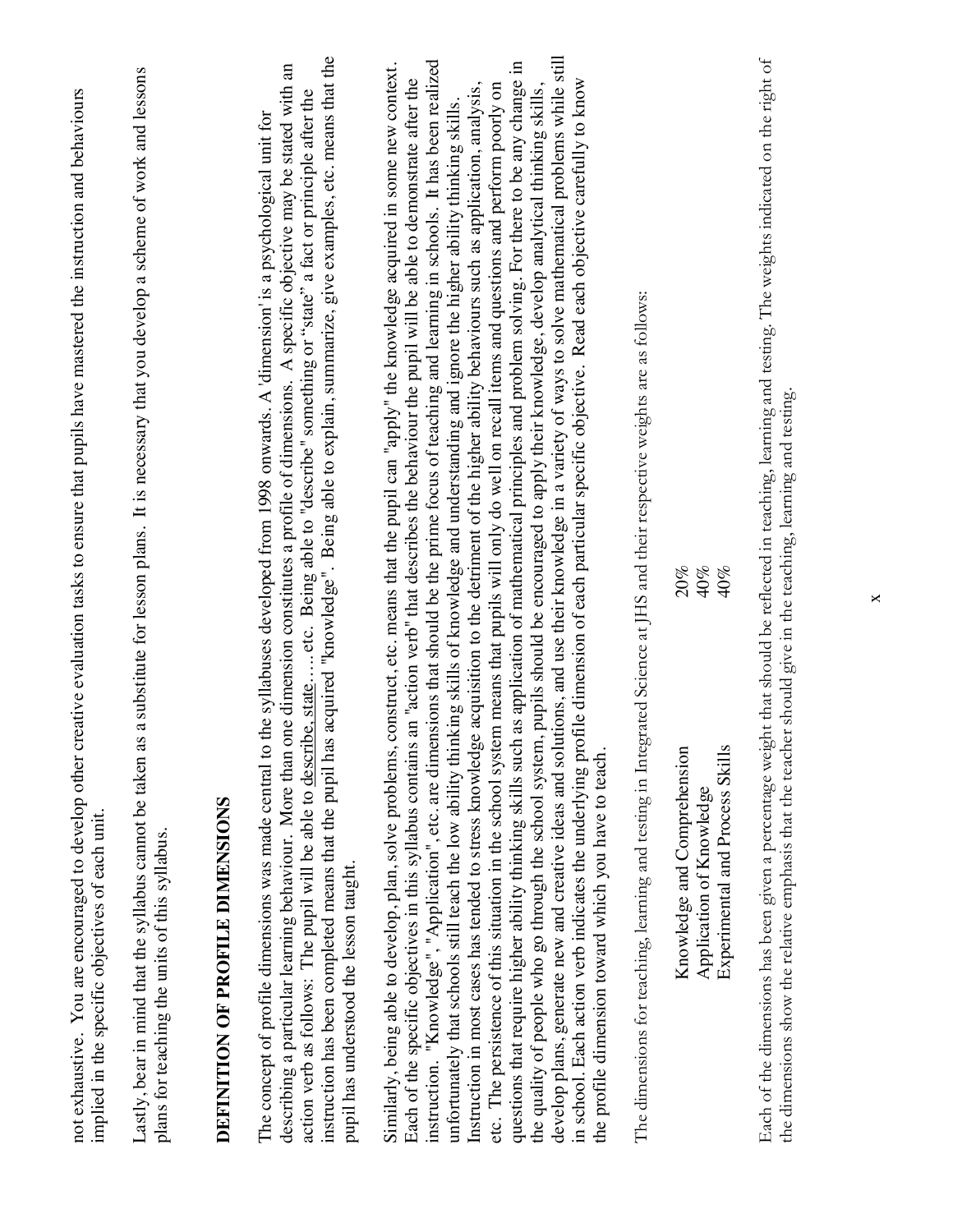not exhaustive. You are encouraged to develop other creative evaluation tasks to ensure that pupils have mastered the instruction and behaviours implied in the specific objectives of each unit.

Lastly, bear in mind that the syllabus cannot be taken as a substitute for lesson plans. It is necessary that you develop a scheme of work and lessons plans for teaching the units of this syllabus.

## DEFINITION OF PROFILE DIMENSIONS

The concept of profile dimensions was made central to the syllabuses developed from 1998 onwards. A 'dimension' is a psychological unit for describing a particular learning behaviour. More than one dimension constitutes a profile of dimensions. A specific objective may be stated with an action verb as follows: The pupil will be able to describe, state,….etc. Being able to "describe" something or "state" a fact or principle after the instruction has been completed means that the pupil has acquired "knowledge". Being able to explain, summarize, give examples, etc. means that the pupil has understood the lesson taught.

Similarly, being able to develop, plan, solve problems, construct, etc. means that the pupil can "apply" the knowledge acquired in some new context. Each of the specific objectives in this syllabus contains an "action verb" that describes the behaviour the pupil will be able to demonstrate after the instruction. "Knowledge", "Application", etc. are dimensions that should be the prime focus of teaching and learning in schools. It has been realized unfortunately that schools still teach the low ability thinking skills of knowledge and understanding and ignore the higher ability thinking skills. Instruction in most cases has tended to stress knowledge acquisition to the detriment of the higher ability behaviours such as application, analysis, etc. The persistence of this situation in the school system means that pupils will only do well on recall items and questions and perform poorly on questions that require higher ability thinking skills such as application of mathematical principles and problem solving. For there to be any change in the quality of people who go through the school system, pupils should be encouraged to apply their knowledge, develop analytical thinking skills, develop plans, generate new and creative ideas and solutions, and use their knowledge in a variety of ways to solve mathematical problems while still in school. Each action verb indicates the underlying profile dimension of each particular specific objective. Read each objective carefully to know the profile dimension toward which you have to teach.

The dimensions for teaching, learning and testing in Integrated Science at JHS and their respective weights are as follows:

| | |
|---|---|
| Knowledge and Comprehension | 20% |
| Application of Knowledge | 40% |
| Experimental and Process Skills | 40% |

Each of the dimensions has been given a percentage weight that should be reflected in teaching, learning and testing. The weights indicated on the right of the dimensions show the relative emphasis that the teacher should give in the teaching, learning and testing.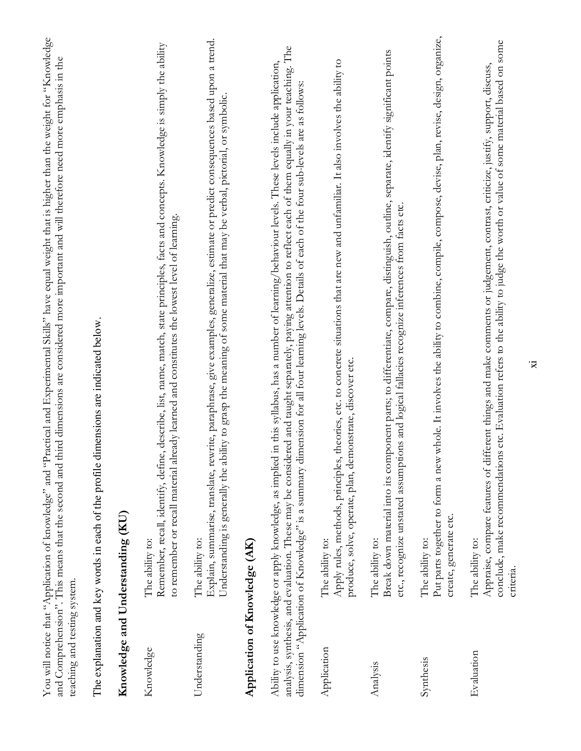You will notice that "Application of knowledge" and "Practical and Experimental Skills" have equal weight that is higher than the weight for "Knowledge and Comprehension". This means that the second and third dimensions are considered more important and will therefore need more emphasis in the teaching and testing system.

The explanation and key words in each of the profile dimensions are indicated below.

## Knowledge and Understanding (KU)

| | |
|---|---|
| Knowledge | The ability to:<br>Remember, recall, identify, define, describe, list, name, match, state principles, facts and concepts. Knowledge is simply the ability to remember or recall material already learned and constitutes the lowest level of learning. |
| Understanding | The ability to:<br>Explain, summarise, translate, rewrite, paraphrase, give examples, generalize, estimate or predict consequences based upon a trend. Understanding is generally the ability to grasp the meaning of some material that may be verbal, pictorial, or symbolic. |

## Application of Knowledge (AK)

Ability to use knowledge or apply knowledge, as implied in this syllabus, has a number of learning/behaviour levels. These levels include application, analysis, synthesis, and evaluation. These may be considered and taught separately, paying attention to reflect each of them equally in your teaching. The dimension "Application of Knowledge" is a summary dimension for all four learning levels. Details of each of the four sub-levels are as follows:

| | |
|---|---|
| Application | The ability to:<br>Apply rules, methods, principles, theories, etc. to concrete situations that are new and unfamiliar. It also involves the ability to produce, solve, operate, plan, demonstrate, discover etc. |
| Analysis | The ability to:<br>Break down material into its component parts; to differentiate, compare, distinguish, outline, separate, identify significant points etc., recognize unstated assumptions and logical fallacies recognize inferences from facts etc. |
| Synthesis | The ability to:<br>Put parts together to form a new whole. It involves the ability to combine, compile, compose, devise, plan, revise, design, organize, create, generate etc. |
| Evaluation | The ability to:<br>Appraise, compare features of different things and make comments or judgement, contrast, criticize, justify, support, discuss, conclude, make recommendations etc. Evaluation refers to the ability to judge the worth or value of some material based on some criteria. |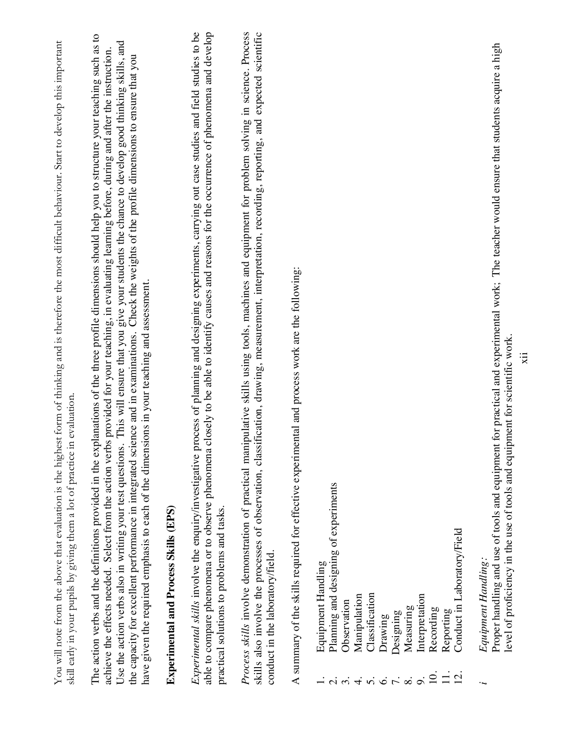You will note from the above that evaluation is the highest form of thinking and is therefore the most difficult behaviour. Start to develop this important skill early in your pupils by giving them a lot of practice in evaluation.

The action verbs and the definitions provided in the explanations of the three profile dimensions should help you to structure your teaching such as to achieve the effects needed. Select from the action verbs provided for your teaching, in evaluating learning before, during and after the instruction. Use the action verbs also in writing your test questions. This will ensure that you give your students the chance to develop good thinking skills, and the capacity for excellent performance in integrated science and in examinations. Check the weights of the profile dimensions to ensure that you have given the required emphasis to each of the dimensions in your teaching and assessment.

**Experimental and Process Skills (EPS)**

*Experimental skills* involve the enquiry/investigative process of planning and designing experiments, carrying out case studies and field studies to be able to compare phenomena or to observe phenomena closely to be able to identify causes and reasons for the occurrence of phenomena and develop practical solutions to problems and tasks.

*Process skills* involve demonstration of practical manipulative skills using tools, machines and equipment for problem solving in science. Process skills also involve the processes of observation, classification, drawing, measurement, interpretation, recording, reporting, and expected scientific conduct in the laboratory/field.

A summary of the skills required for effective experimental and process work are the following:

1. Equipment Handling
2. Planning and designing of experiments
3. Observation
4. Manipulation
5. Classification
6. Drawing
7. Designing
8. Measuring
9. Interpretation
10. Recording
11. Reporting
12. Conduct in Laboratory/Field

*i* *Equipment Handling:*
Proper handling and use of tools and equipment for practical and experimental work; The teacher would ensure that students acquire a high level of proficiency in the use of tools and equipment for scientific work.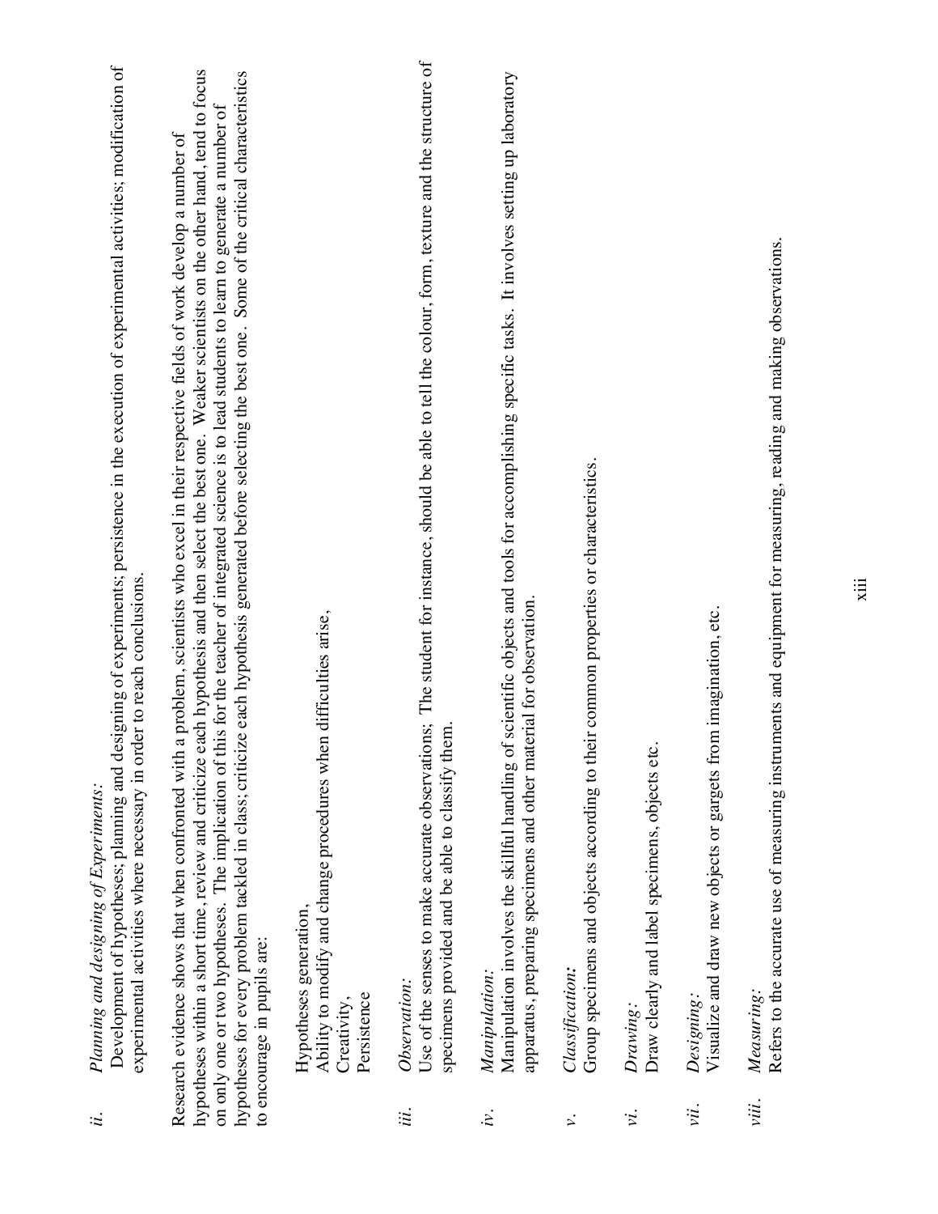*ii.* *Planning and designing of Experiments:*
Development of hypotheses; planning and designing of experiments; persistence in the execution of experimental activities; modification of experimental activities where necessary in order to reach conclusions.

Research evidence shows that when confronted with a problem, scientists who excel in their respective fields of work develop a number of hypotheses within a short time, review and criticize each hypothesis and then select the best one. Weaker scientists on the other hand, tend to focus on only one or two hypotheses. The implication of this for the teacher of integrated science is to lead students to learn to generate a number of hypotheses for every problem tackled in class; criticize each hypothesis generated before selecting the best one. Some of the critical characteristics to encourage in pupils are:

Hypotheses generation,
Ability to modify and change procedures when difficulties arise,
Creativity,
Persistence

*iii.* *Observation:*
Use of the senses to make accurate observations; The student for instance, should be able to tell the colour, form, texture and the structure of specimens provided and be able to classify them.

*iv.* *Manipulation:*
Manipulation involves the skillful handling of scientific objects and tools for accomplishing specific tasks. It involves setting up laboratory apparatus, preparing specimens and other material for observation.

*v.* ***Classification:***
Group specimens and objects according to their common properties or characteristics.

*vi.* *Drawing:*
Draw clearly and label specimens, objects etc.

*vii.* *Designing:*
Visualize and draw new objects or gargets from imagination, etc.

*viii.* *Measuring:*
Refers to the accurate use of measuring instruments and equipment for measuring, reading and making observations.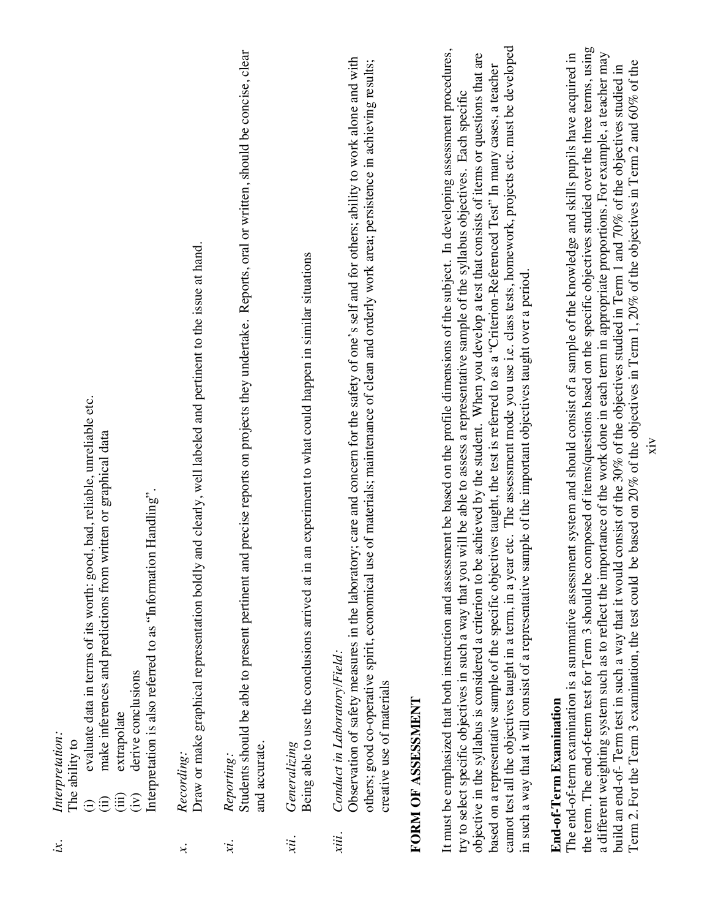*ix.* *Interpretation:*
The ability to
(i) evaluate data in terms of its worth: good, bad, reliable, unreliable etc.
(ii) make inferences and predictions from written or graphical data
(iii) extrapolate
(iv) derive conclusions
Interpretation is also referred to as "Information Handling".

*x.* *Recording:*
Draw or make graphical representation boldly and clearly, well labeled and pertinent to the issue at hand.

*xi.* *Reporting:*
Students should be able to present pertinent and precise reports on projects they undertake. Reports, oral or written, should be concise, clear and accurate.

*xii.* *Generalizing*
Being able to use the conclusions arrived at in an experiment to what could happen in similar situations

*xiii.* *Conduct in Laboratory/Field:*
Observation of safety measures in the laboratory; care and concern for the safety of one's self and for others; ability to work alone and with others; good co-operative spirit, economical use of materials; maintenance of clean and orderly work area; persistence in achieving results; creative use of materials

## FORM OF ASSESSMENT

It must be emphasized that both instruction and assessment be based on the profile dimensions of the subject. In developing assessment procedures, try to select specific objectives in such a way that you will be able to assess a representative sample of the syllabus objectives. Each specific objective in the syllabus is considered a criterion to be achieved by the student. When you develop a test that consists of items or questions that are based on a representative sample of the specific objectives taught, the test is referred to as a "Criterion-Referenced Test" In many cases, a teacher cannot test all the objectives taught in a term, in a year etc. The assessment mode you use i.e. class tests, homework, projects etc. must be developed in such a way that it will consist of a representative sample of the important objectives taught over a period.

**End-of-Term Examination**
The end-of-term examination is a summative assessment system and should consist of a sample of the knowledge and skills pupils have acquired in the term. The end-of-term test for Term 3 should be composed of items/questions based on the specific objectives studied over the three terms, using a different weighting system such as to reflect the importance of the work done in each term in appropriate proportions. For example, a teacher may build an end-of- Term test in such a way that it would consist of the 30% of the objectives studied in Term 1 and 70% of the objectives studied in Term 2. For the Term 3 examination, the test could be based on 20% of the objectives in Term 1, 20% of the objectives in Term 2 and 60% of the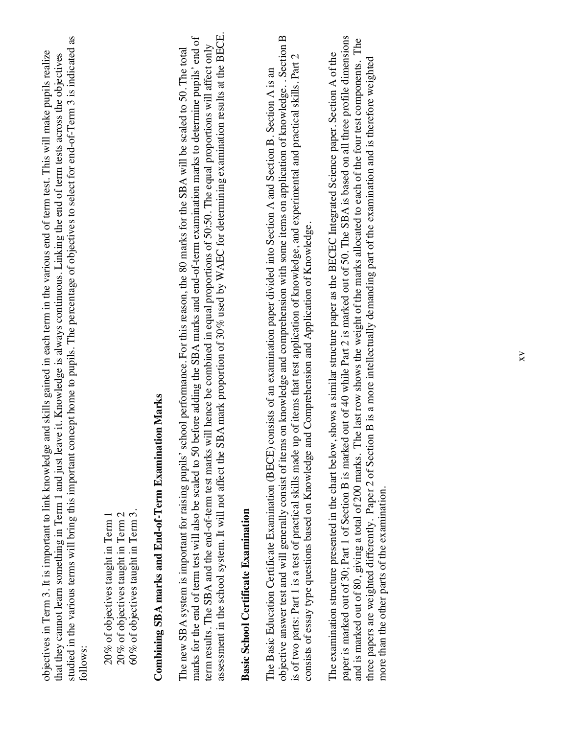objectives in Term 3. It is important to link knowledge and skills gained in each term in the various end of term test. This will make pupils realize that they cannot learn something in Term 1 and just leave it. Knowledge is always continuous. Linking the end of term tests across the objectives studied in the various terms will bring this important concept home to pupils. The percentage of objectives to select for end-of-Term 3 is indicated as follows:

20% of objectives taught in Term 1
20% of objectives taught in Term 2
60% of objectives taught in Term 3.

**Combining SBA marks and End-of-Term Examination Marks**

The new SBA system is important for raising pupils' school performance. For this reason, the 80 marks for the SBA will be scaled to 50. The total marks for the end of term test will also be scaled to 50 before adding the SBA marks and end-of-term examination marks to determine pupils' end of term results. The SBA and the end-of-term test marks will hence be combined in equal proportions of 50:50. The equal proportions will affect only assessment in the school system. It will not affect the SBA mark proportion of 30% used by WAEC for determining examination results at the BECE.

**Basic School Certificate Examination**

The Basic Education Certificate Examination (BECE) consists of an examination paper divided into Section A and Section B. Section A is an objective answer test and will generally consist of items on knowledge and comprehension with some items on application of knowledge. . Section B is of two parts: Part 1 is a test of practical skills made up of items that test application of knowledge, and experimental and practical skills. Part 2 consists of essay type questions based on Knowledge and Comprehension and Application of Knowledge.

The examination structure presented in the chart below, shows a similar structure paper as the BECEC Integrated Science paper. Section A of the paper is marked out of 30; Part 1 of Section B is marked out of 40 while Part 2 is marked out of 50. The SBA is based on all three profile dimensions and is marked out of 80, giving a total of 200 marks. The last row shows the weight of the marks allocated to each of the four test components. The three papers are weighted differently. Paper 2 of Section B is a more intellectually demanding part of the examination and is therefore weighted more than the other parts of the examination.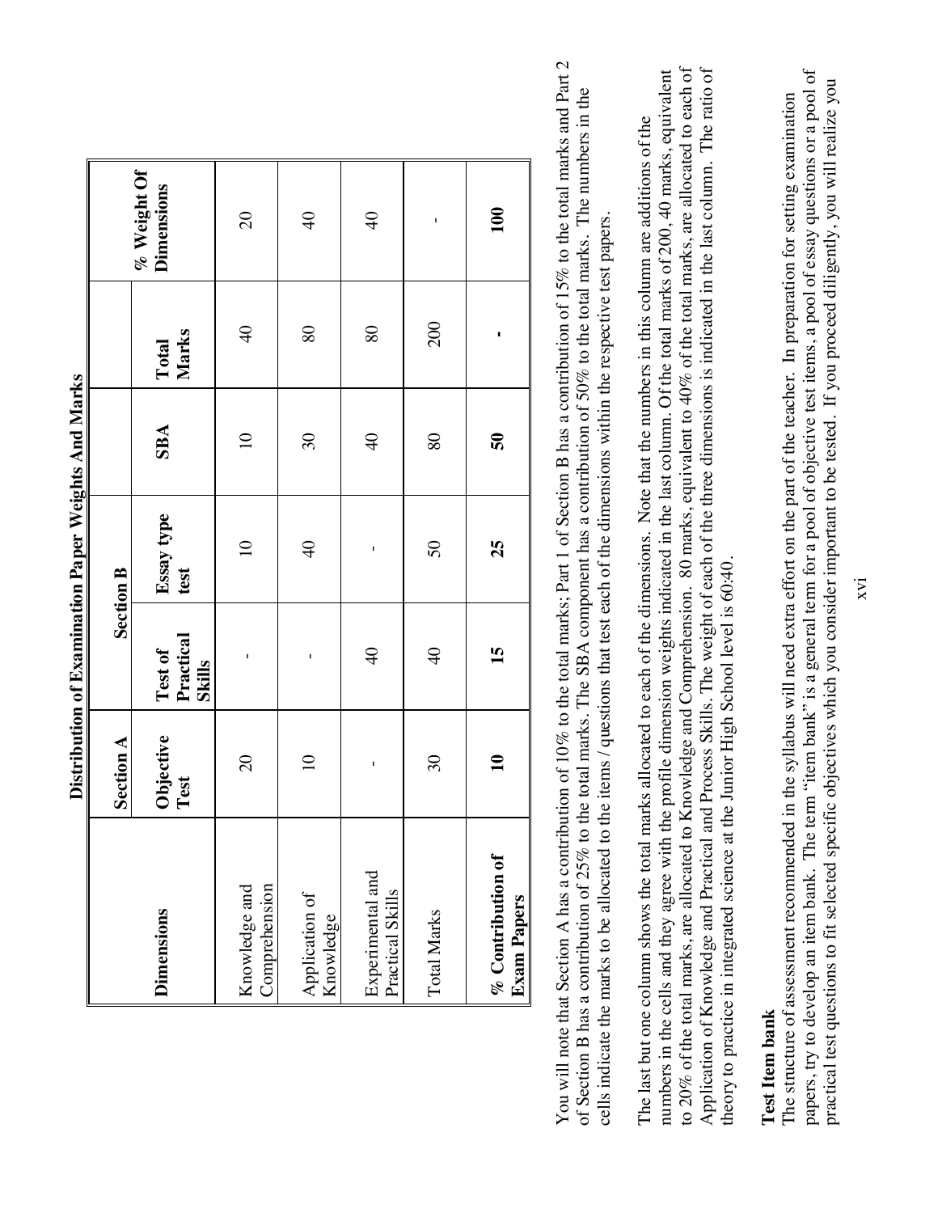## Distribution of Examination Paper Weights And Marks

| Dimensions | Section A | Section B | | | | |
|---|---|---|---|---|---|---|
| | Objective Test | Test of Practical Skills | Essay type test | SBA | Total Marks | % Weight Of Dimensions |
| Knowledge and Comprehension | 20 | - | 10 | 10 | 40 | 20 |
| Application of Knowledge | 10 | - | 40 | 30 | 80 | 40 |
| Experimental and Practical Skills | - | 40 | - | 40 | 80 | 40 |
| Total Marks | 30 | 40 | 50 | 80 | 200 | - |
| **% Contribution of Exam Papers** | **10** | **15** | **25** | **50** | **-** | **100** |

You will note that Section A has a contribution of 10% to the total marks; Part 1 of Section B has a contribution of 15% to the total marks and Part 2 of Section B has a contribution of 25% to the total marks. The SBA component has a contribution of 50% to the total marks. The numbers in the cells indicate the marks to be allocated to the items / questions that test each of the dimensions within the respective test papers.

The last but one column shows the total marks allocated to each of the dimensions. Note that the numbers in this column are additions of the numbers in the cells and they agree with the profile dimension weights indicated in the last column. Of the total marks of 200, 40 marks, equivalent to 20% of the total marks, are allocated to Knowledge and Comprehension. 80 marks, equivalent to 40% of the total marks, are allocated to each of Application of Knowledge and Practical and Process Skills. The weight of each of the three dimensions is indicated in the last column. The ratio of theory to practice in integrated science at the Junior High School level is 60:40.

**Test Item bank**

The structure of assessment recommended in the syllabus will need extra effort on the part of the teacher. In preparation for setting examination papers, try to develop an item bank. The term "item bank" is a general term for a pool of objective test items, a pool of essay questions or a pool of practical test questions to fit selected specific objectives which you consider important to be tested. If you proceed diligently, you will realize you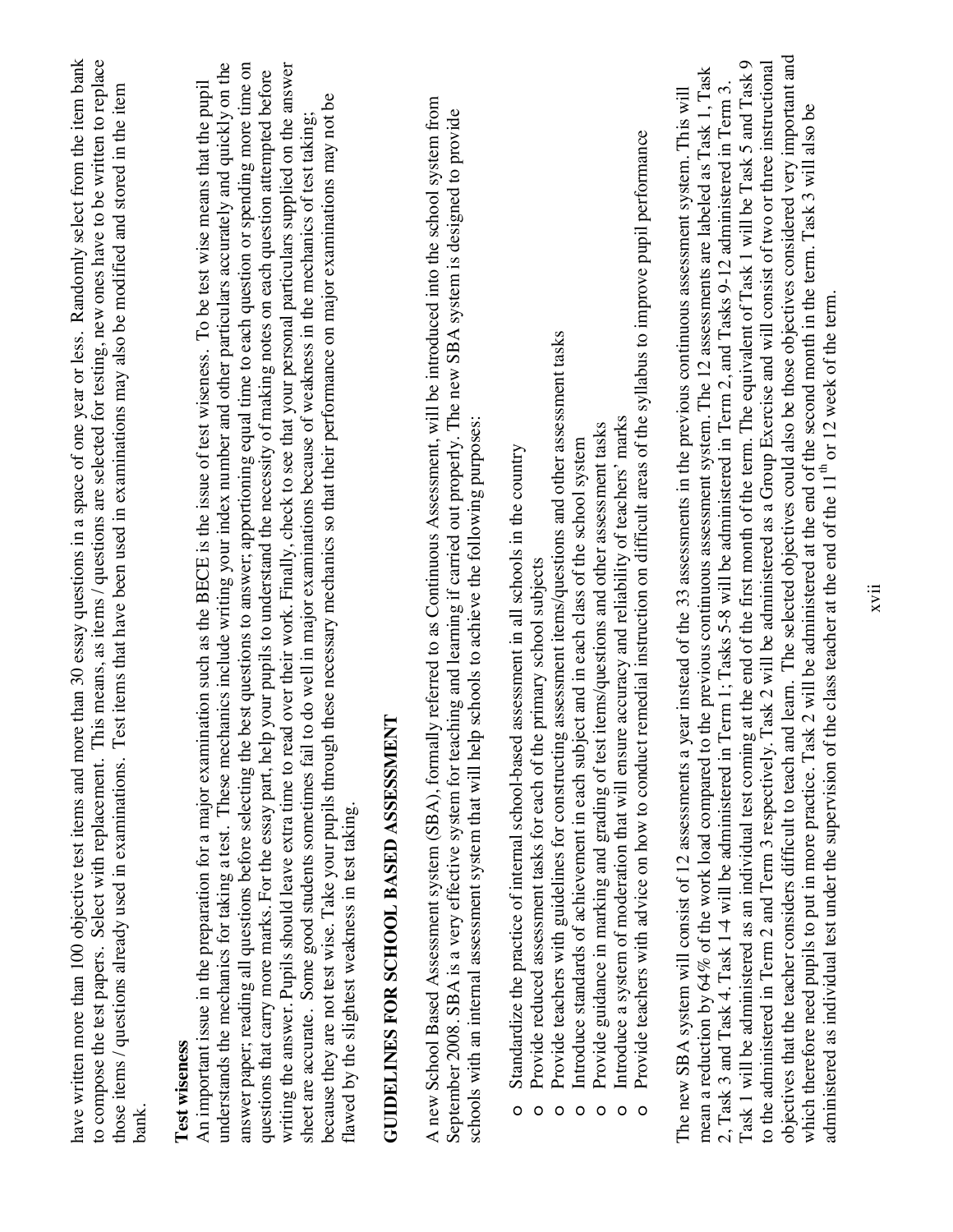have written more than 100 objective test items and more than 30 essay questions in a space of one year or less. Randomly select from the item bank to compose the test papers. Select with replacement. This means, as items / questions are selected for testing, new ones have to be written to replace those items / questions already used in examinations. Test items that have been used in examinations may also be modified and stored in the item bank.

**Test wiseness**

An important issue in the preparation for a major examination such as the BECE is the issue of test wiseness. To be test wise means that the pupil understands the mechanics for taking a test. These mechanics include writing your index number and other particulars accurately and quickly on the answer paper; reading all questions before selecting the best questions to answer; apportioning equal time to each question or spending more time on questions that carry more marks. For the essay part, help your pupils to understand the necessity of making notes on each question attempted before writing the answer. Pupils should leave extra time to read over their work. Finally, check to see that your personal particulars supplied on the answer sheet are accurate. Some good students sometimes fail to do well in major examinations because of weakness in the mechanics of test taking; because they are not test wise. Take your pupils through these necessary mechanics so that their performance on major examinations may not be flawed by the slightest weakness in test taking.

## GUIDELINES FOR SCHOOL BASED ASSESSMENT

A new School Based Assessment system (SBA), formally referred to as Continuous Assessment, will be introduced into the school system from September 2008. SBA is a very effective system for teaching and learning if carried out properly. The new SBA system is designed to provide schools with an internal assessment system that will help schools to achieve the following purposes:

- Standardize the practice of internal school-based assessment in all schools in the country
- Provide reduced assessment tasks for each of the primary school subjects
- Provide teachers with guidelines for constructing assessment items/questions and other assessment tasks
- Introduce standards of achievement in each subject and in each class of the school system
- Provide guidance in marking and grading of test items/questions and other assessment tasks
- Introduce a system of moderation that will ensure accuracy and reliability of teachers' marks
- Provide teachers with advice on how to conduct remedial instruction on difficult areas of the syllabus to improve pupil performance

The new SBA system will consist of 12 assessments a year instead of the 33 assessments in the previous continuous assessment system. This will mean a reduction by 64% of the work load compared to the previous continuous assessment system. The 12 assessments are labeled as Task 1, Task 2, Task 3 and Task 4. Task 1-4 will be administered in Term 1; Tasks 5-8 will be administered in Term 2, and Tasks 9-12 administered in Term 3. Task 1 will be administered as an individual test coming at the end of the first month of the term. The equivalent of Task 1 will be Task 5 and Task 9 to the administered in Term 2 and Term 3 respectively. Task 2 will be administered as a Group Exercise and will consist of two or three instructional objectives that the teacher considers difficult to teach and learn. The selected objectives could also be those objectives considered very important and which therefore need pupils to put in more practice. Task 2 will be administered at the end of the second month in the term. Task 3 will also be administered as individual test under the supervision of the class teacher at the end of the 11th or 12 week of the term.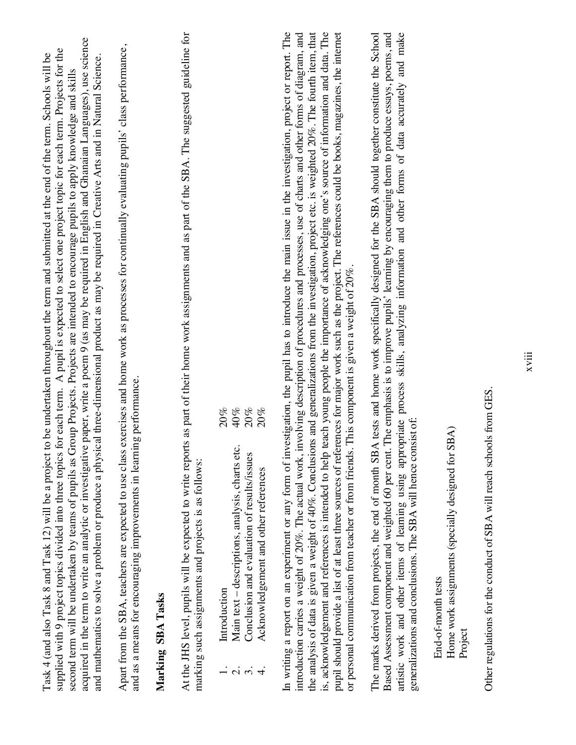Task 4 (and also Task 8 and Task 12) will be a project to be undertaken throughout the term and submitted at the end of the term. Schools will be supplied with 9 project topics divided into three topics for each term. A pupil is expected to select one project topic for each term. Projects for the second term will be undertaken by teams of pupils as Group Projects. Projects are intended to encourage pupils to apply knowledge and skills acquired in the term to write an analytic or investigative paper, write a poem 9 (as may be required in English and Ghanaian Languages), use science and mathematics to solve a problem or produce a physical three-dimensional product as may be required in Creative Arts and in Natural Science.

Apart from the SBA, teachers are expected to use class exercises and home work as processes for continually evaluating pupils' class performance, and as a means for encouraging improvements in learning performance.

## Marking SBA Tasks

At the JHS level, pupils will be expected to write reports as part of their home work assignments and as part of the SBA. The suggested guideline for marking such assignments and projects is as follows:

| | | |
|---|---|---|
| 1. | Introduction | 20% |
| 2. | Main text – descriptions, analysis, charts etc. | 40% |
| 3. | Conclusion and evaluation of results/issues | 20% |
| 4. | Acknowledgement and other references | 20% |

In writing a report on an experiment or any form of investigation, the pupil has to introduce the main issue in the investigation, project or report. The introduction carries a weight of 20%. The actual work, involving description of procedures and processes, use of charts and other forms of diagram, and the analysis of data is given a weight of 40%. Conclusions and generalizations from the investigation, project etc. is weighted 20%. The fourth item, that is, acknowledgement and references is intended to help teach young people the importance of acknowledging one's source of information and data. The pupil should provide a list of at least three sources of references for major work such as the project. The references could be books, magazines, the internet or personal communication from teacher or from friends. This component is given a weight of 20%.

The marks derived from projects, the end of month SBA tests and home work specifically designed for the SBA should together constitute the School Based Assessment component and weighted 60 per cent. The emphasis is to improve pupils' learning by encouraging them to produce essays, poems, and artistic work and other items of learning using appropriate process skills, analyzing information and other forms of data accurately and make generalizations and conclusions. The SBA will hence consist of:

End-of-month tests
Home work assignments (specially designed for SBA)
Project

Other regulations for the conduct of SBA will reach schools from GES.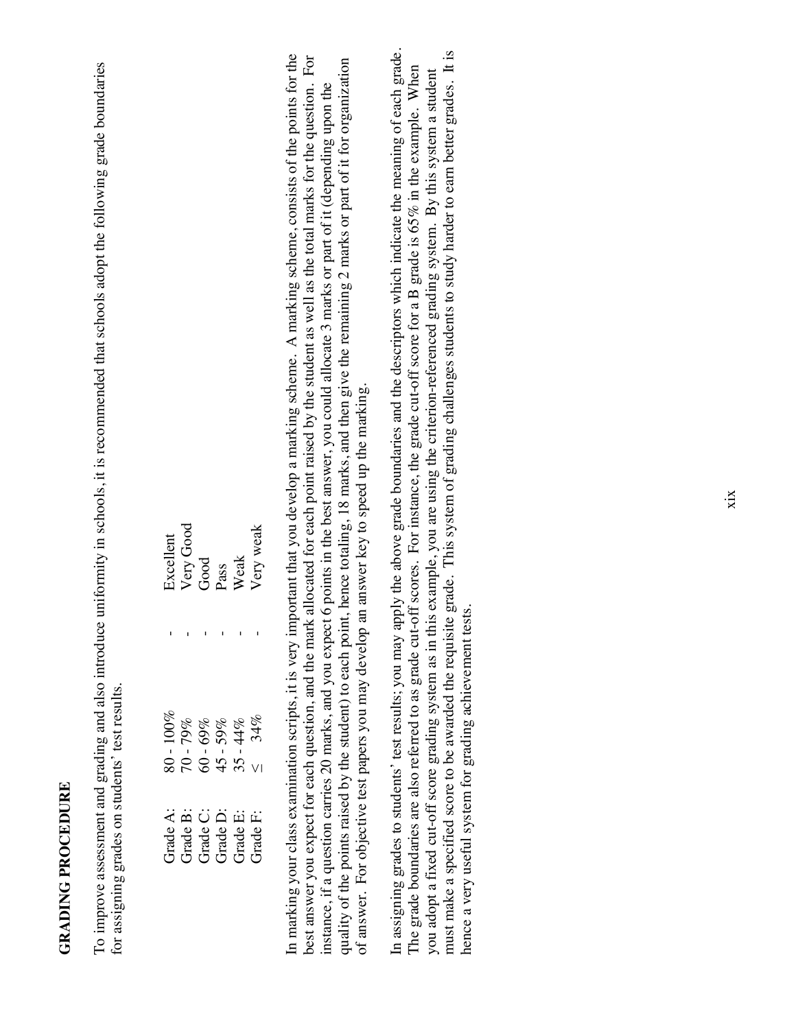## GRADING PROCEDURE

To improve assessment and grading and also introduce uniformity in schools, it is recommended that schools adopt the following grade boundaries for assigning grades on students' test results.

| | | | |
|---|---|---|---|
| Grade A: | 80 - 100% | - | Excellent |
| Grade B: | 70 - 79% | - | Very Good |
| Grade C: | 60 - 69% | - | Good |
| Grade D: | 45 - 59% | - | Pass |
| Grade E: | 35 - 44% | - | Weak |
| Grade F: | ≤ 34% | - | Very weak |

In marking your class examination scripts, it is very important that you develop a marking scheme. A marking scheme, consists of the points for the best answer you expect for each question, and the mark allocated for each point raised by the student as well as the total marks for the question. For instance, if a question carries 20 marks, and you expect 6 points in the best answer, you could allocate 3 marks or part of it (depending upon the quality of the points raised by the student) to each point, hence totaling, 18 marks, and then give the remaining 2 marks or part of it for organization of answer. For objective test papers you may develop an answer key to speed up the marking.

In assigning grades to students' test results; you may apply the above grade boundaries and the descriptors which indicate the meaning of each grade. The grade boundaries are also referred to as grade cut-off scores. For instance, the grade cut-off score for a B grade is 65% in the example. When you adopt a fixed cut-off score grading system as in this example, you are using the criterion-referenced grading system. By this system a student must make a specified score to be awarded the requisite grade. This system of grading challenges students to study harder to earn better grades. It is hence a very useful system for grading achievement tests.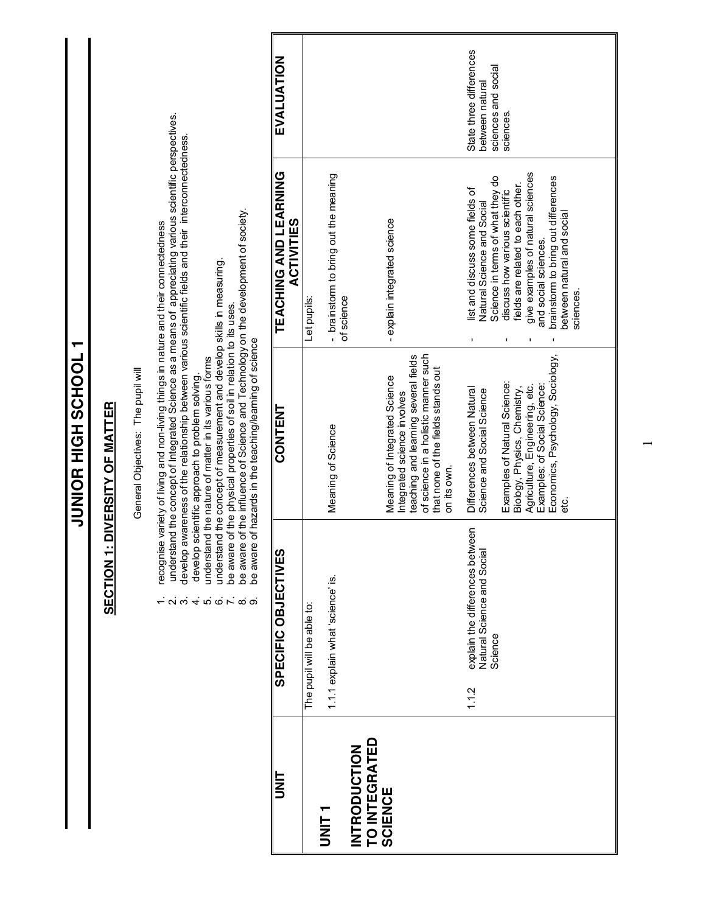# JUNIOR HIGH SCHOOL 1

## SECTION 1: DIVERSITY OF MATTER

General Objectives: The pupil will

1. recognise variety of living and non-living things in nature and their connectedness
2. understand the concept of Integrated Science as a means of appreciating various scientific perspectives.
3. develop awareness of the relationship between various scientific fields and their interconnectedness.
4. develop scientific approach to problem solving.
5. understand the nature of matter in its various forms
6. understand the concept of measurement and develop skills in measuring.
7. be aware of the physical properties of soil in relation to its uses.
8. be aware of the influence of Science and Technology on the development of society.
9. be aware of hazards in the teaching/learning of science

| UNIT | SPECIFIC OBJECTIVES | CONTENT | TEACHING AND LEARNING ACTIVITIES | EVALUATION |
|---|---|---|---|---|
| **UNIT 1**<br><br>**INTRODUCTION TO INTEGRATED SCIENCE** | The pupil will be able to:<br><br>1.1.1 explain what 'science' is. | Meaning of Science<br><br>Meaning of Integrated Science Integrated science involves teaching and learning several fields of science in a holistic manner such that none of the fields stands out on its own. | Let pupils:<br><br>- brainstorm to bring out the meaning of science<br><br>- explain integrated science | |
| | 1.1.2 explain the differences between Natural Science and Social Science | Differences between Natural Science and Social Science<br><br>Examples of Natural Science: Biology, Physics, Chemistry, Agriculture, Engineering, etc.<br>Examples: of Social Science: Economics, Psychology, Sociology, etc. | - list and discuss some fields of Natural Science and Social Science in terms of what they do<br>- discuss how various scientific fields are related to each other.<br>- give examples of natural sciences and social sciences.<br>- brainstorm to bring out differences between natural and social sciences. | State three differences between natural sciences and social sciences. |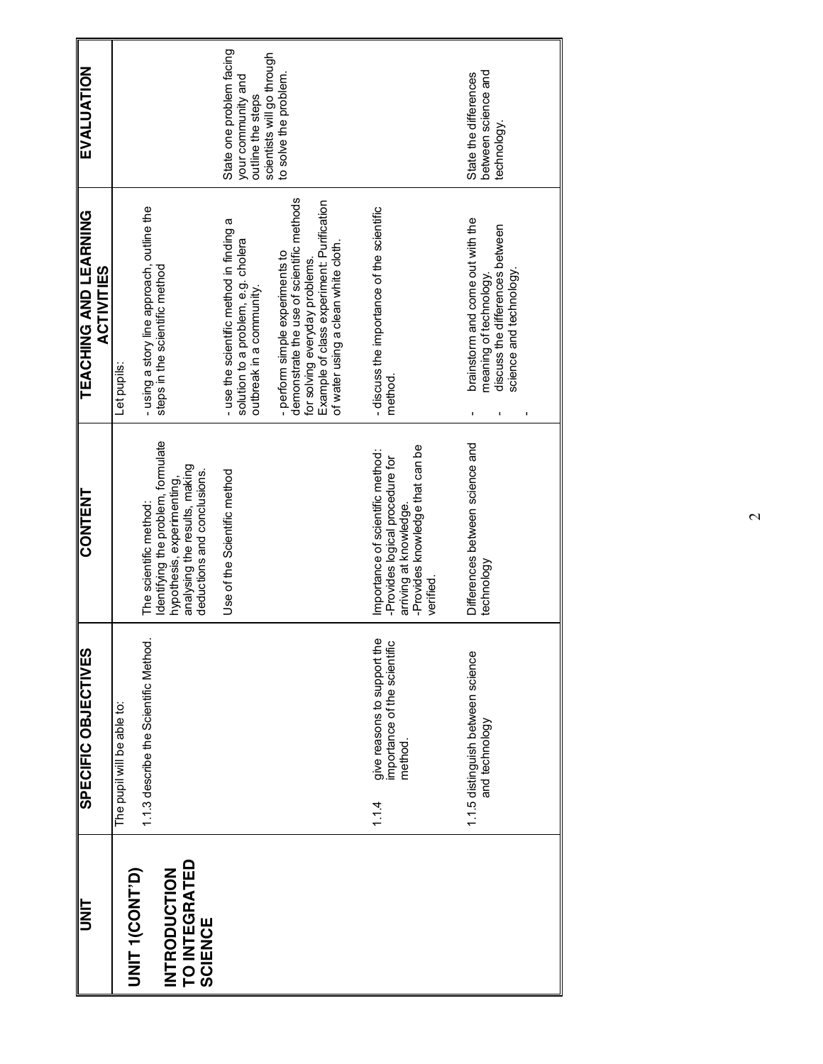| UNIT | SPECIFIC OBJECTIVES | CONTENT | TEACHING AND LEARNING ACTIVITIES | EVALUATION |
|---|---|---|---|---|
| **UNIT 1(CONT'D)** **INTRODUCTION TO INTEGRATED SCIENCE** | The pupil will be able to: | | Let pupils: | |
| | 1.1.3 describe the Scientific Method. | The scientific method: Identifying the problem, formulate hypothesis, experimenting, analysing the results, making deductions and conclusions. | - using a story line approach, outline the steps in the scientific method | |
| | | Use of the Scientific method | - use the scientific method in finding a solution to a problem, e.g. cholera outbreak in a community. - perform simple experiments to demonstrate the use of scientific methods for solving everyday problems. Example of class experiment: Purification of water using a clean white cloth. | State one problem facing your community and outline the steps scientists will go through to solve the problem. |
| | 1.1.4 give reasons to support the importance of the scientific method. | Importance of scientific method: -Provides logical procedure for arriving at knowledge. -Provides knowledge that can be verified. | - discuss the importance of the scientific method. | |
| | 1.1.5 distinguish between science and technology | Differences between science and technology | - brainstorm and come out with the meaning of technology. - discuss the differences between science and technology. - | State the differences between science and technology. |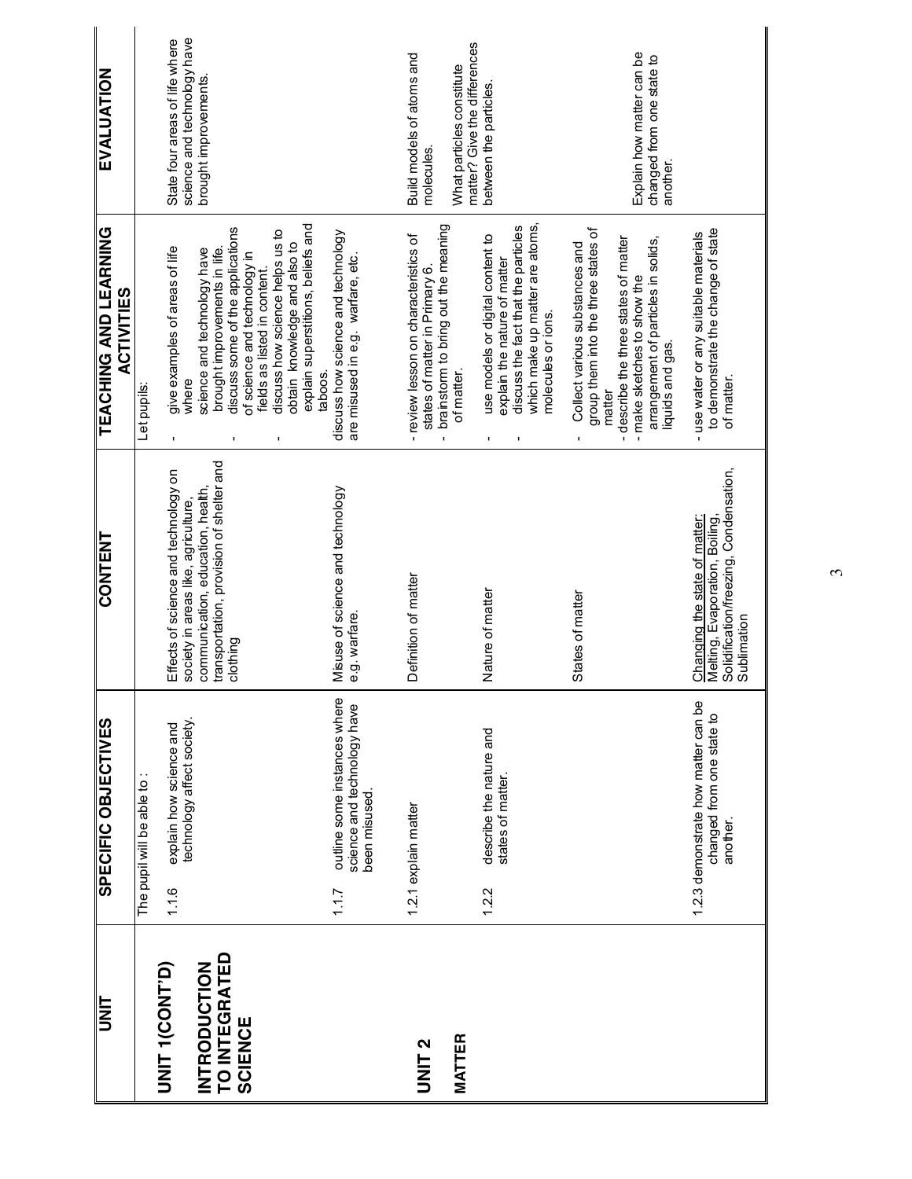| UNIT | SPECIFIC OBJECTIVES | CONTENT | TEACHING AND LEARNING ACTIVITIES | EVALUATION |
|---|---|---|---|---|
| **UNIT 1(CONT'D)** **INTRODUCTION TO INTEGRATED SCIENCE** | The pupil will be able to : 1.1.6 explain how science and technology affect society. | Effects of science and technology on society in areas like, agriculture, communication, education, health, transportation, provision of shelter and clothing | Let pupils: - give examples of areas of life where science and technology have brought improvements in life. - discuss some of the applications of science and technology in fields as listed in content. - discuss how science helps us to obtain knowledge and also to explain superstitions, beliefs and taboos. | State four areas of life where science and technology have brought improvements. |
| | 1.1.7 outline some instances where science and technology have been misused. | Misuse of science and technology e.g. warfare. | discuss how science and technology are misused in e.g. warfare, etc. | |
| **UNIT 2** **MATTER** | 1.2.1 explain matter | Definition of matter | - review lesson on characteristics of states of matter in Primary 6. - brainstorm to bring out the meaning of matter. | Build models of atoms and molecules. |
| | 1.2.2 describe the nature and states of matter. | Nature of matter | - use models or digital content to explain the nature of matter - discuss the fact that the particles which make up matter are atoms, molecules or ions. | What particles constitute matter? Give the differences between the particles. |
| | | States of matter | - Collect various substances and group them into the three states of matter - describe the three states of matter - make sketches to show the arrangement of particles in solids, liquids and gas. | |
| | 1.2.3 demonstrate how matter can be changed from one state to another. | Changing the state of matter: Melting, Evaporation, Boiling, Solidification/freezing, Condensation, Sublimation | - use water or any suitable materials to demonstrate the change of state of matter. | Explain how matter can be changed from one state to another. |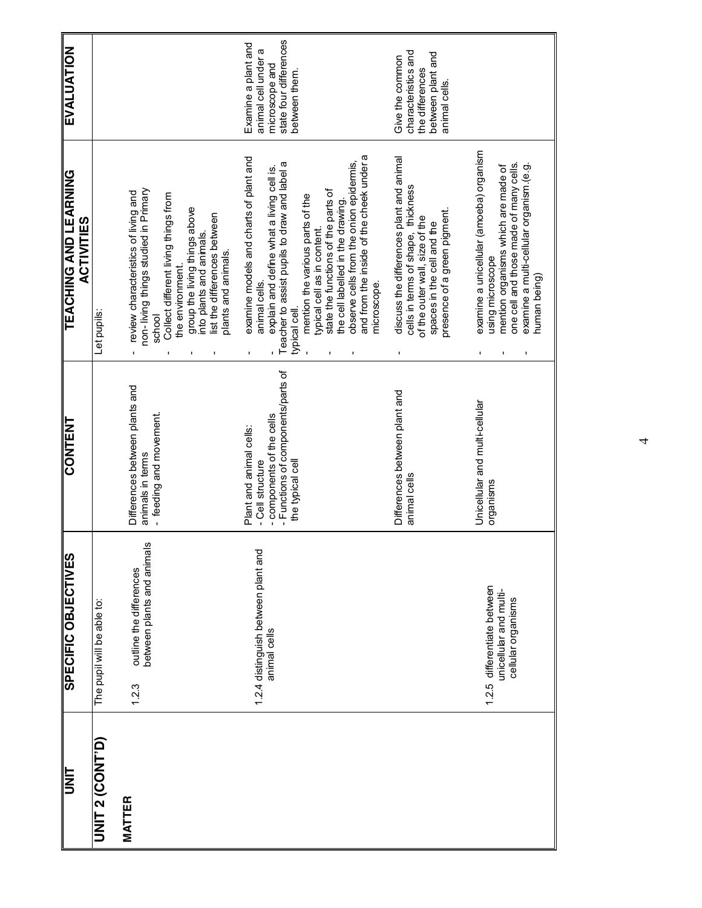| UNIT | SPECIFIC OBJECTIVES | CONTENT | TEACHING AND LEARNING ACTIVITIES | EVALUATION |
|---|---|---|---|---|
| UNIT 2 (CONT'D)<br><br>**MATTER** | The pupil will be able to:<br><br>1.2.3 outline the differences between plants and animals | Differences between plants and animals in terms<br>- feeding and movement. | Let pupils:<br><br>- review characteristics of living and non-living things studied in Primary school<br>- Collect different living things from the environment.<br>- group the living things above into plants and animals.<br>- list the differences between plants and animals. | |
| | 1.2.4 distinguish between plant and animal cells | Plant and animal cells:<br>- Cell structure<br>- components of the cells<br>- Functions of components/parts of the typical cell | - examine models and charts of plant and animal cells.<br>- explain and define what a living cell is.<br>Teacher to assist pupils to draw and label a typical cell.<br>- mention the various parts of the typical cell as in content.<br>- state the functions of the parts of the cell labelled in the drawing.<br>- observe cells from the onion epidermis, and from the inside of the cheek under a microscope. | Examine a plant and animal cell under a microscope and state four differences between them. |
| | | Differences between plant and animal cells | - discuss the differences plant and animal cells in terms of shape, thickness of the outer wall, size of the spaces in the cell and the presence of a green pigment. | Give the common characteristics and the differences between plant and animal cells. |
| | 1.2.5 differentiate between unicellular and multi-cellular organisms | Unicellular and multi-cellular organisms | - examine a unicellular (amoeba) organism using microscope<br>- mention organisms which are made of one cell and those made of many cells.<br>- examine a multi-cellular organism.(e.g. human being) | |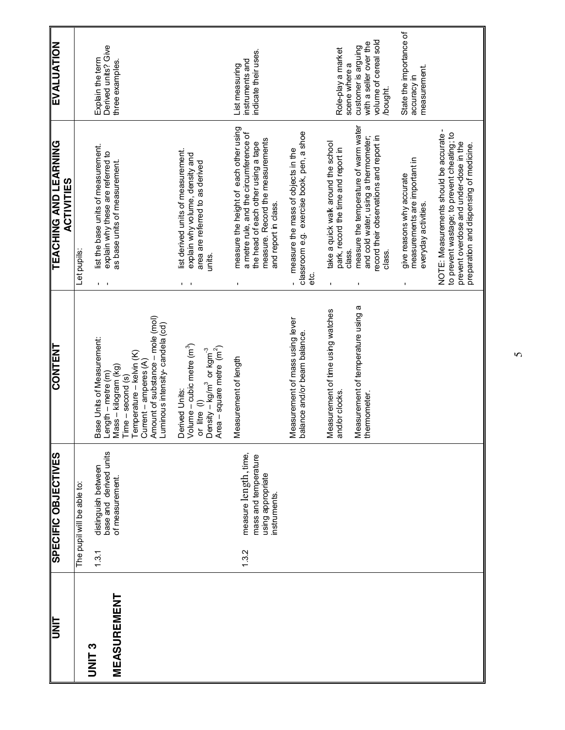| UNIT | SPECIFIC OBJECTIVES | CONTENT | TEACHING AND LEARNING ACTIVITIES | EVALUATION |
|---|---|---|---|---|
| **UNIT 3**<br><br>**MEASUREMENT** | The pupil will be able to:<br><br>1.3.1 distinguish between base and derived units of measurement. | Base Units of Measurement:<br>Length – metre (m)<br>Mass – kilogram (kg)<br>Time – second (s)<br>Temperature – kelvin (K)<br>Current – amperes (A)<br>Amount of substance – mole (mol)<br>Luminous intensity- candela (cd) | Let pupils:<br><br>- list the base units of measurement.<br>- explain why these are referred to as base units of measurement. | Explain the term Derived units? Give three examples. |
| | | Derived Units:<br>Volume – cubic metre ($m^3$) or litre (l)<br>Density – $kg/m^3$ or $kgm^{-3}$<br>Area – square metre ($m^2$) | - list derived units of measurement.<br>- explain why volume, density and area are referred to as derived units. | |
| | 1.3.2 measure length, time, mass and temperature using appropriate instruments. | Measurement of length | - measure the height of each other using a metre rule, and the circumference of the head of each other using a tape measure. Record the measurements and report in class. | List measuring instruments and indicate their uses. |
| | | Measurement of mass using lever balance and/or beam balance. | - measure the mass of objects in the classroom e.g. exercise book, pen, a shoe etc. | |
| | | Measurement of time using watches and/or clocks. | - take a quick walk around the school park, record the time and report in class. | Role-play a market scene where a customer is arguing with a seller over the volume of cereal sold /bought. |
| | | Measurement of temperature using a thermometer. | - measure the temperature of warm water and cold water, using a thermometer; record their observations and report in class. | |
| | | | - give reasons why accurate measurements are important in everyday activities.<br><br>NOTE: Measurements should be accurate - to prevent wastage; to prevent cheating; to prevent overdose and under-dose in the preparation and dispensing of medicine. | State the importance of accuracy in measurement. |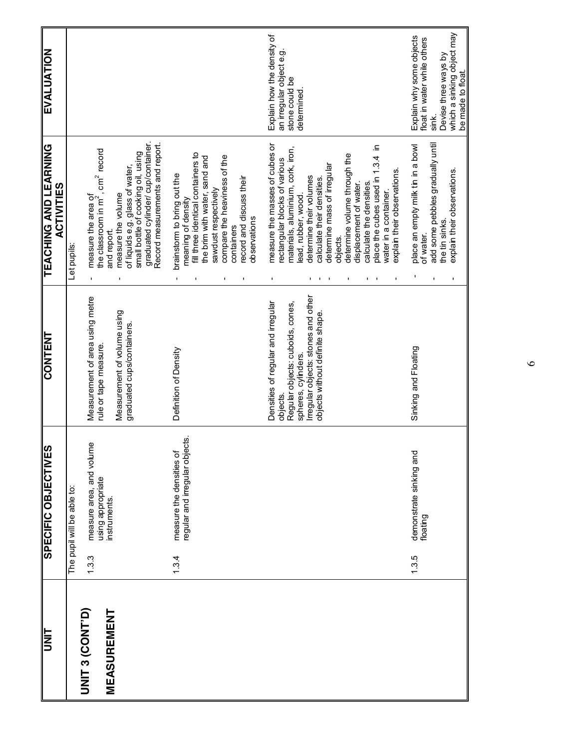| UNIT | SPECIFIC OBJECTIVES | CONTENT | TEACHING AND LEARNING ACTIVITIES | EVALUATION |
|---|---|---|---|---|
| **UNIT 3 (CONT'D)**<br><br>**MEASUREMENT** | The pupil will be able to:<br><br>1.3.3 measure area, and volume using appropriate instruments. | Measurement of area using metre rule or tape measure.<br><br>Measurement of volume using graduated cups/containers. | Let pupils:<br>- measure the area of the classroom in $m^2$, $cm^2$ record and report.<br>- measure the volume of liquids e.g. glass of water, small bottle of cooking oil, using graduated cylinder/ cup/container. Record measurements and report. | |
| | 1.3.4 measure the densities of regular and irregular objects. | Definition of Density | - brainstorm to bring out the meaning of density<br>- fill three identical containers to the brim with water, sand and sawdust respectively<br>- compare the heaviness of the containers<br>- record and discuss their observations | |
| | | Densities of regular and irregular objects.<br>Regular objects: cuboids, cones, spheres, cylinders.<br>Irregular objects: stones and other objects without definite shape. | - measure the masses of cubes or rectangular blocks of various materials, aluminium, cork, iron, lead, rubber, wood.<br>- determine their volumes<br>- calculate their densities.<br>- determine mass of irregular objects.<br>- determine volume through the displacement of water.<br>- calculate the densities.<br>- place the cubes used in 1.3.4 in water in a container.<br>- explain their observations. | Explain how the density of an irregular object e.g. stone could be determined. |
| | 1.3.5 demonstrate sinking and floating | Sinking and Floating | - place an empty milk tin in a bowl of water.<br>- add some pebbles gradually until the tin sinks.<br>- explain their observations. | Explain why some objects float in water while others sink.<br>Devise three ways by which a sinking object may be made to float. |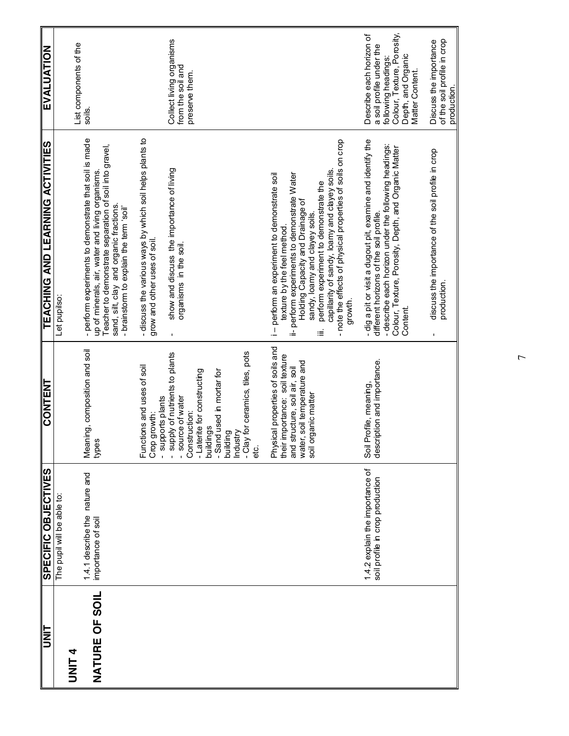| UNIT | SPECIFIC OBJECTIVES | CONTENT | TEACHING AND LEARNING ACTIVITIES | EVALUATION |
|---|---|---|---|---|
| **UNIT 4**<br><br>**NATURE OF SOIL** | The pupil will be able to:<br><br>1.4.1 describe the nature and importance of soil | Meaning, composition and soil types | Let pupilso:<br><br>- perform experiments to demonstrate that soil is made up of minerals, air, water and living organisms. Teacher to demonstrate separation of soil into gravel, sand, silt, clay and organic fractions.<br>- brainstorm to explain the term 'soil' | List components of the soils. |
| | | Functions and uses of soil<br>Crop growth:<br>- supports plants<br>- supply of nutrients to plants<br>- source of water<br>Construction:<br>- Laterite for constructing buildings<br>- Sand used in mortar for building<br>Industry<br>- Clay for ceramics, tiles, pots etc. | - discuss the various ways by which soil helps plants to grow and other uses of soil.<br><br>- show and discuss the importance of living organisms in the soil. | Collect living organisms from the soil and preserve them. |
| | | Physical properties of soils and their importance: soil texture and structure, soil air, soil water, soil temperature and soil organic matter | i – perform an experiment to demonstrate soil texture by the feel method.<br>ii- perform experiments to demonstrate Water Holding Capacity and Drainage of sandy, loamy and clayey soils.<br>iii. perform experiment to demonstrate the capillarity of sandy, loamy and clayey soils.<br>- note the effects of physical properties of soils on crop growth. | |
| | 1.4.2 explain the importance of soil profile in crop production | Soil Profile, meaning, description and importance. | - dig a pit or visit a dugout pit, examine and identify the different horizons of the soil profile.<br>- describe each horizon under the following headings: Colour, Texture, Porosity, Depth, and Organic Matter Content.<br><br>- discuss the importance of the soil profile in crop production. | Describe each horizon of a soil profile under the following headings: Colour, Texture, Porosity, Depth, and Organic Matter Content.<br><br>Discuss the importance of the soil profile in crop production. |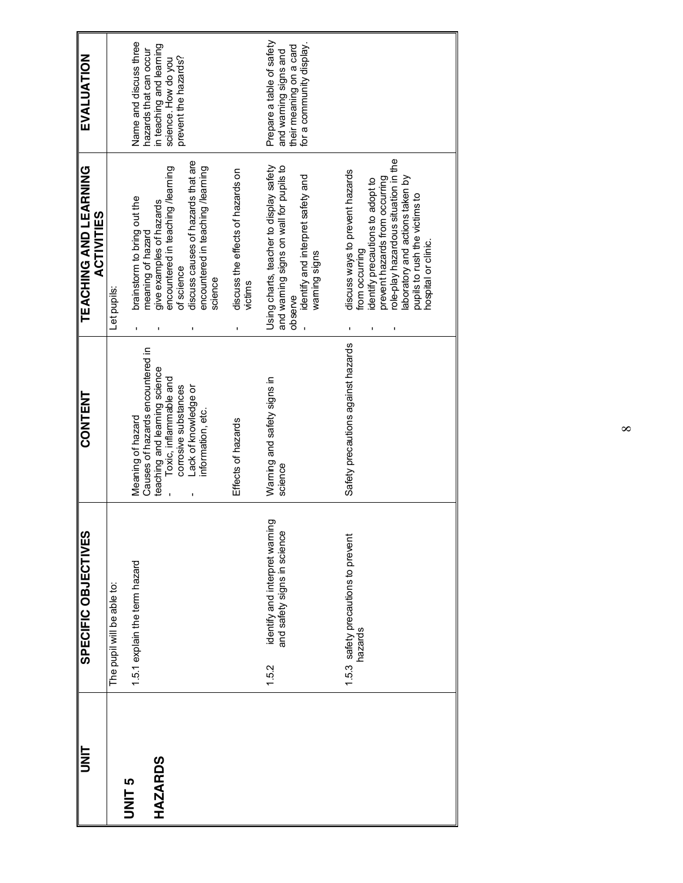| UNIT | SPECIFIC OBJECTIVES | CONTENT | TEACHING AND LEARNING ACTIVITIES | EVALUATION |
|---|---|---|---|---|
| **UNIT 5**<br><br>**HAZARDS** | The pupil will be able to:<br><br>1.5.1 explain the term hazard | Meaning of hazard<br>Causes of hazards encountered in teaching and learning science<br>- Toxic, inflammable and corrosive substances<br>- Lack of knowledge or information, etc.<br><br>Effects of hazards | Let pupils:<br>- brainstorm to bring out the meaning of hazard<br>- give examples of hazards encountered in teaching /learning of science<br>- discuss causes of hazards that are encountered in teaching /learning science<br><br>- discuss the effects of hazards on victims | Name and discuss three hazards that can occur in teaching and learning science. How do you prevent the hazards? |
| | 1.5.2 identify and interpret warning and safety signs in science | Warning and safety signs in science | Using charts, teacher to display safety and warning signs on wall for pupils to observe<br>- identify and interpret safety and warning signs | Prepare a table of safety and warning signs and their meaning on a card for a community display. |
| | 1.5.3 safety precautions to prevent hazards | Safety precautions against hazards | - discuss ways to prevent hazards from occurring<br>- identify precautions to adopt to prevent hazards from occurring<br>- role-play hazardous situation in the laboratory and actions taken by pupils to rush the victims to hospital or clinic. | |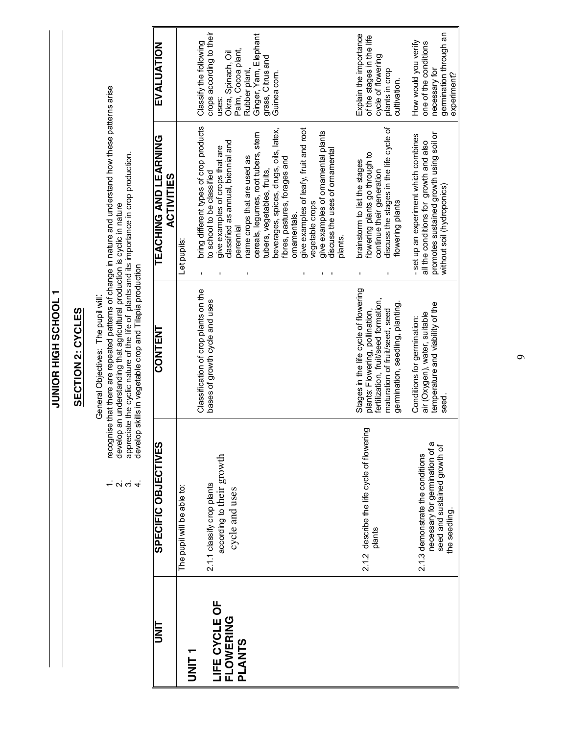# JUNIOR HIGH SCHOOL 1

## SECTION 2: CYCLES

General Objectives: The pupil will:

1. recognise that there are repeated patterns of change in nature and understand how these patterns arise
2. develop an understanding that agricultural production is cyclic in nature
3. appreciate the cyclic nature of the life of plants and its importance in crop production.
4. develop skills in vegetable crop and Tilapia production

| UNIT | SPECIFIC OBJECTIVES | CONTENT | TEACHING AND LEARNING ACTIVITIES | EVALUATION |
|---|---|---|---|---|
| **UNIT 1**<br><br>**LIFE CYCLE OF FLOWERING PLANTS** | The pupil will be able to:<br><br>2.1.1 classify crop plants according to their growth cycle and uses | Classification of crop plants on the bases of growth cycle and uses | Let pupils:<br>- bring different types of crop products to school to be classified<br>- give examples of crops that are classified as annual, biennial and perennial<br>- name crops that are used as cereals, legumes, root tubers, stem tubers, vegetables, fruits, beverages, spices, drugs, oils, latex, fibres, pastures, forages and ornamentals.<br>- give examples of leafy, fruit and root vegetable crops<br>- give examples of ornamental plants<br>- discuss the uses of ornamental plants. | Classify the following crops according to their uses:<br>Okra, Spinach, Oil Palm, Cocoa plant, Rubber plant, Ginger, Yam, Elephant grass, Citrus and Guinea corn. |
| | 2.1.2 describe the life cycle of flowering plants | Stages in the life cycle of flowering plants: Flowering, pollination, fertilization, fruit/seed formation, maturation of fruit/seed, seed germination, seedling, planting. | - brainstorm to list the stages flowering plants go through to continue their generation<br>- discuss the stages in the life cycle of flowering plants | Explain the importance of the stages in the life cycle of flowering plants in crop cultivation. |
| | 2.1.3 demonstrate the conditions necessary for germination of a seed and sustained growth of the seedling. | Conditions for germination: air (Oxygen), water, suitable temperature and viability of the seed. | - set up an experiment which combines all the conditions for growth and also promotes sustained growth using soil or without soil (hydroponics) | How would you verify one of the conditions necessary for germination through an experiment? |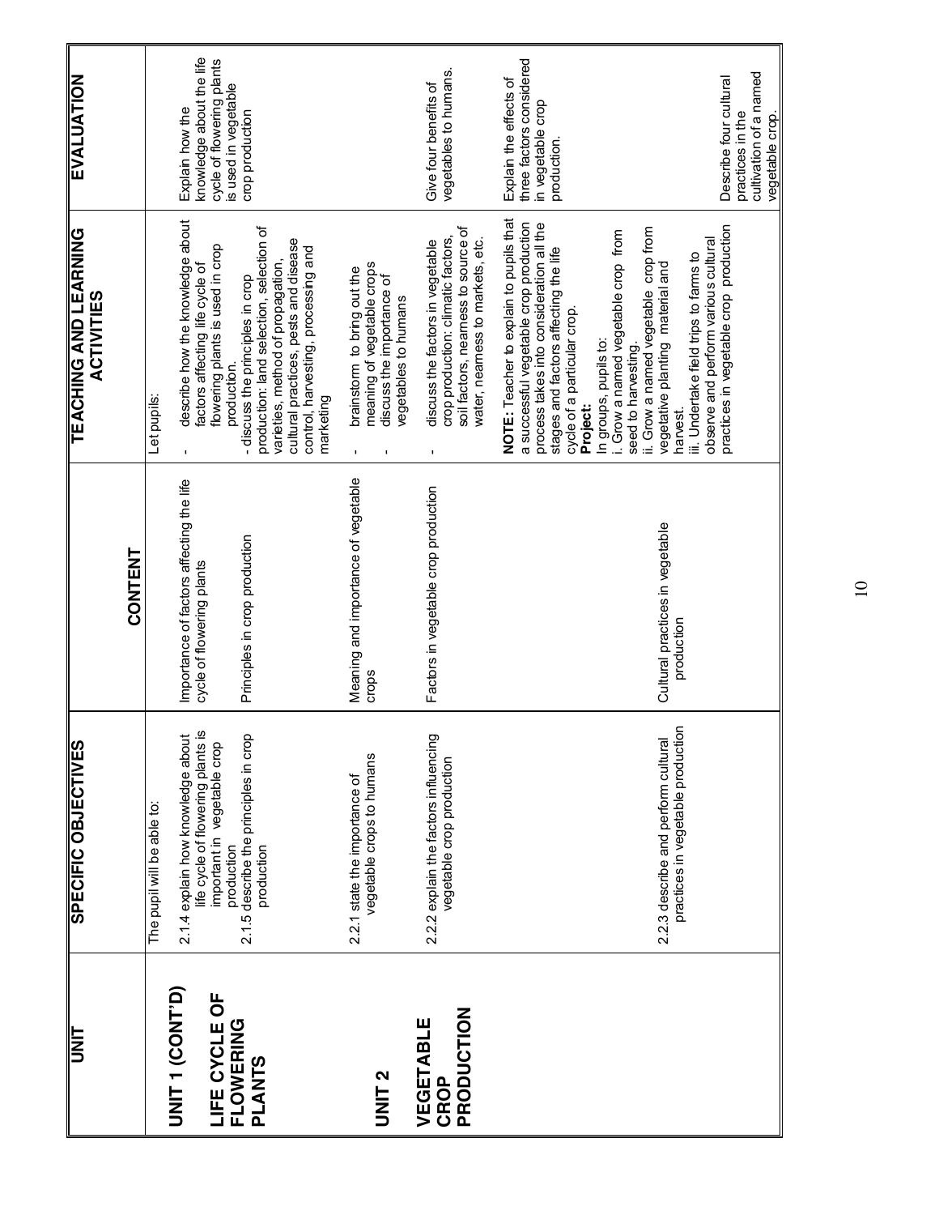| UNIT | SPECIFIC OBJECTIVES | CONTENT | TEACHING AND LEARNING ACTIVITIES | EVALUATION |
|---|---|---|---|---|
| **UNIT 1 (CONT'D)**<br><br>**LIFE CYCLE OF FLOWERING PLANTS** | The pupil will be able to:<br><br>2.1.4 explain how knowledge about life cycle of flowering plants is important in vegetable crop production<br><br>2.1.5 describe the principles in crop production | Importance of factors affecting the life cycle of flowering plants<br><br>Principles in crop production | Let pupils:<br><br>- describe how the knowledge about factors affecting life cycle of flowering plants is used in crop production.<br>- discuss the principles in crop production: land selection, selection of varieties, method of propagation, cultural practices, pests and disease control, harvesting, processing and marketing | Explain how the knowledge about the life cycle of flowering plants is used in vegetable crop production |
| **UNIT 2**<br><br>**VEGETABLE CROP PRODUCTION** | 2.2.1 state the importance of vegetable crops to humans<br><br>2.2.2 explain the factors influencing vegetable crop production<br><br>2.2.3 describe and perform cultural practices in vegetable production | Meaning and importance of vegetable crops<br><br>Factors in vegetable crop production<br><br>Cultural practices in vegetable production | - brainstorm to bring out the meaning of vegetable crops<br>- discuss the importance of vegetables to humans<br><br>- discuss the factors in vegetable crop production: climatic factors, soil factors, nearness to source of water, nearness to markets, etc.<br><br>**NOTE:** Teacher to explain to pupils that a successful vegetable crop production process takes into consideration all the stages and factors affecting the life cycle of a particular crop.<br><br>**Project:**<br>In groups, pupils to:<br>i. Grow a named vegetable crop from seed to harvesting.<br>ii. Grow a named vegetable crop from vegetative planting material and harvest.<br>iii. Undertake field trips to farms to observe and perform various cultural practices in vegetable crop production | Give four benefits of vegetables to humans.<br><br>Explain the effects of three factors considered in vegetable crop production.<br><br>Describe four cultural practices in the cultivation of a named vegetable crop. |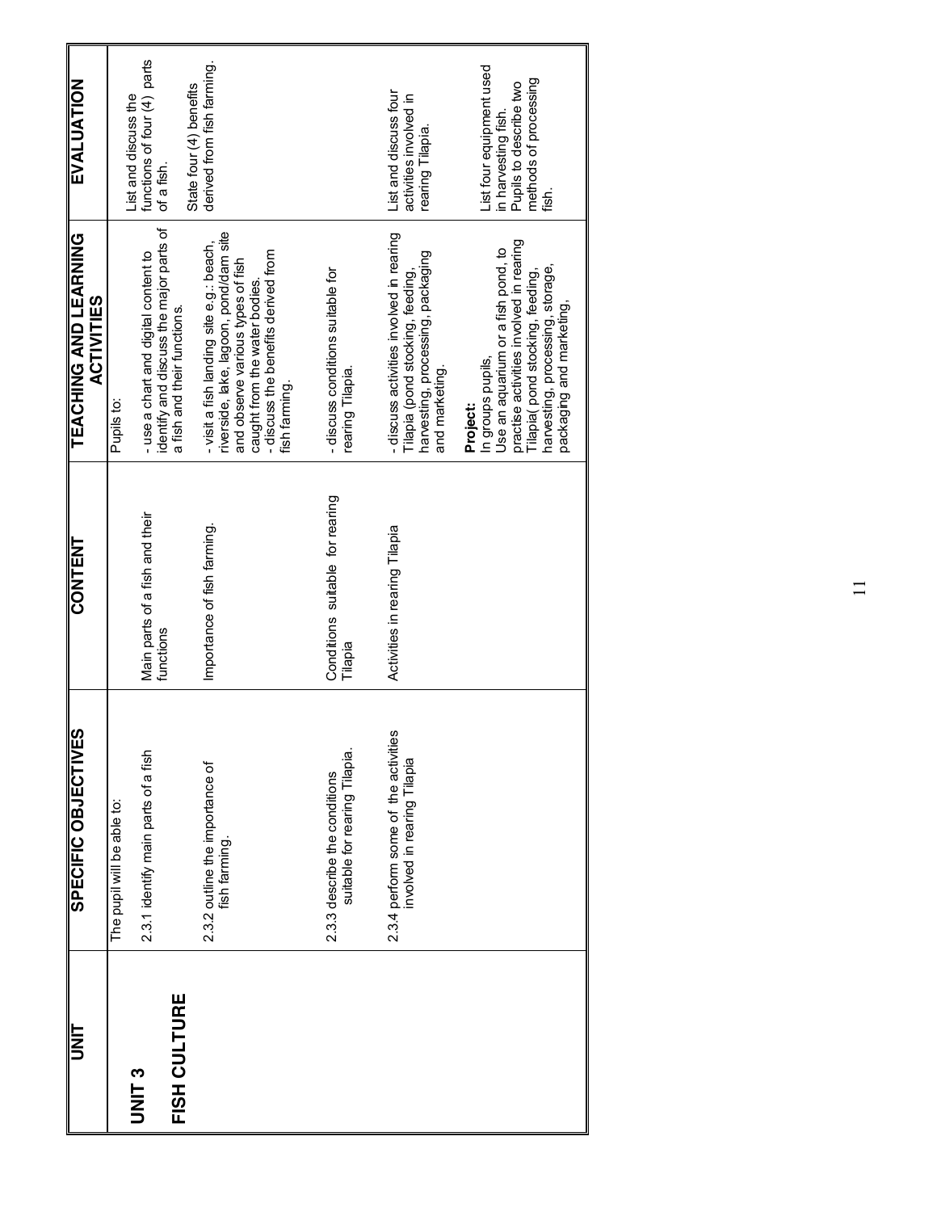| UNIT | SPECIFIC OBJECTIVES | CONTENT | TEACHING AND LEARNING ACTIVITIES | EVALUATION |
|---|---|---|---|---|
| **UNIT 3**<br><br>**FISH CULTURE** | The pupil will be able to:<br><br>2.3.1 identify main parts of a fish | Main parts of a fish and their functions | Pupils to:<br><br>- use a chart and digital content to identify and discuss the major parts of a fish and their functions. | List and discuss the functions of four (4) parts of a fish. |
| | 2.3.2 outline the importance of fish farming. | Importance of fish farming. | - visit a fish landing site e.g.: beach, riverside, lake, lagoon, pond/dam site and observe various types of fish caught from the water bodies.<br>- discuss the benefits derived from fish farming. | State four (4) benefits derived from fish farming. |
| | 2.3.3 describe the conditions suitable for rearing Tilapia. | Conditions suitable for rearing Tilapia | - discuss conditions suitable for rearing Tilapia. | |
| | 2.3.4 perform some of the activities involved in rearing Tilapia | Activities in rearing Tilapia | - discuss activities involved in rearing Tilapia (pond stocking, feeding, harvesting, processing, packaging and marketing.<br><br>**Project:**<br>In groups pupils,<br>Use an aquarium or a fish pond, to practise activities involved in rearing Tilapia( pond stocking, feeding, harvesting, processing, storage, packaging and marketing, | List and discuss four activities involved in rearing Tilapia.<br><br>List four equipment used in harvesting fish.<br>Pupils to describe two methods of processing fish. |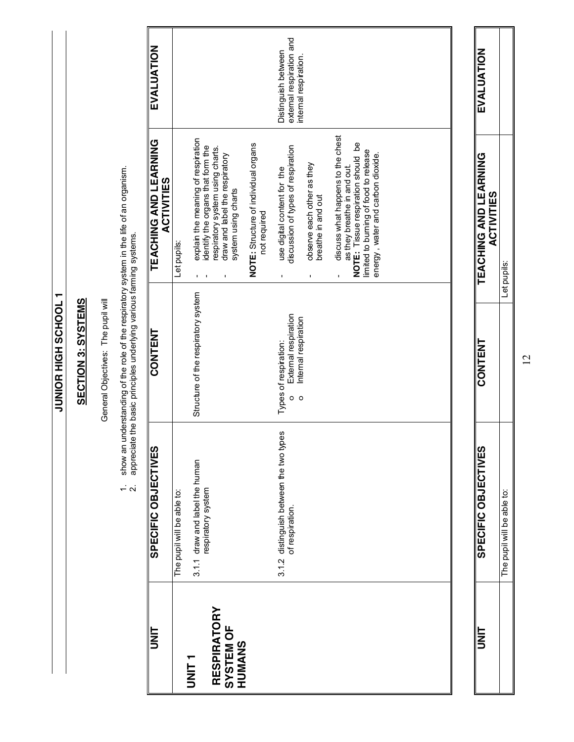# JUNIOR HIGH SCHOOL 1

## SECTION 3: SYSTEMS

General Objectives: The pupil will

1. show an understanding of the role of the respiratory system in the life of an organism.
2. appreciate the basic principles underlying various farming systems.

| UNIT | SPECIFIC OBJECTIVES | CONTENT | TEACHING AND LEARNING ACTIVITIES | EVALUATION |
|---|---|---|---|---|
| **UNIT 1**<br><br>**RESPIRATORY SYSTEM OF HUMANS** | The pupil will be able to:<br><br>3.1.1 draw and label the human respiratory system | Structure of the respiratory system | Let pupils:<br>- explain the meaning of respiration<br>- identify the organs that form the respiratory system using charts.<br>- draw and label the respiratory system using charts<br><br>**NOTE:** Structure of individual organs not required | |
| | 3.1.2 distinguish between the two types of respiration. | Types of respiration:<br>o External respiration<br>o Internal respiration | - use digital content for the discussion of types of respiration<br>- observe each other as they breathe in and out<br>- discuss what happens to the chest as they breathe in and out.<br>**NOTE:** Tissue respiration should be limited to burning of food to release energy, water and carbon dioxide. | Distinguish between external respiration and internal respiration. |

| UNIT | SPECIFIC OBJECTIVES | CONTENT | TEACHING AND LEARNING ACTIVITIES | EVALUATION |
|---|---|---|---|---|
| | The pupil will be able to: | | Let pupils: | |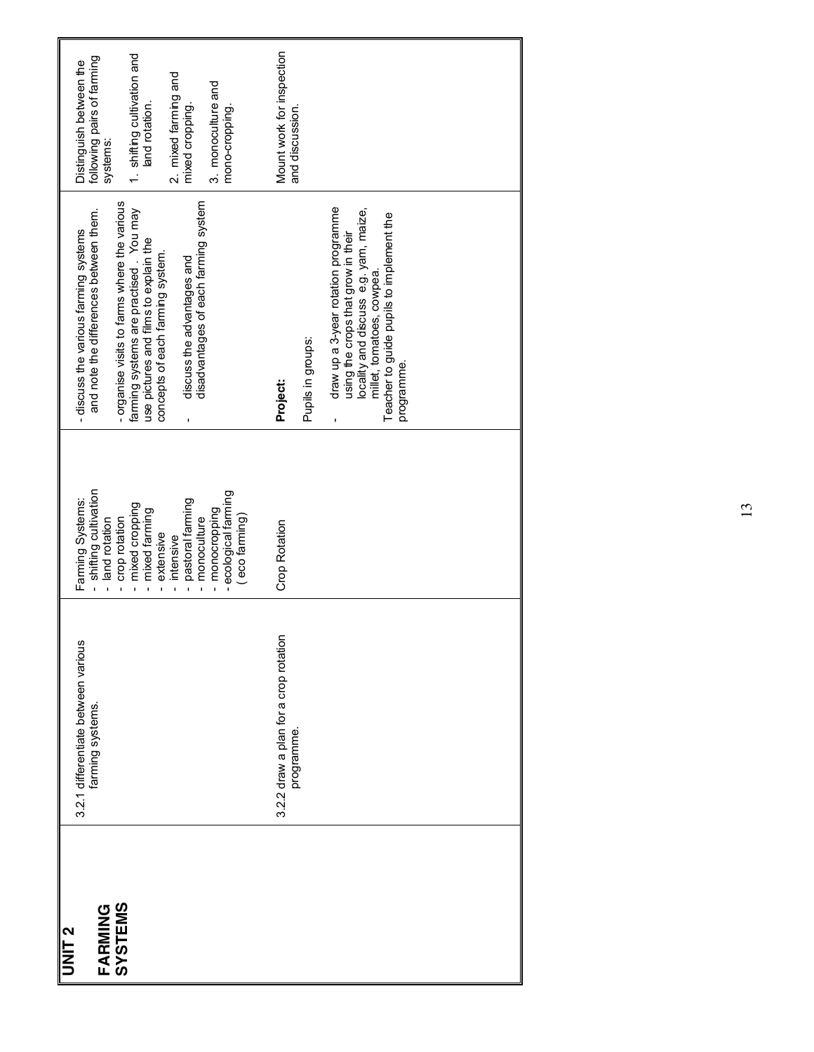| | | | | |
|---|---|---|---|---|
| **UNIT 2**<br><br>**FARMING SYSTEMS** | 3.2.1 differentiate between various farming systems. | Farming Systems:<br>- shifting cultivation<br>- land rotation<br>- crop rotation<br>- mixed cropping<br>- mixed farming<br>- extensive<br>- intensive<br>- pastoral farming<br>- monoculture<br>- monocropping<br>- ecological farming ( eco farming) | - discuss the various farming systems and note the differences between them.<br>- organise visits to farms where the various farming systems are practised . You may use pictures and films to explain the concepts of each farming system.<br>- discuss the advantages and disadvantages of each farming system | Distinguish between the following pairs of farming systems:<br>1. shifting cultivation and land rotation.<br>2. mixed farming and mixed cropping.<br>3. monoculture and mono-cropping. |
| | 3.2.2 draw a plan for a crop rotation programme. | Crop Rotation | **Project:**<br>Pupils in groups:<br>- draw up a 3-year rotation programme using the crops that grow in their locality and discuss e.g. yam, maize, millet, tomatoes, cowpea.<br>Teacher to guide pupils to implement the programme. | Mount work for inspection and discussion. |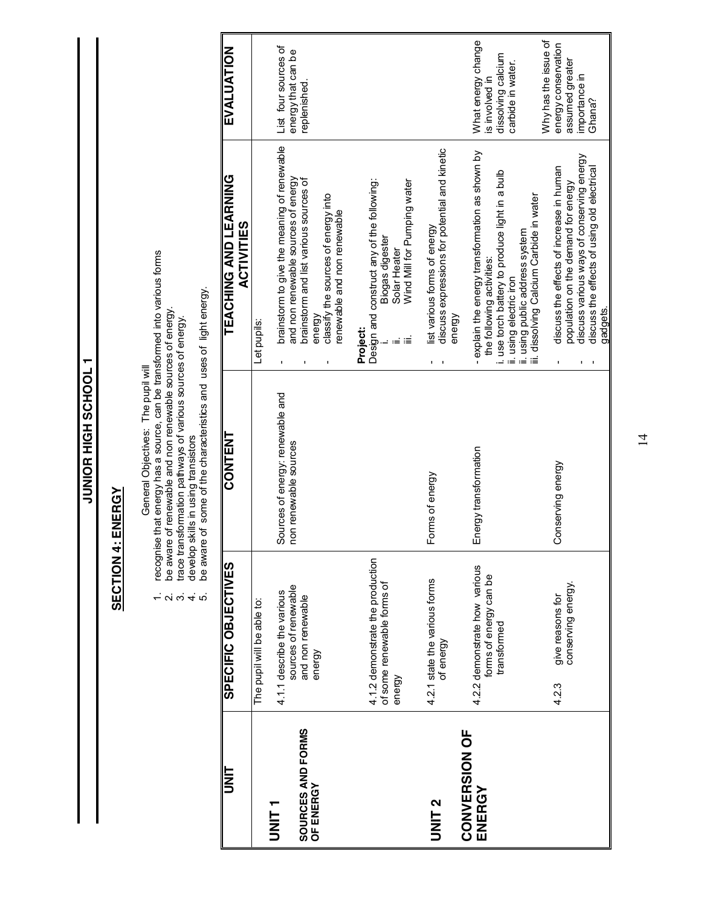## JUNIOR HIGH SCHOOL 1

### SECTION 4: ENERGY

General Objectives: The pupil will

1. recognise that energy has a source, can be transformed into various forms
2. be aware of renewable and non renewable sources of energy.
3. trace transformation pathways of various sources of energy.
4. develop skills in using transistors
5. be aware of some of the characteristics and uses of light energy.

| UNIT | SPECIFIC OBJECTIVES | CONTENT | TEACHING AND LEARNING ACTIVITIES | EVALUATION |
|---|---|---|---|---|
| **UNIT 1**<br><br>**SOURCES AND FORMS OF ENERGY** | The pupil will be able to:<br><br>4.1.1 describe the various sources of renewable and non renewable energy | Sources of energy: renewable and non renewable sources | Let pupils:<br>- brainstorm to give the meaning of renewable and non renewable sources of energy<br>- brainstorm and list various sources of energy<br>- classify the sources of energy into renewable and non renewable | List four sources of energy that can be replenished. |
| | 4.1.2 demonstrate the production of some renewable forms of energy | | **Project:**<br>Design and construct any of the following:<br>i. Biogas digester<br>ii. Solar Heater<br>iii. Wind Mill for Pumping water | |
| **UNIT 2**<br><br>**CONVERSION OF ENERGY** | 4.2.1 state the various forms of energy | Forms of energy | - list various forms of energy<br>- discuss expressions for potential and kinetic energy | |
| | 4.2.2 demonstrate how various forms of energy can be transformed | Energy transformation | - explain the energy transformation as shown by the following activities:<br>i. use torch battery to produce light in a bulb<br>ii. using electric iron<br>ii. using public address system<br>iii. dissolving Calcium Carbide in water | What energy change is involved in dissolving calcium carbide in water. |
| | 4.2.3 give reasons for conserving energy. | Conserving energy | - discuss the effects of increase in human population on the demand for energy<br>- discuss various ways of conserving energy<br>- discuss the effects of using old electrical gadgets. | Why has the issue of energy conservation assumed greater importance in Ghana? |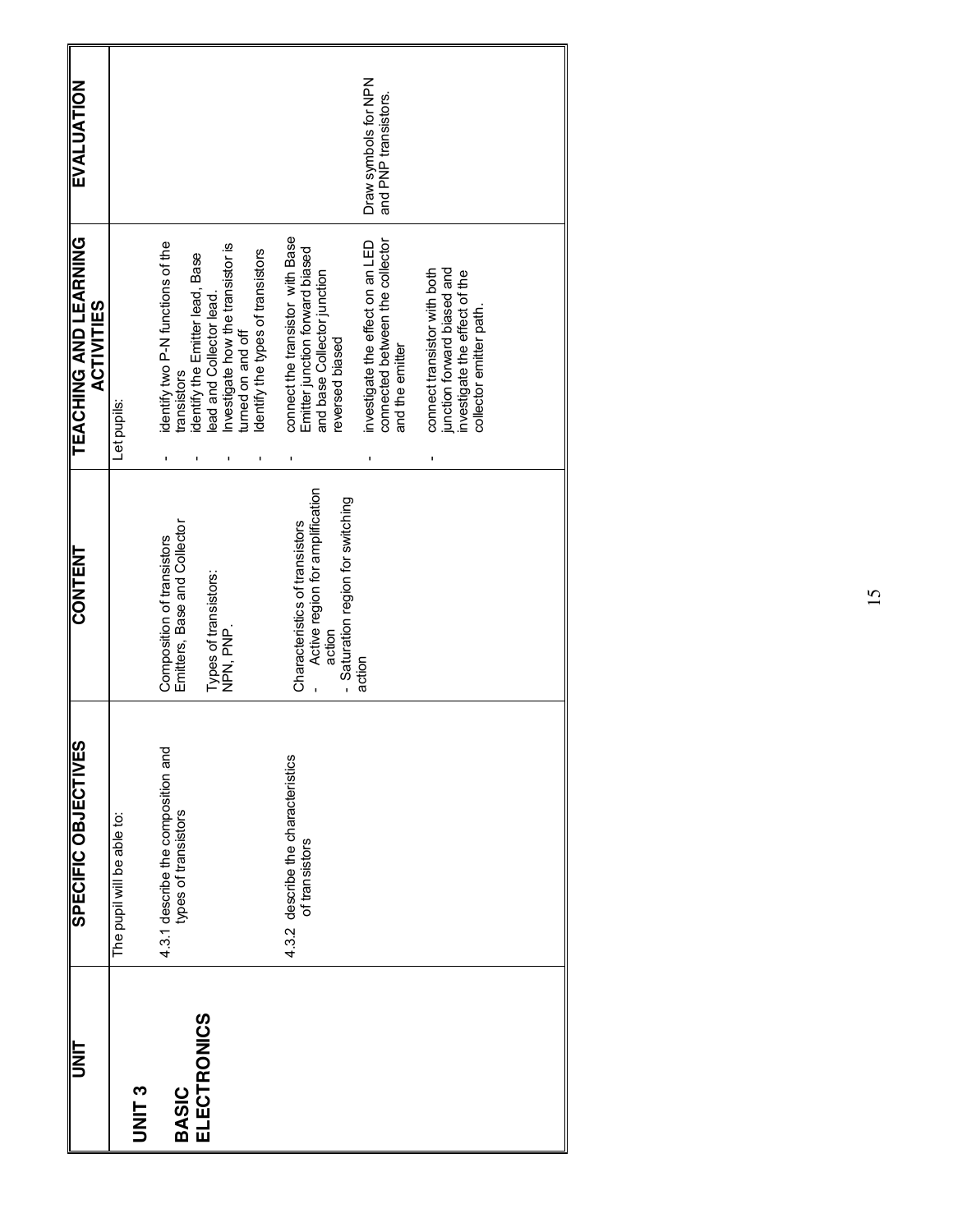| UNIT | SPECIFIC OBJECTIVES | CONTENT | TEACHING AND LEARNING ACTIVITIES | EVALUATION |
|---|---|---|---|---|
| **UNIT 3**<br><br>**BASIC ELECTRONICS** | The pupil will be able to:<br><br>4.3.1 describe the composition and types of transistors | Composition of transistors<br>Emitters, Base and Collector<br><br>Types of transistors:<br>NPN, PNP. | Let pupils:<br><br>- identify two P-N functions of the transistors<br>- identify the Emitter lead, Base lead and Collector lead.<br>- Investigate how the transistor is turned on and off<br>- Identify the types of transistors | |
| | 4.3.2 describe the characteristics of transistors | Characteristics of transistors<br>- Active region for amplification action<br>- Saturation region for switching action | - connect the transistor with Base Emitter junction forward biased and base Collector junction reversed biased<br><br>- investigate the effect on an LED connected between the collector and the emitter<br><br>- connect transistor with both junction forward biased and investigate the effect of the collector emitter path. | Draw symbols for NPN and PNP transistors. |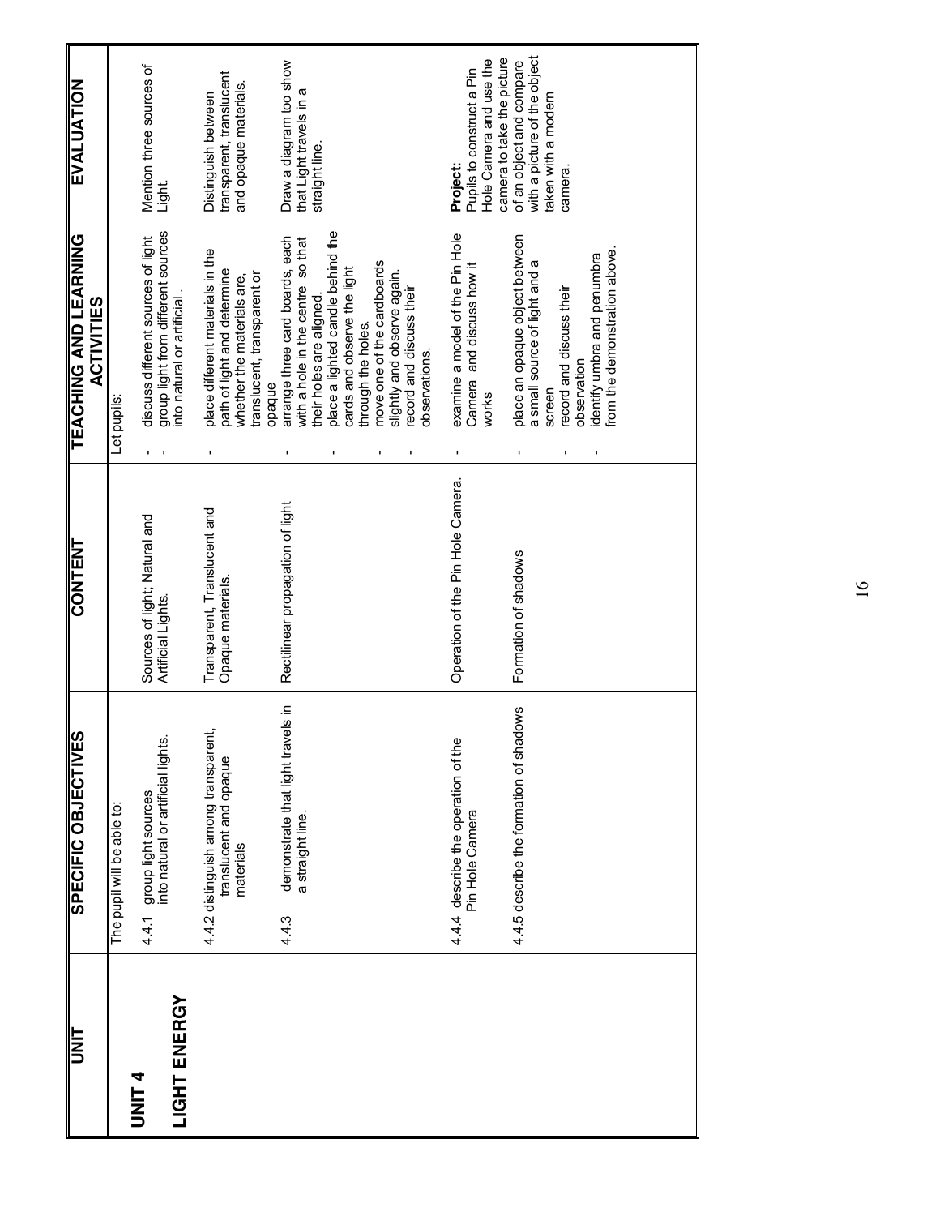| UNIT | SPECIFIC OBJECTIVES | CONTENT | TEACHING AND LEARNING ACTIVITIES | EVALUATION |
| --- | --- | --- | --- | --- |
| **UNIT 4**<br><br>**LIGHT ENERGY** | The pupil will be able to:<br><br>4.4.1 group light sources into natural or artificial lights. | Sources of light; Natural and Artificial Lights. | Let pupils:<br>- discuss different sources of light<br>- group light from different sources into natural or artificial . | Mention three sources of Light. |
| | 4.4.2 distinguish among transparent, translucent and opaque materials | Transparent, Translucent and Opaque materials. | - place different materials in the path of light and determine whether the materials are, translucent, transparent or opaque | Distinguish between transparent, translucent and opaque materials. |
| | 4.4.3 demonstrate that light travels in a straight line. | Rectilinear propagation of light | - arrange three card boards, each with a hole in the centre so that their holes are aligned.<br>- place a lighted candle behind the cards and observe the light through the holes.<br>- move one of the cardboards slightly and observe again.<br>- record and discuss their observations. | Draw a diagram too show that Light travels in a straight line. |
| | 4.4.4 describe the operation of the Pin Hole Camera | Operation of the Pin Hole Camera. | - examine a model of the Pin Hole Camera and discuss how it works | **Project:**<br>Pupils to construct a Pin Hole Camera and use the camera to take the picture of an object and compare with a picture of the object taken with a modern camera. |
| | 4.4.5 describe the formation of shadows | Formation of shadows | - place an opaque object between a small source of light and a screen<br>- record and discuss their observation<br>- identify umbra and penumbra from the demonstration above. | |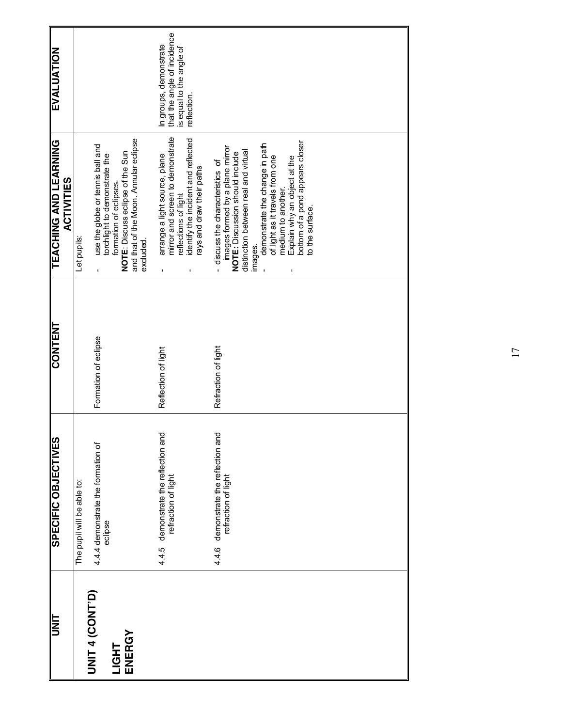| UNIT | SPECIFIC OBJECTIVES | CONTENT | TEACHING AND LEARNING ACTIVITIES | EVALUATION |
|---|---|---|---|---|
| **UNIT 4 (CONT'D)**<br><br>**LIGHT ENERGY** | The pupil will be able to:<br><br>4.4.4 demonstrate the formation of eclipse | Formation of eclipse | Let pupils:<br><br>- use the globe or tennis ball and torchlight to demonstrate the formation of eclipses.<br>**NOTE**: Discuss eclipse of the Sun and that of the Moon. Annular eclipse excluded. | |
| | 4.4.5 demonstrate the reflection and refraction of light | Reflection of light | - arrange a light source, plane mirror and screen to demonstrate reflections of light<br>- identify the incident and reflected rays and draw their paths | In groups, demonstrate that the angle of incidence is equal to the angle of reflection. |
| | 4.4.6 demonstrate the reflection and refraction of light | Refraction of light | - discuss the characteristics of images formed by a plane mirror<br>**NOTE:** Discussion should include distinction between real and virtual images.<br>- demonstrate the change in path of light as it travels from one medium to another.<br>- Explain why an object at the bottom of a pond appears closer to the surface. | |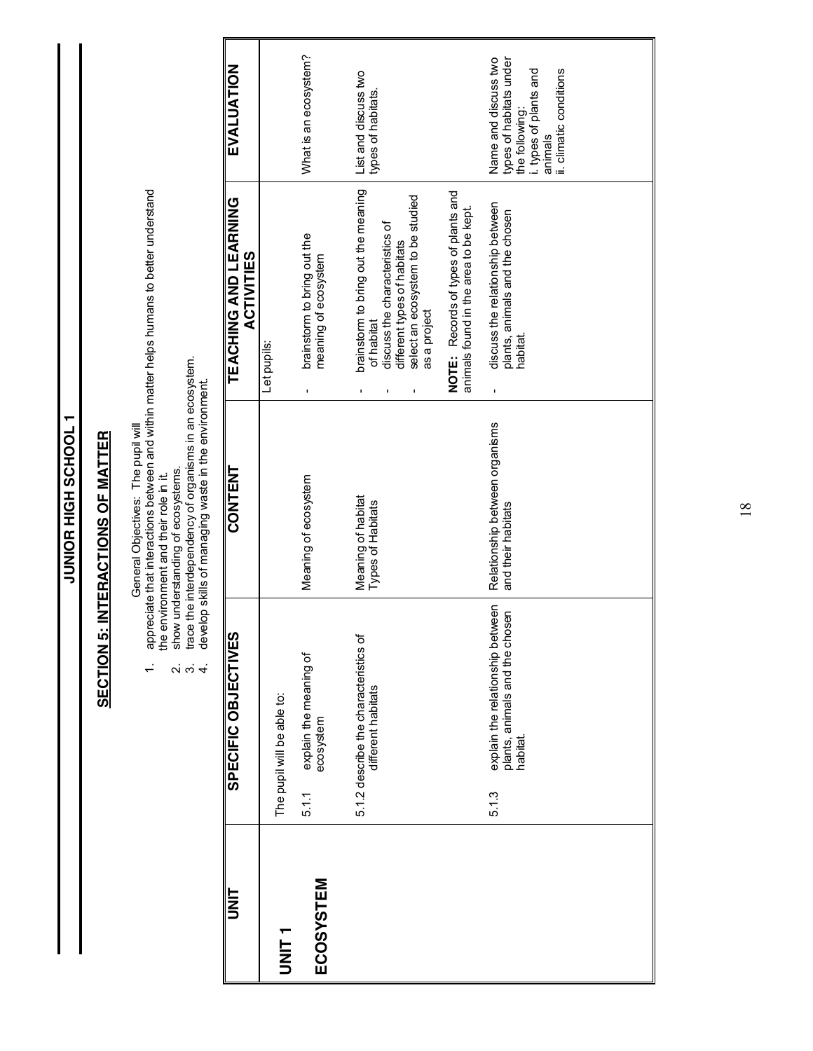## JUNIOR HIGH SCHOOL 1

### SECTION 5: INTERACTIONS OF MATTER

General Objectives: The pupil will

1. appreciate that interactions between and within matter helps humans to better understand the environment and their role in it.
2. show understanding of ecosystems.
3. trace the interdependency of organisms in an ecosystem.
4. develop skills of managing waste in the environment.

| UNIT | SPECIFIC OBJECTIVES | CONTENT | TEACHING AND LEARNING ACTIVITIES | EVALUATION |
|---|---|---|---|---|
| **UNIT 1**<br><br>**ECOSYSTEM** | The pupil will be able to:<br><br>5.1.1 explain the meaning of ecosystem | Meaning of ecosystem | Let pupils:<br><br>- brainstorm to bring out the meaning of ecosystem | What is an ecosystem? |
| | 5.1.2 describe the characteristics of different habitats | Meaning of habitat<br>Types of Habitats | - brainstorm to bring out the meaning of habitat<br>- discuss the characteristics of different types of habitats<br>- select an ecosystem to be studied as a project<br><br>**NOTE:** Records of types of plants and animals found in the area to be kept. | List and discuss two types of habitats. |
| | 5.1.3 explain the relationship between plants, animals and the chosen habitat. | Relationship between organisms and their habitats | - discuss the relationship between plants, animals and the chosen habitat. | Name and discuss two types of habitats under the following:<br>i. types of plants and animals<br>ii. climatic conditions |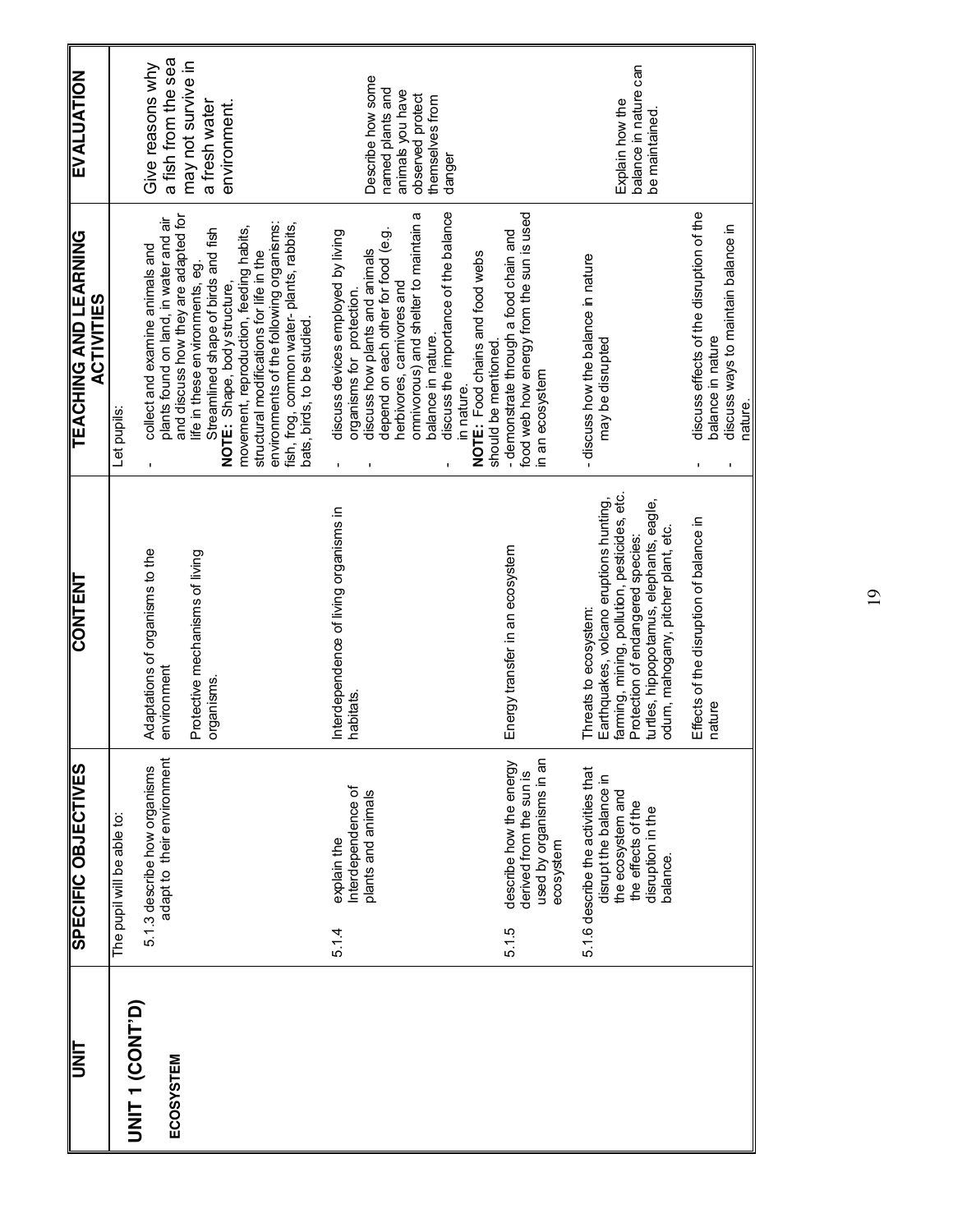| UNIT | SPECIFIC OBJECTIVES | CONTENT | TEACHING AND LEARNING ACTIVITIES | EVALUATION |
|---|---|---|---|---|
| **UNIT 1 (CONT'D)**<br><br>**ECOSYSTEM** | The pupil will be able to:<br><br>5.1.3 describe how organisms adapt to their environment | Adaptations of organisms to the environment<br><br>Protective mechanisms of living organisms. | Let pupils:<br><br>- collect and examine animals and plants found on land, in water and air and discuss how they are adapted for life in these environments, eg. Streamlined shape of birds and fish<br>**NOTE:** Shape, body structure, movement, reproduction, feeding habits, structural modifications for life in the environments of the following organisms: fish, frog, common water- plants, rabbits, bats, birds, to be studied. | Give reasons why a fish from the sea may not survive in a fresh water environment. |
| | 5.1.4 explain the Interdependence of plants and animals | Interdependence of living organisms in habitats. | - discuss devices employed by living organisms for protection.<br>- discuss how plants and animals depend on each other for food (e.g. herbivores, carnivores and omnivorous) and shelter to maintain a balance in nature.<br>- discuss the importance of the balance in nature.<br>**NOTE:** Food chains and food webs should be mentioned. | Describe how some named plants and animals you have observed protect themselves from danger |
| | 5.1.5 describe how the energy derived from the sun is used by organisms in an ecosystem | Energy transfer in an ecosystem | - demonstrate through a food chain and food web how energy from the sun is used in an ecosystem | |
| | 5.1.6 describe the activities that disrupt the balance in the ecosystem and the effects of the disruption in the balance. | Threats to ecosystem: Earthquakes, volcano eruptions hunting, farming, mining, pollution, pesticides, etc. Protection of endangered species: turtles, hippopotamus, elephants, eagle, odum, mahogany, pitcher plant, etc.<br><br>Effects of the disruption of balance in nature | - discuss how the balance in nature may be disrupted<br><br>- discuss effects of the disruption of the balance in nature<br>- discuss ways to maintain balance in nature. | Explain how the balance in nature can be maintained. |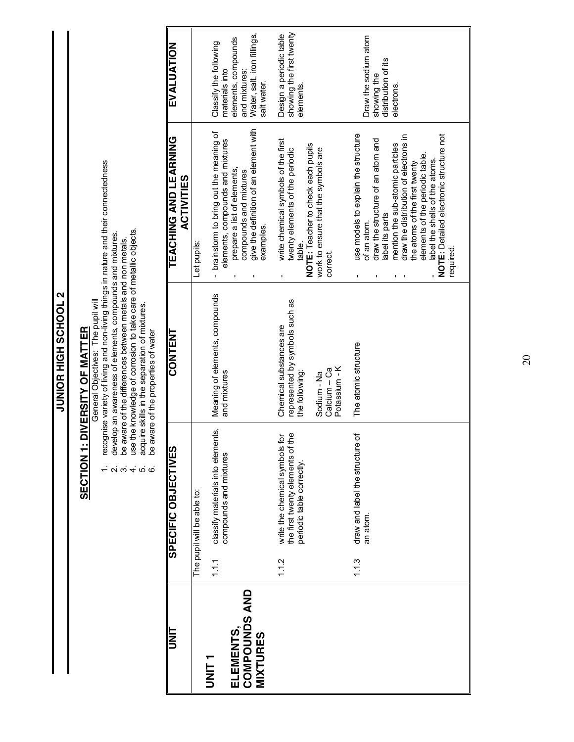# JUNIOR HIGH SCHOOL 2

## SECTION 1: DIVERSITY OF MATTER

General Objectives: The pupil will

1. recognise variety of living and non-living things in nature and their connectedness
2. develop an awareness of elements, compounds and mixtures.
3. be aware of the differences between metals and non metals.
4. use the knowledge of corrosion to take care of metallic objects.
5. acquire skills in the separation of mixtures.
6. be aware of the properties of water

| UNIT | SPECIFIC OBJECTIVES | CONTENT | TEACHING AND LEARNING ACTIVITIES | EVALUATION |
|---|---|---|---|---|
| **UNIT 1**<br><br>**ELEMENTS, COMPOUNDS AND MIXTURES** | The pupil will be able to:<br><br>1.1.1 classify materials into elements, compounds and mixtures | Meaning of elements, compounds and mixtures | Let pupils:<br>- brainstorm to bring out the meaning of elements, compounds and mixtures<br>- prepare a list of elements, compounds and mixtures<br>- give the definition of an element with examples. | Classify the following materials into elements, compounds and mixtures:<br>Water, salt, iron fillings, salt water. |
| | 1.1.2 write the chemical symbols for the first twenty elements of the periodic table correctly. | Chemical substances are represented by symbols such as the following:<br><br>Sodium - Na<br>Calcium – Ca<br>Potassium - K | - write chemical symbols of the first twenty elements of the periodic table.<br>**NOTE:** Teacher to check each pupils work to ensure that the symbols are correct. | Design a periodic table showing the first twenty elements. |
| | 1.1.3 draw and label the structure of an atom. | The atomic structure | - use models to explain the structure of an atom.<br>- draw the structure of an atom and label its parts<br>- mention the sub-atomic particles<br>- draw the distribution of electrons in the atoms of the first twenty elements of the periodic table.<br>- label the shells of the atoms.<br>**NOTE:** Detailed electronic structure not required. | Draw the sodium atom showing the distribution of its electrons. |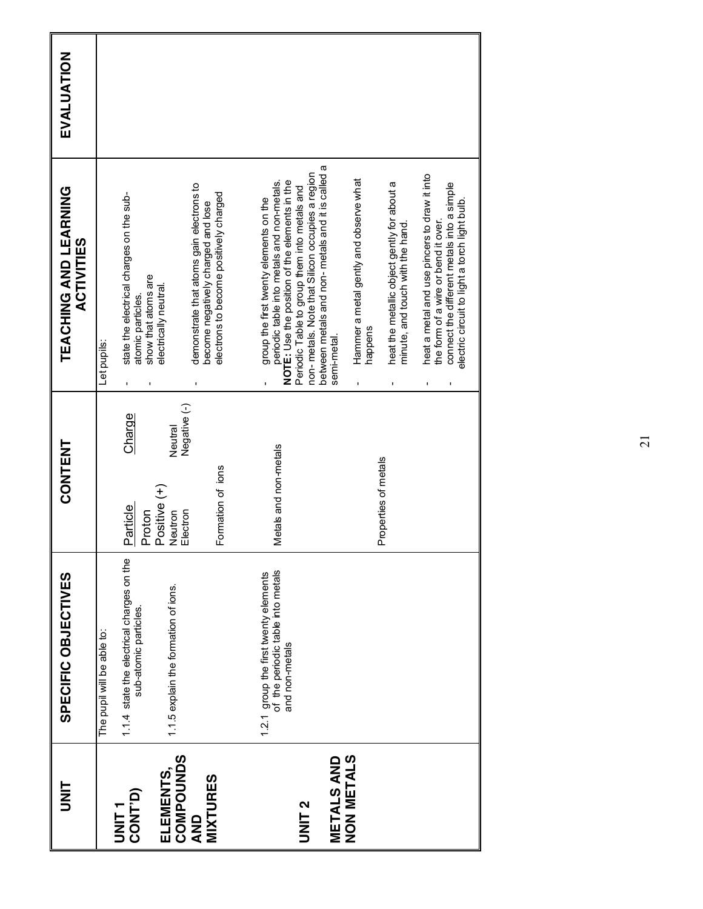| UNIT | SPECIFIC OBJECTIVES | CONTENT | TEACHING AND LEARNING ACTIVITIES | EVALUATION |
|---|---|---|---|---|
| **UNIT 1 CONT'D)**<br><br>**ELEMENTS, COMPOUNDS AND MIXTURES** | The pupil will be able to:<br><br>1.1.4 state the electrical charges on the sub-atomic particles.<br><br>1.1.5 explain the formation of ions. | <u>Particle</u> / <u>Charge</u><br>Proton / Positive (+)<br>Neutron / Neutral<br>Electron / Negative (-)<br><br>Formation of ions | Let pupils:<br><br>- state the electrical charges on the sub-atomic particles.<br>- show that atoms are electrically neutral.<br><br>- demonstrate that atoms gain electrons to become negatively charged and lose electrons to become positively charged | |
| **UNIT 2**<br><br>**METALS AND NON METALS** | 1.2.1 group the first twenty elements of the periodic table into metals and non-metals | Metals and non-metals<br><br>Properties of metals | - group the first twenty elements on the periodic table into metals and non-metals.<br>**NOTE**: Use the position of the elements in the Periodic Table to group them into metals and non- metals. Note that Silicon occupies a region between metals and non- metals and it is called a semi-metal.<br><br>- Hammer a metal gently and observe what happens<br><br>- heat the metallic object gently for about a minute, and touch with the hand.<br><br>- heat a metal and use pincers to draw it into the form of a wire or bend it over.<br>- connect the different metals into a simple electric circuit to light a torch light bulb. | |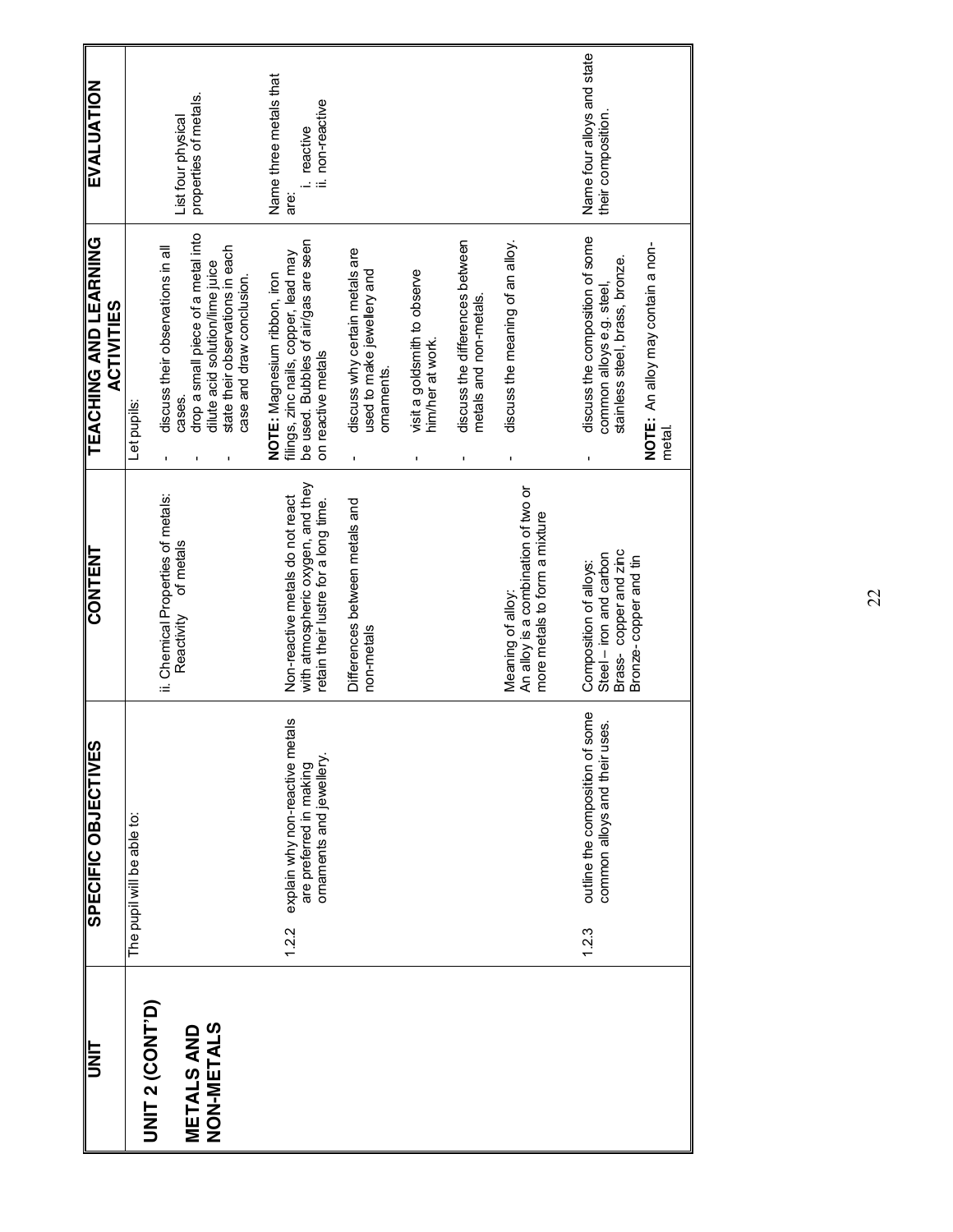| UNIT | SPECIFIC OBJECTIVES | CONTENT | TEACHING AND LEARNING ACTIVITIES | EVALUATION |
|---|---|---|---|---|
| **UNIT 2 (CONT'D)**<br><br>**METALS AND NON-METALS** | The pupil will be able to: | ii. Chemical Properties of metals: Reactivity of metals | Let pupils:<br>- discuss their observations in all cases.<br>- drop a small piece of a metal into dilute acid solution/lime juice<br>- state their observations in each case and draw conclusion.<br><br>**NOTE:** Magnesium ribbon, iron filings, zinc nails, copper, lead may be used. Bubbles of air/gas are seen on reactive metals | List four physical properties of metals.<br><br>Name three metals that are:<br>i. reactive<br>ii. non-reactive |
| | 1.2.2 explain why non-reactive metals are preferred in making ornaments and jewellery. | Non-reactive metals do not react with atmospheric oxygen, and they retain their lustre for a long time.<br><br>Differences between metals and non-metals<br><br>Meaning of alloy:<br>An alloy is a combination of two or more metals to form a mixture | - discuss why certain metals are used to make jewellery and ornaments.<br>- visit a goldsmith to observe him/her at work.<br>- discuss the differences between metals and non-metals.<br>- discuss the meaning of an alloy. | |
| | 1.2.3 outline the composition of some common alloys and their uses. | Composition of alloys:<br>Steel – iron and carbon<br>Brass- copper and zinc<br>Bronze- copper and tin | - discuss the composition of some common alloys e.g. steel, stainless steel, brass, bronze.<br><br>**NOTE:** An alloy may contain a non-metal. | Name four alloys and state their composition. |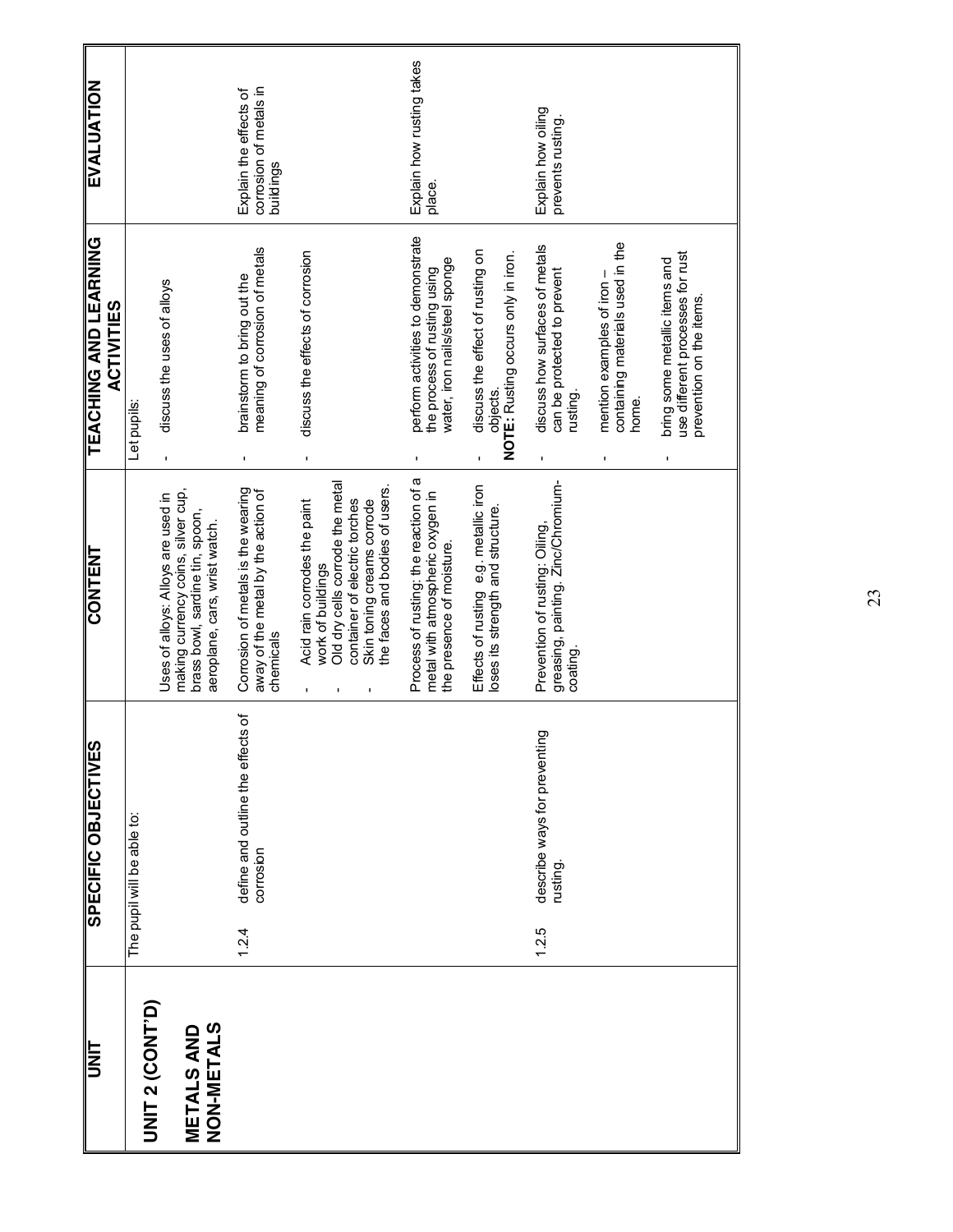| UNIT | SPECIFIC OBJECTIVES | CONTENT | TEACHING AND LEARNING ACTIVITIES | EVALUATION |
|---|---|---|---|---|
| **UNIT 2 (CONT'D)**<br><br>**METALS AND NON-METALS** | The pupil will be able to: | Uses of alloys: Alloys are used in making currency coins, silver cup, brass bowl, sardine tin, spoon, aeroplane, cars, wrist watch. | Let pupils:<br>- discuss the uses of alloys | |
| | 1.2.4 define and outline the effects of corrosion | Corrosion of metals is the wearing away of the metal by the action of chemicals<br><br>- Acid rain corrodes the paint work of buildings<br>- Old dry cells corrode the metal container of electric torches<br>- Skin toning creams corrode the faces and bodies of users. | - brainstorm to bring out the meaning of corrosion of metals<br><br>- discuss the effects of corrosion | Explain the effects of corrosion of metals in buildings |
| | | Process of rusting: the reaction of a metal with atmospheric oxygen in the presence of moisture.<br><br>Effects of rusting e.g. metallic iron loses its strength and structure. | - perform activities to demonstrate the process of rusting using water, iron nails/steel sponge<br><br>- discuss the effect of rusting on objects.<br>**NOTE:** Rusting occurs only in iron. | Explain how rusting takes place. |
| | 1.2.5 describe ways for preventing rusting. | Prevention of rusting: Oiling, greasing, painting. Zinc/Chromium-coating. | - discuss how surfaces of metals can be protected to prevent rusting.<br><br>- mention examples of iron – containing materials used in the home.<br><br>- bring some metallic items and use different processes for rust prevention on the items. | Explain how oiling prevents rusting. |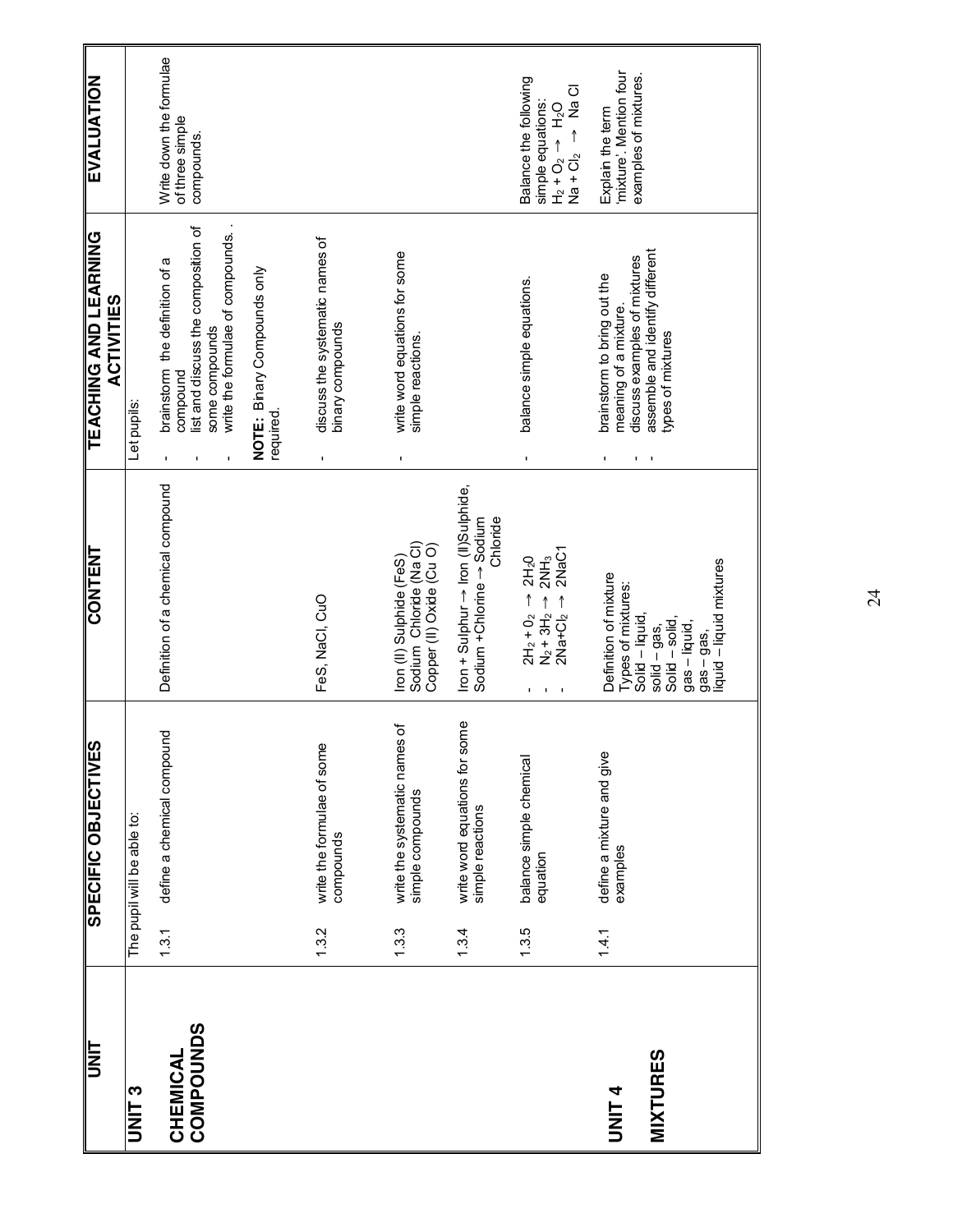| UNIT | SPECIFIC OBJECTIVES | CONTENT | TEACHING AND LEARNING ACTIVITIES | EVALUATION |
|---|---|---|---|---|
| **UNIT 3**<br><br>**CHEMICAL COMPOUNDS** | The pupil will be able to:<br><br>1.3.1 define a chemical compound | Definition of a chemical compound | Let pupils:<br>- brainstorm the definition of a compound<br>- list and discuss the composition of some compounds<br>- write the formulae of compounds. .<br><br>**NOTE:** Binary Compounds only required. | Write down the formulae of three simple compounds. |
| | 1.3.2 write the formulae of some compounds | FeS, NaCl, CuO | - discuss the systematic names of binary compounds | |
| | 1.3.3 write the systematic names of simple compounds | Iron (II) Sulphide (FeS)<br>Sodium Chloride (Na Cl)<br>Copper (II) Oxide (Cu O) | - write word equations for some simple reactions. | |
| | 1.3.4 write word equations for some simple reactions | Iron + Sulphur → Iron (II)Sulphide,<br>Sodium +Chlorine → Sodium Chloride | | |
| | 1.3.5 balance simple chemical equation | - $2H_2 + O_2 \rightarrow 2H_2O$<br>- $N_2 + 3H_2 \rightarrow 2NH_3$<br>- $2Na + Cl_2 \rightarrow 2NaC1$ | - balance simple equations. | Balance the following simple equations:<br>$H_2 + O_2 \rightarrow H_2O$<br>$Na + Cl_2 \rightarrow Na\,Cl$ |
| **UNIT 4**<br><br>**MIXTURES** | 1.4.1 define a mixture and give examples | Definition of mixture<br>Types of mixtures:<br>Solid – liquid,<br>solid – gas,<br>Solid – solid,<br>gas – liquid,<br>gas – gas,<br>liquid – liquid mixtures | - brainstorm to bring out the meaning of a mixture.<br>- discuss examples of mixtures<br>- assemble and identify different types of mixtures | Explain the term 'mixture'. Mention four examples of mixtures. |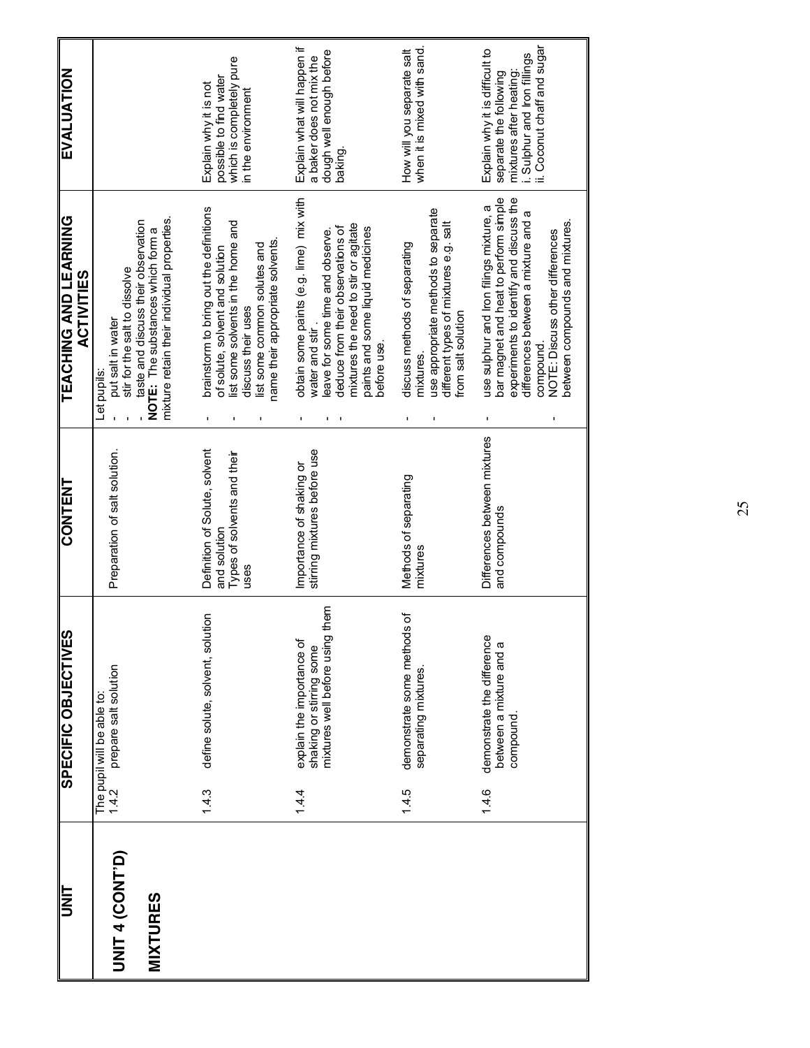| UNIT | SPECIFIC OBJECTIVES | CONTENT | TEACHING AND LEARNING ACTIVITIES | EVALUATION |
|---|---|---|---|---|
| **UNIT 4 (CONT'D)**<br><br>**MIXTURES** | The pupil will be able to:<br>1.4.2 prepare salt solution | Preparation of salt solution. | Let pupils:<br>- put salt in water<br>- stir for the salt to dissolve<br>- taste and discuss their observation<br>**NOTE:** The substances which form a mixture retain their individual properties. | |
| | 1.4.3 define solute, solvent, solution | Definition of Solute, solvent and solution<br>Types of solvents and their uses | - brainstorm to bring out the definitions of solute, solvent and solution<br>- list some solvents in the home and discuss their uses<br>- list some common solutes and name their appropriate solvents. | Explain why it is not possible to find water which is completely pure in the environment |
| | 1.4.4 explain the importance of shaking or stirring some mixtures well before using them | Importance of shaking or stirring mixtures before use | - obtain some paints (e.g. lime) mix with water and stir.<br>- leave for some time and observe.<br>- deduce from their observations of mixtures the need to stir or agitate paints and some liquid medicines before use. | Explain what will happen if a baker does not mix the dough well enough before baking. |
| | 1.4.5 demonstrate some methods of separating mixtures. | Methods of separating mixtures | - discuss methods of separating mixtures.<br>- use appropriate methods to separate different types of mixtures e.g. salt from salt solution | How will you separate salt when it is mixed with sand. |
| | 1.4.6 demonstrate the difference between a mixture and a compound. | Differences between mixtures and compounds | - use sulphur and Iron filings mixture, a bar magnet and heat to perform simple experiments to identify and discuss the differences between a mixture and a compound.<br>- NOTE: Discuss other differences between compounds and mixtures. | Explain why it is difficult to separate the following mixtures after heating:<br>i. Sulphur and Iron fillings<br>ii. Coconut chaff and sugar |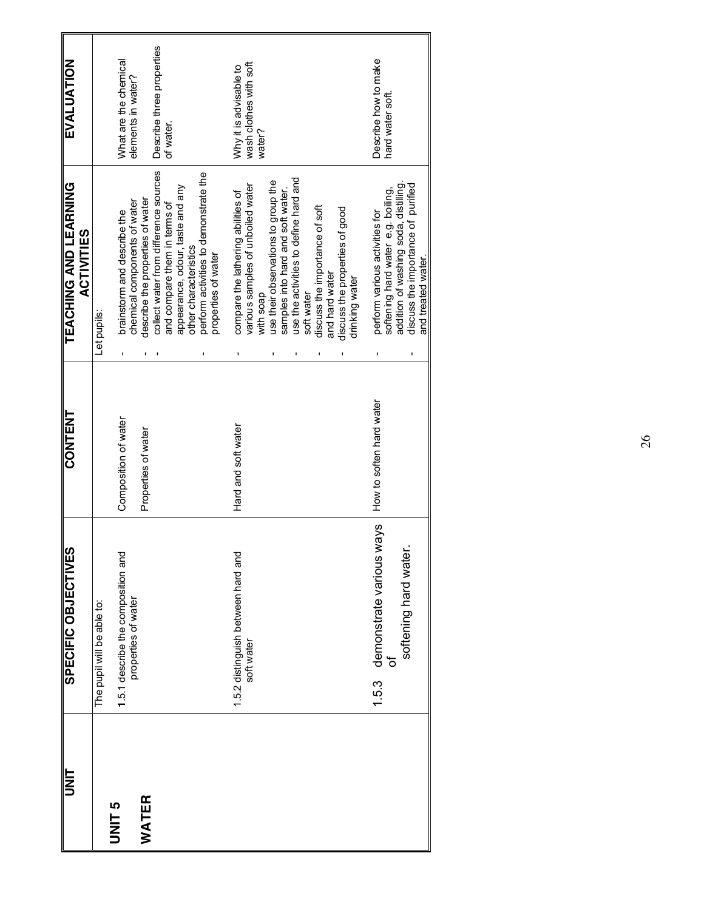| UNIT | SPECIFIC OBJECTIVES | CONTENT | TEACHING AND LEARNING ACTIVITIES | EVALUATION |
|---|---|---|---|---|
| **UNIT 5**<br><br>**WATER** | The pupil will be able to:<br><br>1.5.1 describe the composition and properties of water | Composition of water<br><br>Properties of water | Let pupils:<br>- brainstorm and describe the chemical components of water<br>- describe the properties of water<br>- collect water from difference sources and compare them in terms of appearance, odour, taste and any other characteristics<br>- perform activities to demonstrate the properties of water | What are the chemical elements in water?<br><br>Describe three properties of water. |
| | 1.5.2 distinguish between hard and soft water | Hard and soft water | - compare the lathering abilities of various samples of unboiled water with soap<br>- use their observations to group the samples into hard and soft water.<br>- use the activities to define hard and soft water<br>- discuss the importance of soft and hard water<br>- discuss the properties of good drinking water | Why it is advisable to wash clothes with soft water? |
| | 1.5.3 demonstrate various ways of softening hard water. | How to soften hard water | - perform various activities for softening hard water e.g. boiling, addition of washing soda, distilling.<br>- discuss the importance of purified and treated water. | Describe how to make hard water soft. |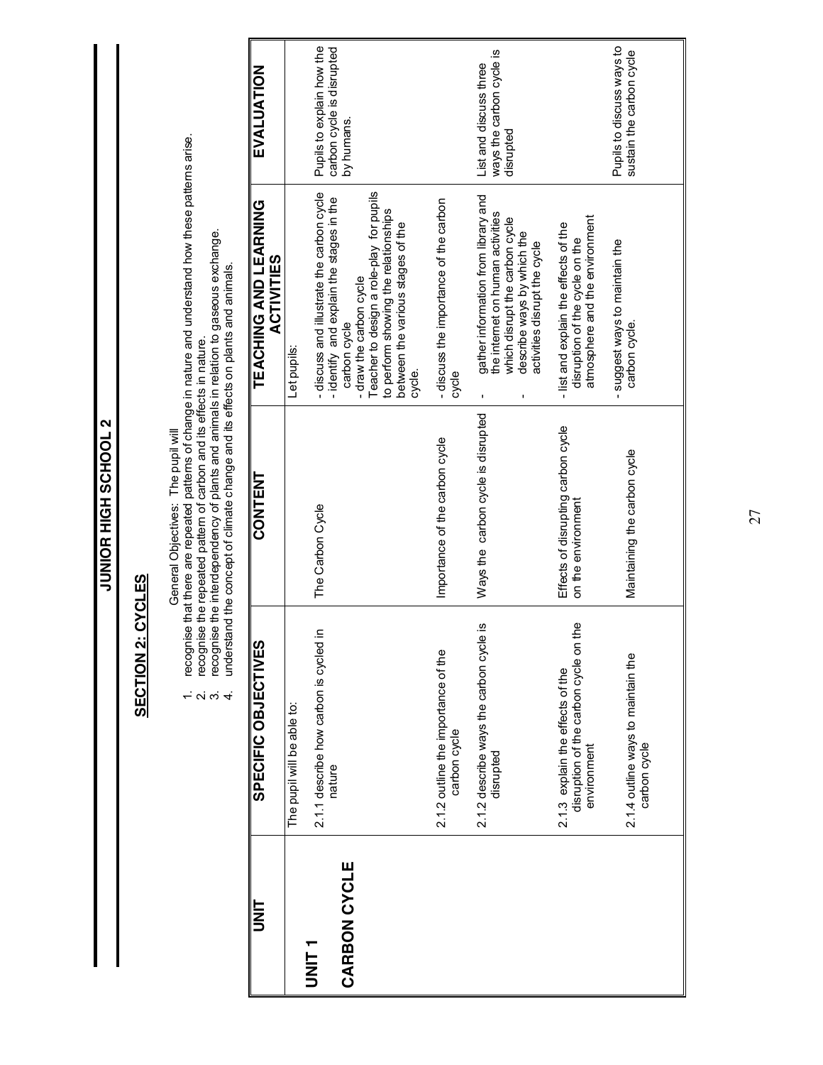## JUNIOR HIGH SCHOOL 2

### SECTION 2: CYCLES

General Objectives: The pupil will

1. recognise that there are repeated patterns of change in nature and understand how these patterns arise.
2. recognise the repeated pattern of carbon and its effects in nature.
3. recognise the interdependency of plants and animals in relation to gaseous exchange.
4. understand the concept of climate change and its effects on plants and animals.

| UNIT | SPECIFIC OBJECTIVES | CONTENT | TEACHING AND LEARNING ACTIVITIES | EVALUATION |
|---|---|---|---|---|
| **UNIT 1**<br><br>**CARBON CYCLE** | The pupil will be able to:<br><br>2.1.1 describe how carbon is cycled in nature | The Carbon Cycle | Let pupils:<br><br>- discuss and illustrate the carbon cycle<br>- identify and explain the stages in the carbon cycle<br>- draw the carbon cycle<br>Teacher to design a role-play for pupils to perform showing the relationships between the various stages of the cycle. | Pupils to explain how the carbon cycle is disrupted by humans. |
| | 2.1.2 outline the importance of the carbon cycle | Importance of the carbon cycle | - discuss the importance of the carbon cycle | |
| | 2.1.2 describe ways the carbon cycle is disrupted | Ways the carbon cycle is disrupted | - gather information from library and the internet on human activities which disrupt the carbon cycle<br>- describe ways by which the activities disrupt the cycle | List and discuss three ways the carbon cycle is disrupted |
| | 2.1.3 explain the effects of the disruption of the carbon cycle on the environment | Effects of disrupting carbon cycle on the environment | - list and explain the effects of the disruption of the cycle on the atmosphere and the environment | |
| | 2.1.4 outline ways to maintain the carbon cycle | Maintaining the carbon cycle | - suggest ways to maintain the carbon cycle. | Pupils to discuss ways to sustain the carbon cycle |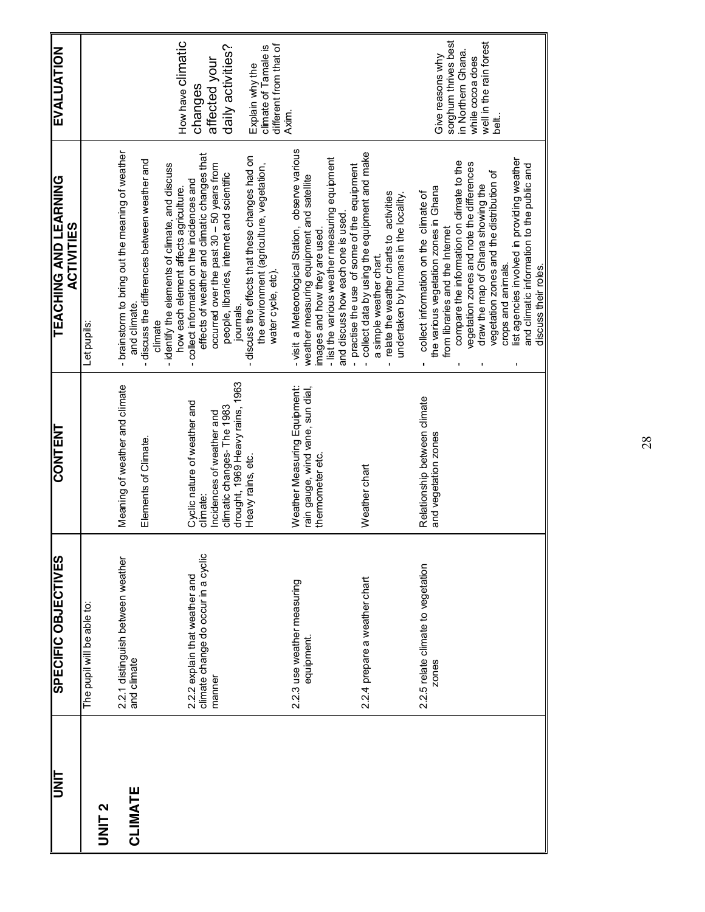| UNIT | SPECIFIC OBJECTIVES | CONTENT | TEACHING AND LEARNING ACTIVITIES | EVALUATION |
|---|---|---|---|---|
| **UNIT 2**<br><br>**CLIMATE** | The pupil will be able to:<br><br>2.2.1 distinguish between weather and climate | Meaning of weather and climate<br><br>Elements of Climate. | Let pupils:<br><br>- brainstorm to bring out the meaning of weather and climate.<br>- discuss the differences between weather and climate<br>- identify the elements of climate, and discuss how each element affects agriculture. | |
| | 2.2.2 explain that weather and climate change do occur in a cyclic manner | Cyclic nature of weather and climate:<br>Incidences of weather and climatic changes- The 1983 drought, 1969 Heavy rains, 1963 Heavy rains, etc. | - collect information on the incidences and effects of weather and climatic changes that occurred over the past 30 – 50 years from people, libraries, internet and scientific journals.<br>- discuss the effects that these changes had on the environment (agriculture, vegetation, water cycle, etc). | How have climatic changes affected your daily activities?<br><br>Explain why the climate of Tamale is different from that of Axim. |
| | 2.2.3 use weather measuring equipment. | Weather Measuring Equipment: rain gauge, wind vane, sun dial, thermometer etc. | - visit a Meteorological Station, observe various weather measuring equipment and satellite images and how they are used.<br>- list the various weather measuring equipment and discuss how each one is used.<br>- practise the use of some of the equipment | |
| | 2.2.4 prepare a weather chart | Weather chart | - collect data by using the equipment and make a simple weather chart.<br>- relate the weather charts to activities undertaken by humans in the locality. | |
| | 2.2.5 relate climate to vegetation zones | Relationship between climate and vegetation zones | - collect information on the climate of the various vegetation zones in Ghana from libraries and the Internet<br>- compare the information on climate to the vegetation zones and note the differences<br>- draw the map of Ghana showing the vegetation zones and the distribution of crops and animals.<br>- list agencies involved in providing weather and climatic information to the public and discuss their roles. | Give reasons why sorghum thrives best in Northern Ghana. while cocoa does well in the rain forest belt.. |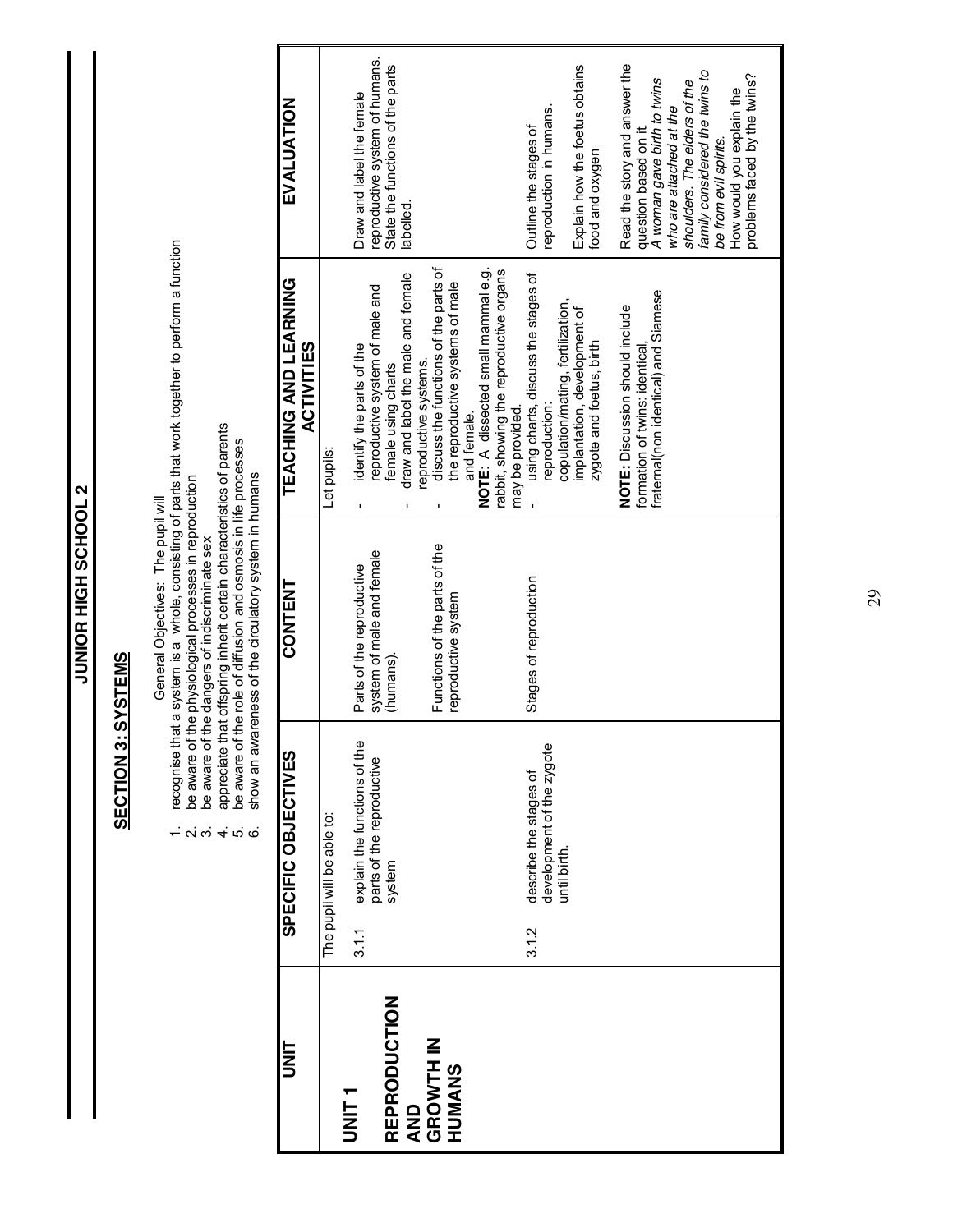# JUNIOR HIGH SCHOOL 2

## SECTION 3: SYSTEMS

General Objectives: The pupil will

1. recognise that a system is a whole, consisting of parts that work together to perform a function
2. be aware of the physiological processes in reproduction
3. be aware of the dangers of indiscriminate sex
4. appreciate that offspring inherit certain characteristics of parents
5. be aware of the role of diffusion and osmosis in life processes
6. show an awareness of the circulatory system in humans

| UNIT | SPECIFIC OBJECTIVES | CONTENT | TEACHING AND LEARNING ACTIVITIES | EVALUATION |
|---|---|---|---|---|
| **UNIT 1**<br><br>**REPRODUCTION AND GROWTH IN HUMANS** | The pupil will be able to:<br><br>3.1.1 explain the functions of the parts of the reproductive system | Parts of the reproductive system of male and female (humans).<br><br>Functions of the parts of the reproductive system | Let pupils:<br>- identify the parts of the reproductive system of male and female using charts<br>- draw and label the male and female reproductive systems.<br>- discuss the functions of the parts of the reproductive systems of male and female.<br><br>**NOTE**: A dissected small mammal e.g. rabbit, showing the reproductive organs may be provided. | Draw and label the female reproductive system of humans. State the functions of the parts labelled. |
| | 3.1.2 describe the stages of development of the zygote until birth. | Stages of reproduction | - using charts, discuss the stages of reproduction:<br>copulation/mating, fertilization, implantation, development of zygote and foetus, birth<br><br>**NOTE:** Discussion should include formation of twins: identical, fraternal(non identical) and Siamese | Outline the stages of reproduction in humans.<br><br>Explain how the foetus obtains food and oxygen<br><br>Read the story and answer the question based on it.<br>*A woman gave birth to twins who are attached at the shoulders. The elders of the family considered the twins to be from evil spirits.*<br>How would you explain the problems faced by the twins? |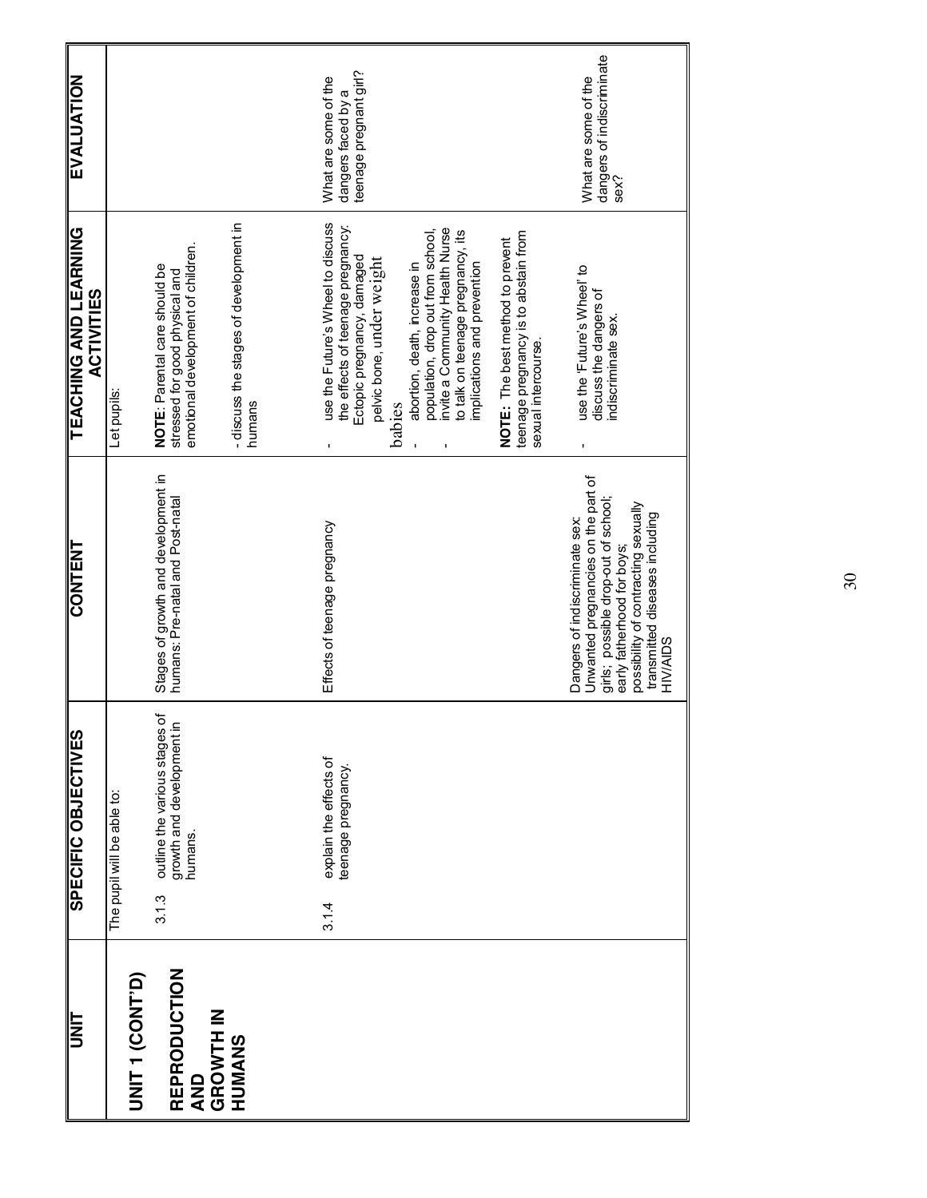| UNIT | SPECIFIC OBJECTIVES | CONTENT | TEACHING AND LEARNING ACTIVITIES | EVALUATION |
|---|---|---|---|---|
| **UNIT 1 (CONT'D)**<br><br>**REPRODUCTION AND GROWTH IN HUMANS** | The pupil will be able to:<br><br>3.1.3 outline the various stages of growth and development in humans. | Stages of growth and development in humans: Pre-natal and Post-natal | Let pupils:<br><br>**NOTE**: Parental care should be stressed for good physical and emotional development of children.<br><br>- discuss the stages of development in humans | |
| | 3.1.4 explain the effects of teenage pregnancy. | Effects of teenage pregnancy | - use the Future's Wheel to discuss the effects of teenage pregnancy: Ectopic pregnancy, damaged pelvic bone, under weight babies<br>- abortion, death, increase in population, drop out from school,<br>- invite a Community Health Nurse to talk on teenage pregnancy, its implications and prevention<br><br>**NOTE:** The best method to prevent teenage pregnancy is to abstain from sexual intercourse. | What are some of the dangers faced by a teenage pregnant girl? |
| | | Dangers of indiscriminate sex: Unwanted pregnancies on the part of girls; possible drop-out of school; early fatherhood for boys; possibility of contracting sexually transmitted diseases including HIV/AIDS | - use the 'Future's Wheel' to discuss the dangers of indiscriminate sex. | What are some of the dangers of indiscriminate sex? |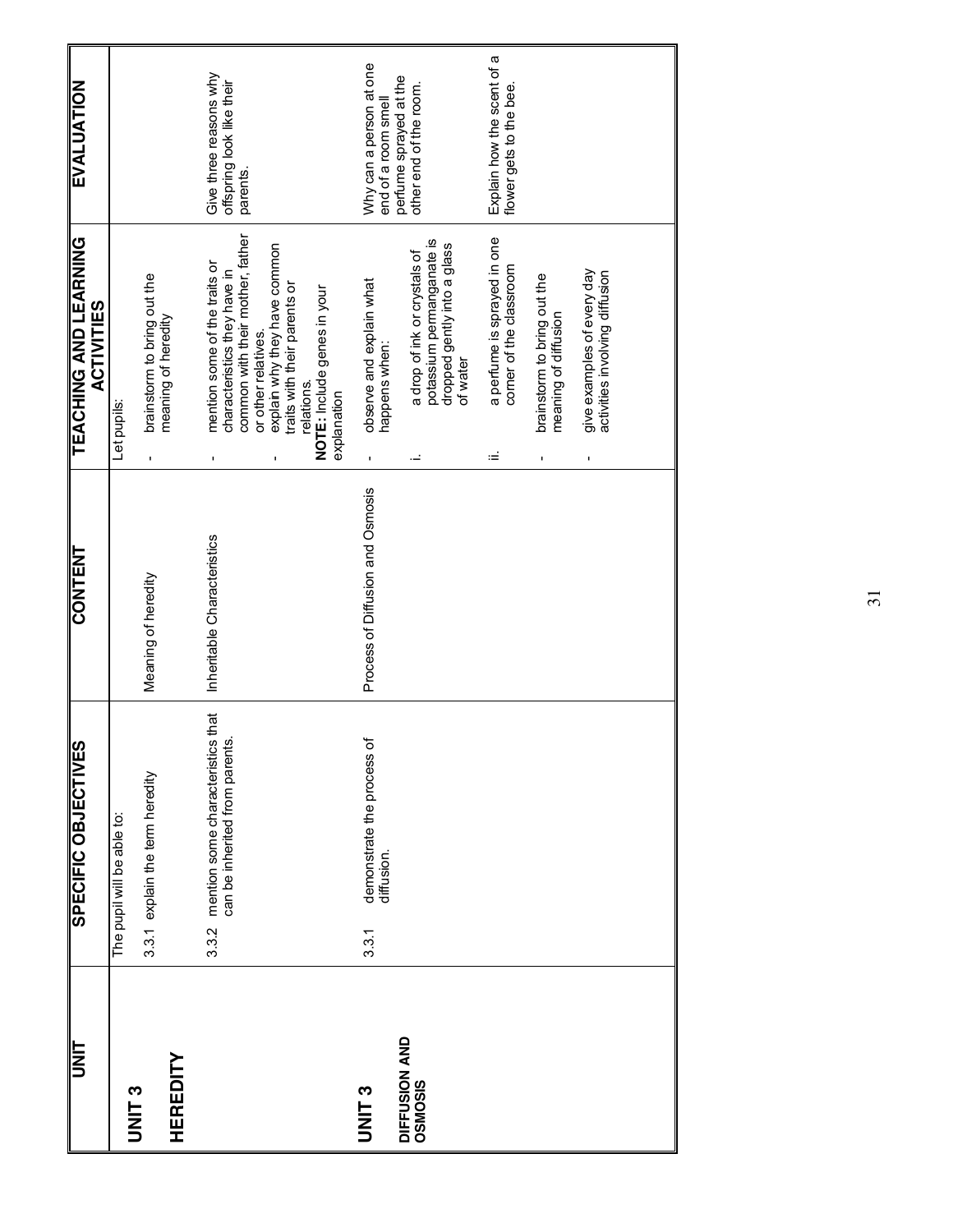| UNIT | SPECIFIC OBJECTIVES | CONTENT | TEACHING AND LEARNING ACTIVITIES | EVALUATION |
|---|---|---|---|---|
| **UNIT 3**<br><br>**HEREDITY** | The pupil will be able to:<br><br>3.3.1 explain the term heredity | Meaning of heredity | Let pupils:<br><br>- brainstorm to bring out the meaning of heredity | |
| | 3.3.2 mention some characteristics that can be inherited from parents. | Inheritable Characteristics | - mention some of the traits or characteristics they have in common with their mother, father or other relatives.<br>- explain why they have common traits with their parents or relations.<br>**NOTE:** Include genes in your explanation | Give three reasons why offspring look like their parents. |
| **UNIT 3**<br><br>**DIFFUSION AND OSMOSIS** | 3.3.1 demonstrate the process of diffusion. | Process of Diffusion and Osmosis | - observe and explain what happens when:<br><br>i. a drop of ink or crystals of potassium permanganate is dropped gently into a glass of water | Why can a person at one end of a room smell perfume sprayed at the other end of the room. |
| | | | ii. a perfume is sprayed in one corner of the classroom<br><br>- brainstorm to bring out the meaning of diffusion<br><br>- give examples of every day activities involving diffusion | Explain how the scent of a flower gets to the bee. |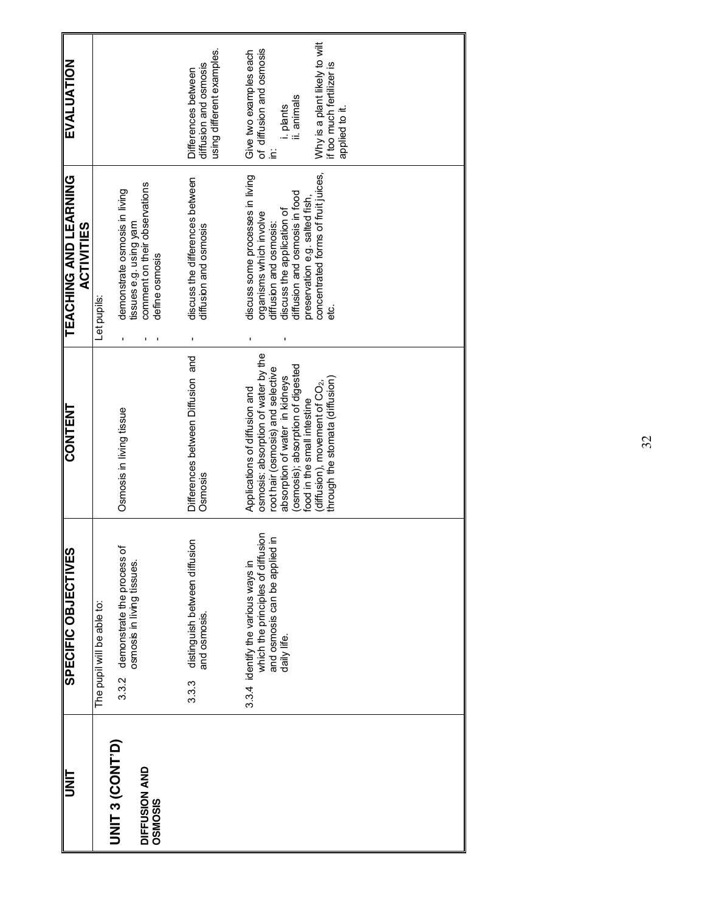| UNIT | SPECIFIC OBJECTIVES | CONTENT | TEACHING AND LEARNING ACTIVITIES | EVALUATION |
|---|---|---|---|---|
| **UNIT 3 (CONT'D)**<br><br>**DIFFUSION AND OSMOSIS** | The pupil will be able to:<br><br>3.3.2 demonstrate the process of osmosis in living tissues. | Osmosis in living tissue | Let pupils:<br><br>- demonstrate osmosis in living tissues e.g. using yam<br>- comment on their observations<br>- define osmosis | |
| | 3.3.3 distinguish between diffusion and osmosis. | Differences between Diffusion and Osmosis | - discuss the differences between diffusion and osmosis | Differences between diffusion and osmosis using different examples. |
| | 3.3.4 identify the various ways in which the principles of diffusion and osmosis can be applied in daily life. | Applications of diffusion and osmosis: absorption of water by the root hair (osmosis) and selective absorption of water in kidneys (osmosis); absorption of digested food in the small intestine (diffusion), movement of $CO_2$, through the stomata (diffusion) | - discuss some processes in living organisms which involve diffusion and osmosis:<br>- discuss the application of diffusion and osmosis in food preservation e.g. salted fish, concentrated forms of fruit juices, etc. | Give two examples each of diffusion and osmosis in:<br><br>i. plants<br>ii. animals<br><br>Why is a plant likely to wilt if too much fertilizer is applied to it. |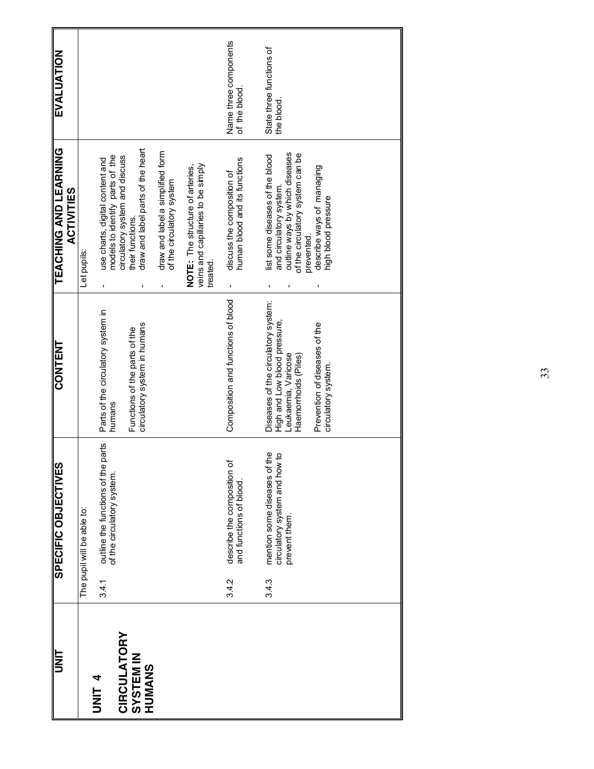| UNIT | SPECIFIC OBJECTIVES | CONTENT | TEACHING AND LEARNING ACTIVITIES | EVALUATION |
|---|---|---|---|---|
| **UNIT 4**<br><br>**CIRCULATORY SYSTEM IN HUMANS** | The pupil will be able to:<br><br>3.4.1 outline the functions of the parts of the circulatory system. | Parts of the circulatory system in humans<br><br>Functions of the parts of the circulatory system in humans | Let pupils:<br><br>- use charts, digital content and models to identify parts of the circulatory system and discuss their functions.<br>- draw and label parts of the heart<br>- draw and label a simplified form of the circulatory system<br><br>**NOTE:** The structure of arteries, veins and capillaries to be simply treated. | |
| | 3.4.2 describe the composition of and functions of blood. | Composition and functions of blood | - discuss the composition of human blood and its functions | Name three components of the blood.<br><br>State three functions of the blood. |
| | 3.4.3 mention some diseases of the circulatory system and how to prevent them. | Diseases of the circulatory system: High and Low blood pressure, Leukaemia, Varicose Haemorrhoids (Piles)<br><br>Prevention of diseases of the circulatory system. | - list some diseases of the blood and circulatory system.<br>- outline ways by which diseases of the circulatory system can be prevented.<br>- describe ways of managing high blood pressure | |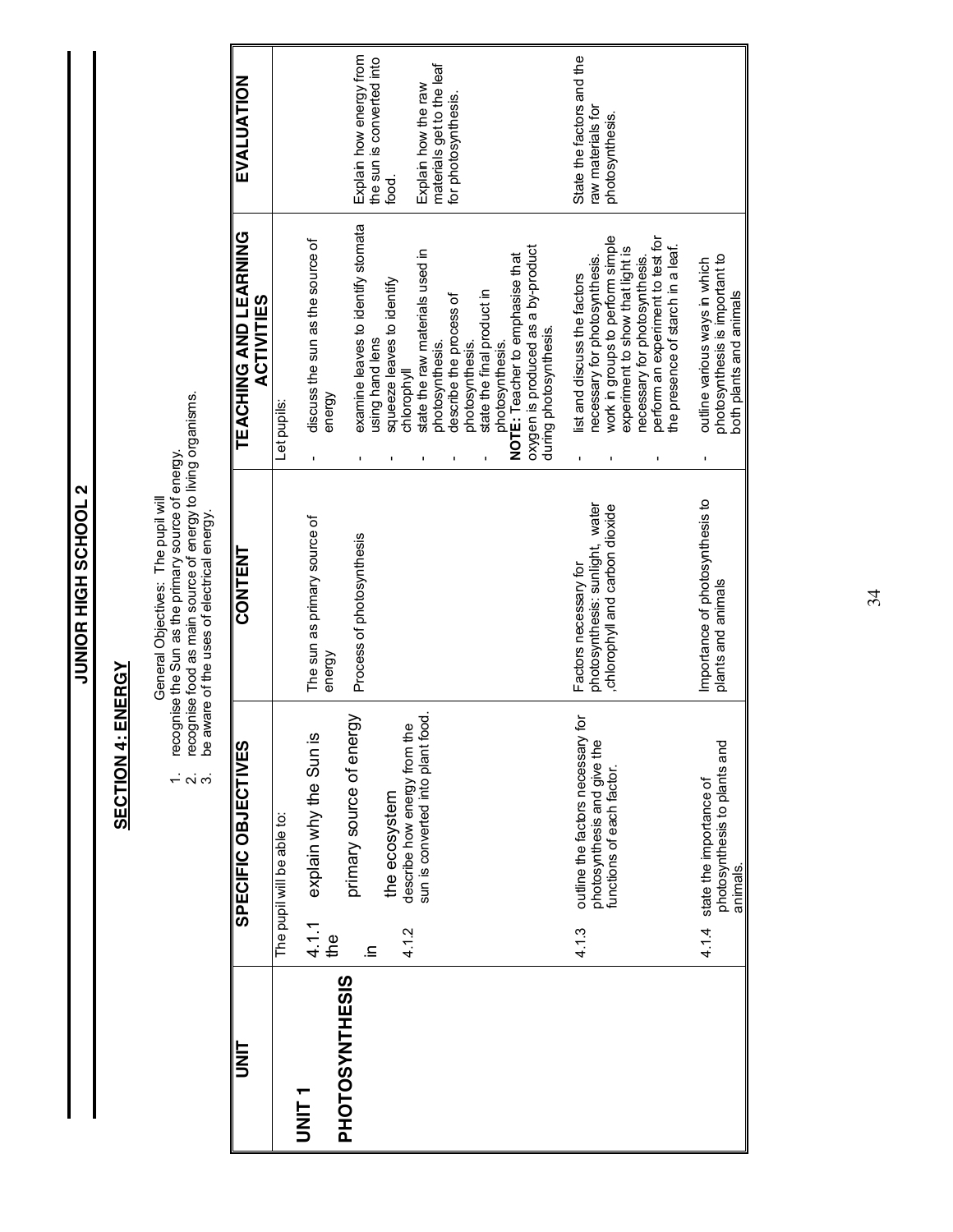# JUNIOR HIGH SCHOOL 2

## SECTION 4: ENERGY

General Objectives: The pupil will

1. recognise the Sun as the primary source of energy.
2. recognise food as main source of energy to living organisms.
3. be aware of the uses of electrical energy.

| UNIT | SPECIFIC OBJECTIVES | CONTENT | TEACHING AND LEARNING ACTIVITIES | EVALUATION |
|---|---|---|---|---|
| **UNIT 1** **PHOTOSYNTHESIS** | The pupil will be able to: 4.1.1 explain why the Sun is the primary source of energy in the ecosystem | The sun as primary source of energy | Let pupils: - discuss the sun as the source of energy | |
| | 4.1.2 describe how energy from the sun is converted into plant food. | Process of photosynthesis | - examine leaves to identify stomata using hand lens - squeeze leaves to identify chlorophyll - state the raw materials used in photosynthesis. - describe the process of photosynthesis. - state the final product in photosynthesis. **NOTE:** Teacher to emphasise that oxygen is produced as a by-product during photosynthesis. | Explain how energy from the sun is converted into food. Explain how the raw materials get to the leaf for photosynthesis. |
| | 4.1.3 outline the factors necessary for photosynthesis and give the functions of each factor. | Factors necessary for photosynthesis: sunlight, water ,chlorophyll and carbon dioxide | - list and discuss the factors necessary for photosynthesis. - work in groups to perform simple experiment to show that light is necessary for photosynthesis. - perform an experiment to test for the presence of starch in a leaf. | State the factors and the raw materials for photosynthesis. |
| | 4.1.4 state the importance of photosynthesis to plants and animals. | Importance of photosynthesis to plants and animals | - outline various ways in which photosynthesis is important to both plants and animals | |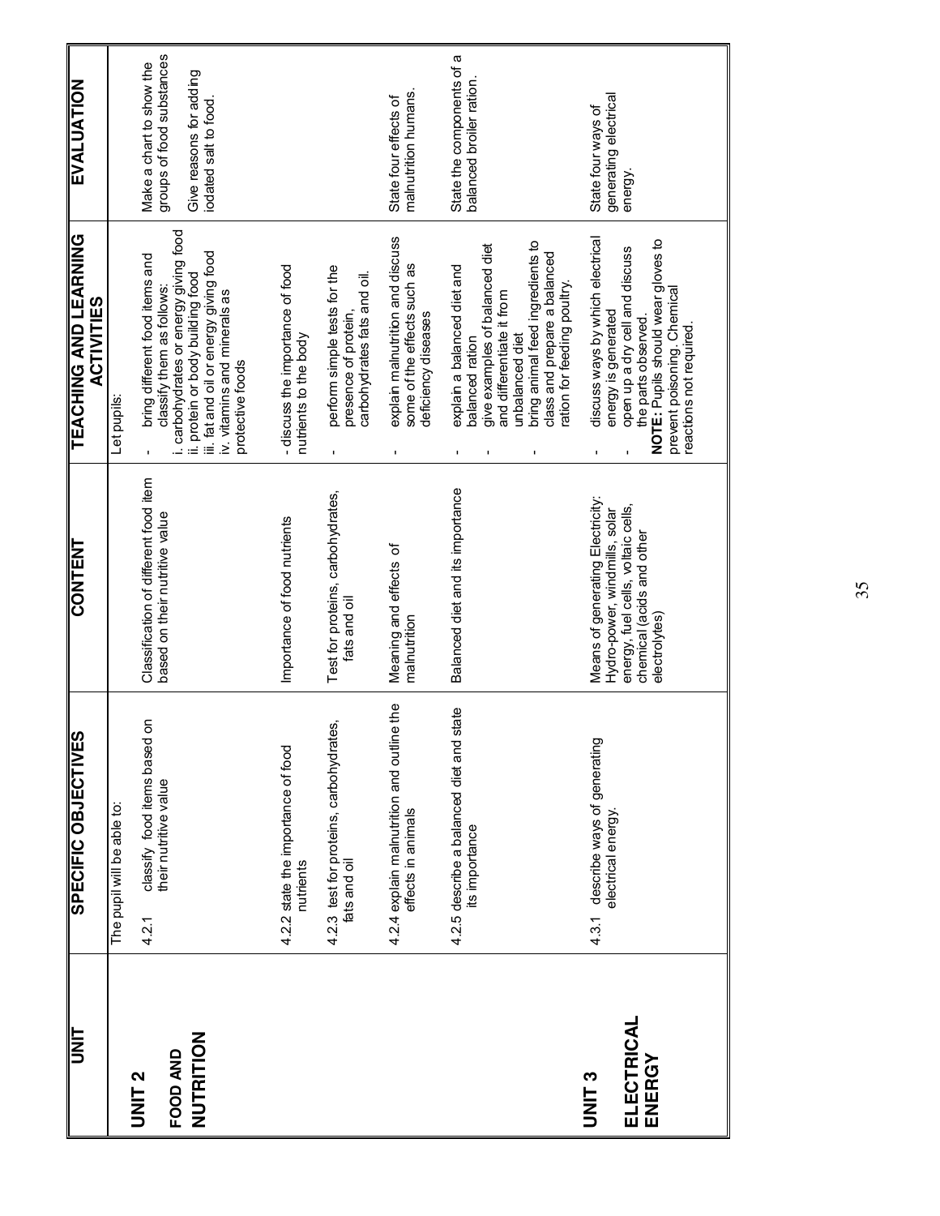| UNIT | SPECIFIC OBJECTIVES | CONTENT | TEACHING AND LEARNING ACTIVITIES | EVALUATION |
|---|---|---|---|---|
| **UNIT 2**<br><br>**FOOD AND NUTRITION** | The pupil will be able to:<br><br>4.2.1 classify food items based on their nutritive value | Classification of different food item based on their nutritive value | Let pupils:<br><br>- bring different food items and classify them as follows:<br>i. carbohydrates or energy giving food<br>ii. protein or body building food<br>iii. fat and oil or energy giving food<br>iv. vitamins and minerals as protective foods | Make a chart to show the groups of food substances<br><br>Give reasons for adding iodated salt to food. |
| | 4.2.2 state the importance of food nutrients | Importance of food nutrients | - discuss the importance of food nutrients to the body | |
| | 4.2.3 test for proteins, carbohydrates, fats and oil | Test for proteins, carbohydrates, fats and oil | - perform simple tests for the presence of protein, carbohydrates fats and oil. | |
| | 4.2.4 explain malnutrition and outline the effects in animals | Meaning and effects of malnutrition | - explain malnutrition and discuss some of the effects such as deficiency diseases | State four effects of malnutrition humans. |
| | 4.2.5 describe a balanced diet and state its importance | Balanced diet and its importance | - explain a balanced diet and balanced ration<br>- give examples of balanced diet and differentiate it from unbalanced diet<br>- bring animal feed ingredients to class and prepare a balanced ration for feeding poultry. | State the components of a balanced broiler ration. |
| **UNIT 3**<br><br>**ELECTRICAL ENERGY** | 4.3.1 describe ways of generating electrical energy. | Means of generating Electricity: Hydro-power, windmills, solar energy, fuel cells, voltaic cells, chemical (acids and other electrolytes) | - discuss ways by which electrical energy is generated<br>- open up a dry cell and discuss the parts observed.<br>**NOTE:** Pupils should wear gloves to prevent poisoning. Chemical reactions not required. | State four ways of generating electrical energy. |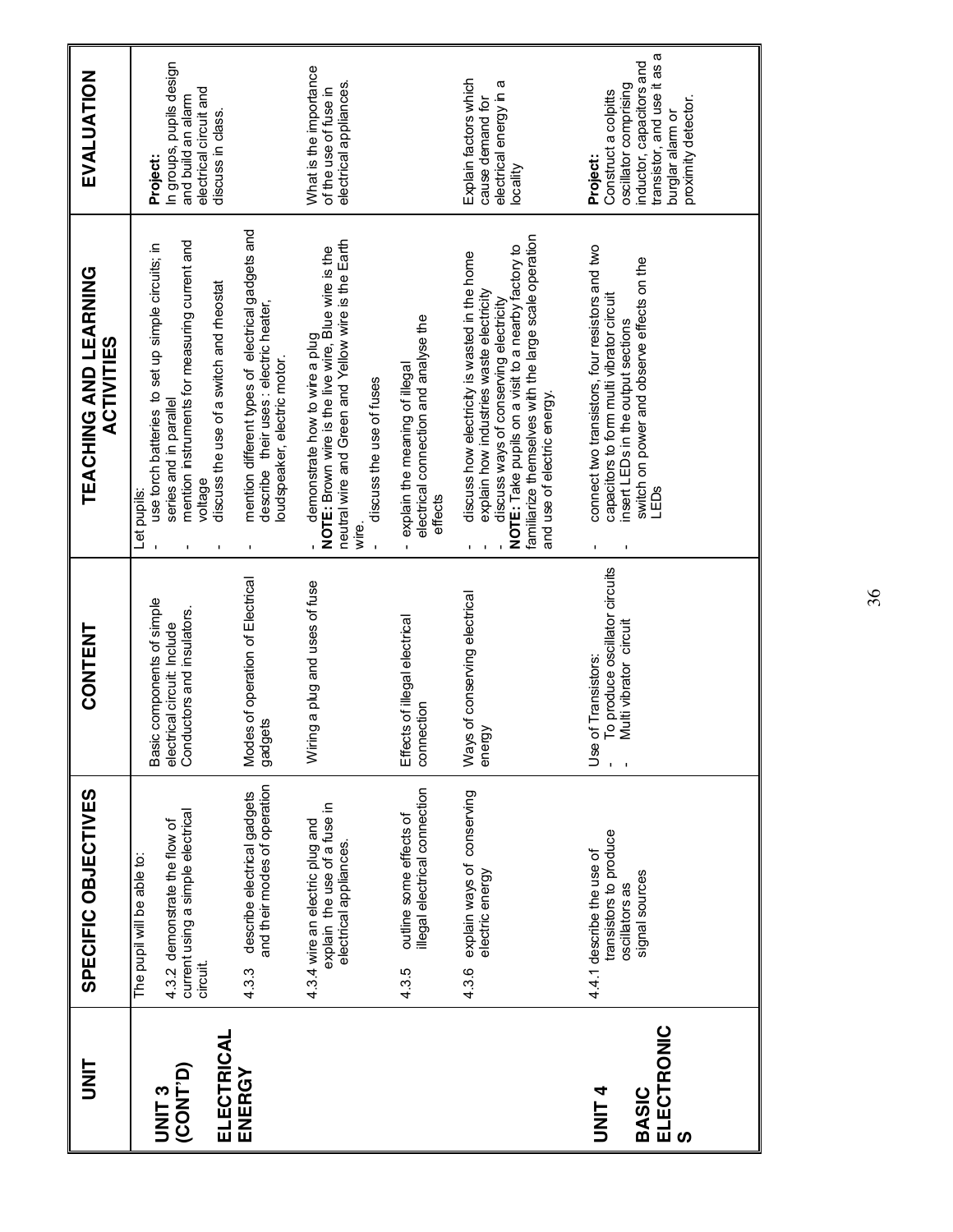| UNIT | SPECIFIC OBJECTIVES | CONTENT | TEACHING AND LEARNING ACTIVITIES | EVALUATION |
|---|---|---|---|---|
| **UNIT 3 (CONT'D)**<br><br>**ELECTRICAL ENERGY** | The pupil will be able to:<br><br>4.3.2 demonstrate the flow of current using a simple electrical circuit. | Basic components of simple electrical circuit: Include Conductors and insulators. | Let pupils:<br>- use torch batteries to set up simple circuits; in series and in parallel<br>- mention instruments for measuring current and voltage<br>- discuss the use of a switch and rheostat | **Project:**<br>In groups, pupils design and build an alarm electrical circuit and discuss in class. |
| | 4.3.3 describe electrical gadgets and their modes of operation | Modes of operation of Electrical gadgets | - mention different types of electrical gadgets and describe their uses : electric heater, loudspeaker, electric motor. | |
| | 4.3.4 wire an electric plug and explain the use of a fuse in electrical appliances. | Wiring a plug and uses of fuse | - demonstrate how to wire a plug<br>**NOTE:** Brown wire is the live wire, Blue wire is the neutral wire and Green and Yellow wire is the Earth wire.<br>- discuss the use of fuses | What is the importance of the use of fuse in electrical appliances. |
| | 4.3.5 outline some effects of illegal electrical connection | Effects of illegal electrical connection | - explain the meaning of illegal electrical connection and analyse the effects | |
| | 4.3.6 explain ways of conserving electric energy | Ways of conserving electrical energy | - discuss how electricity is wasted in the home<br>- explain how industries waste electricity<br>- discuss ways of conserving electricity<br>**NOTE:** Take pupils on a visit to a nearby factory to familiarize themselves with the large scale operation and use of electric energy. | Explain factors which cause demand for electrical energy in a locality |
| **UNIT 4**<br><br>**BASIC ELECTRONICS** | 4.4.1 describe the use of transistors to produce oscillators as signal sources | Use of Transistors:<br>- To produce oscillator circuits<br>- Multi vibrator circuit | - connect two transistors, four resistors and two capacitors to form multi vibrator circuit<br>- insert LEDs in the output sections<br>- switch on power and observe effects on the LEDs | **Project:**<br>Construct a colpitts oscillator comprising inductor, capacitors and transistor, and use it as a burglar alarm or proximity detector. |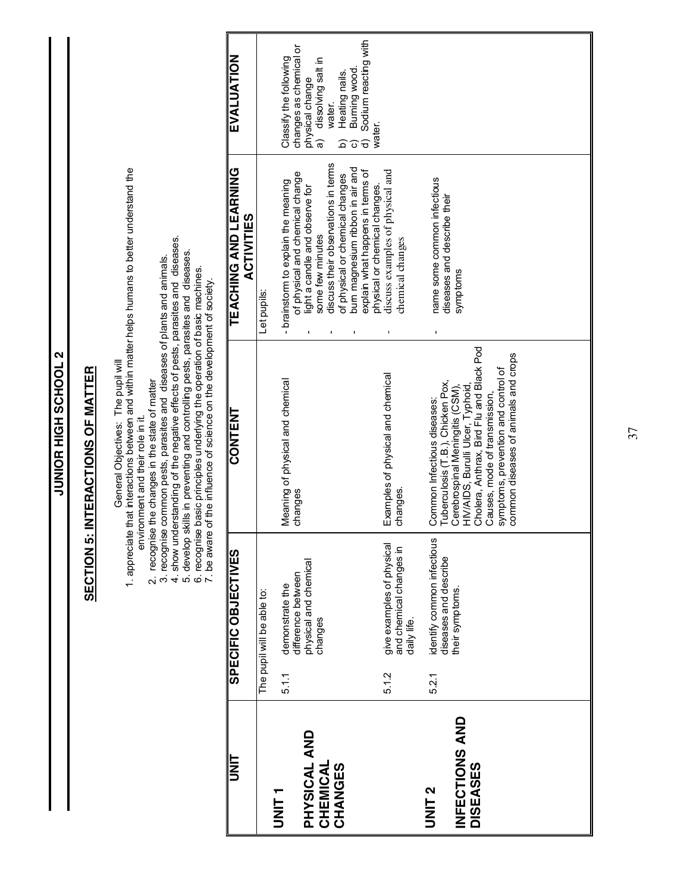# JUNIOR HIGH SCHOOL 2

## SECTION 5: INTERACTIONS OF MATTER

General Objectives: The pupil will

1. appreciate that interactions between and within matter helps humans to better understand the environment and their role in it.
2. recognise the changes in the state of matter
3. recognise common pests, parasites and diseases of plants and animals.
4. show understanding of the negative effects of pests, parasites and diseases.
5. develop skills in preventing and controlling pests, parasites and diseases.
6. recognise basic principles underlying the operation of basic machines.
7. be aware of the influence of science on the development of society.

| UNIT | SPECIFIC OBJECTIVES | CONTENT | TEACHING AND LEARNING ACTIVITIES | EVALUATION |
|---|---|---|---|---|
| **UNIT 1**<br><br>**PHYSICAL AND CHEMICAL CHANGES** | The pupil will be able to:<br><br>5.1.1 demonstrate the difference between physical and chemical changes | Meaning of physical and chemical changes | Let pupils:<br><br>- brainstorm to explain the meaning of physical and chemical change<br>- light a candle and observe for some few minutes<br>- discuss their observations in terms of physical or chemical changes<br>- burn magnesium ribbon in air and explain what happens in terms of physical or chemical changes. | Classify the following changes as chemical or physical change<br>a) dissolving salt in water.<br>b) Heating nails.<br>c) Burning wood.<br>d) Sodium reacting with water. |
| | 5.1.2 give examples of physical and chemical changes in daily life. | Examples of physical and chemical changes. | - discuss examples of physical and chemical changes | |
| **UNIT 2**<br><br>**INFECTIONS AND DISEASES** | 5.2.1 identify common infectious diseases and describe their symptoms. | Common Infectious diseases: Tuberculosis (T.B.), Chicken Pox, Cerebrospinal Meningitis (CSM), HIV/AIDS, Buruli Ulcer, Typhoid, Cholera, Anthrax, Bird Flu and Black Pod<br>Causes, mode of transmission, symptoms, prevention and control of common diseases of animals and crops | - name some common infectious diseases and describe their symptoms | |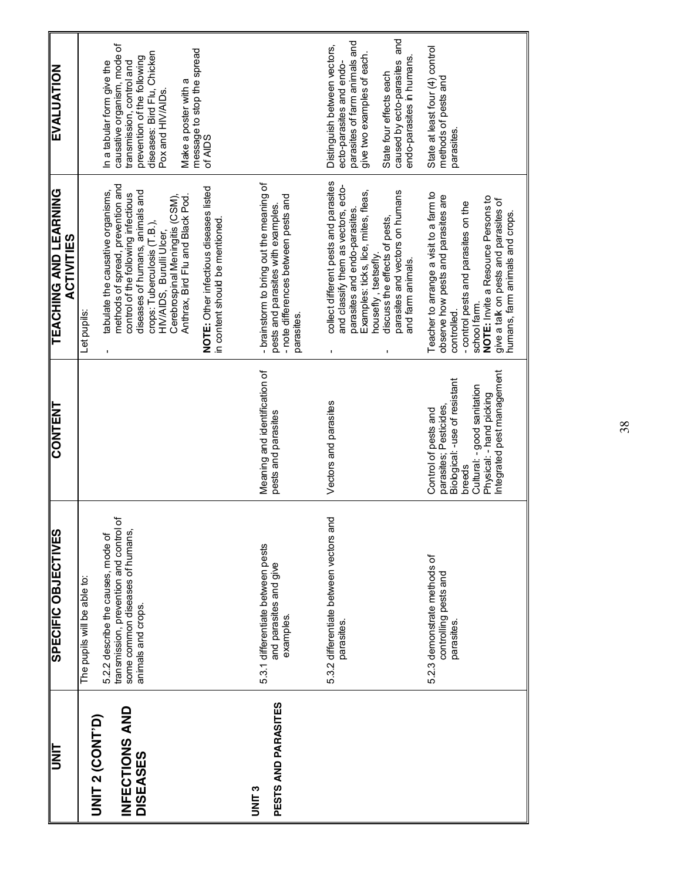| UNIT | SPECIFIC OBJECTIVES | CONTENT | TEACHING AND LEARNING ACTIVITIES | EVALUATION |
|---|---|---|---|---|
| **UNIT 2 (CONT'D)** **INFECTIONS AND DISEASES** | The pupils will be able to: 5.2.2 describe the causes, mode of transmission, prevention and control of some common diseases of humans, animals and crops. | | Let pupils: - tabulate the causative organisms, methods of spread, prevention and control of the following infectious diseases of humans, animals and crops: Tuberculosis (T.B.), HIV/AIDS, Burulli Ulcer, Cerebrospinal Meningitis (CSM), Anthrax, Bird Flu and Black Pod. **NOTE:** Other infectious diseases listed in content should be mentioned. | In a tabular form give the causative organism, mode of transmission, control and prevention of the following diseases: Bird Flu, Chicken Pox and HIV/AIDs. Make a poster with a message to stop the spread of AIDS |
| **UNIT 3** **PESTS AND PARASITES** | 5.3.1 differentiate between pests and parasites and give examples. | Meaning and identification of pests and parasites | - brainstorm to bring out the meaning of pests and parasites with examples. - note differences between pests and parasites. | |
| | 5.3.2 differentiate between vectors and parasites. | Vectors and parasites | - collect different pests and parasites and classify them as vectors, ecto-parasites and endo-parasites. Examples: ticks, lice, mites, fleas, housefly, tsetsefly. - discuss the effects of pests, parasites and vectors on humans and farm animals. | Distinguish between vectors, ecto-parasites and endo-parasites of farm animals and give two examples of each. State four effects each caused by ecto-parasites and endo-parasites in humans. |
| | 5.2.3 demonstrate methods of controlling pests and parasites. | Control of pests and parasites; Pesticides, Biological: -use of resistant breeds Cultural: - good sanitation Physical: - hand picking Integrated pest management | Teacher to arrange a visit to a farm to observe how pests and parasites are controlled. - control pests and parasites on the school farm. **NOTE:** Invite a Resource Persons to give a talk on pests and parasites of humans, farm animals and crops. | State at least four (4) control methods of pests and parasites. |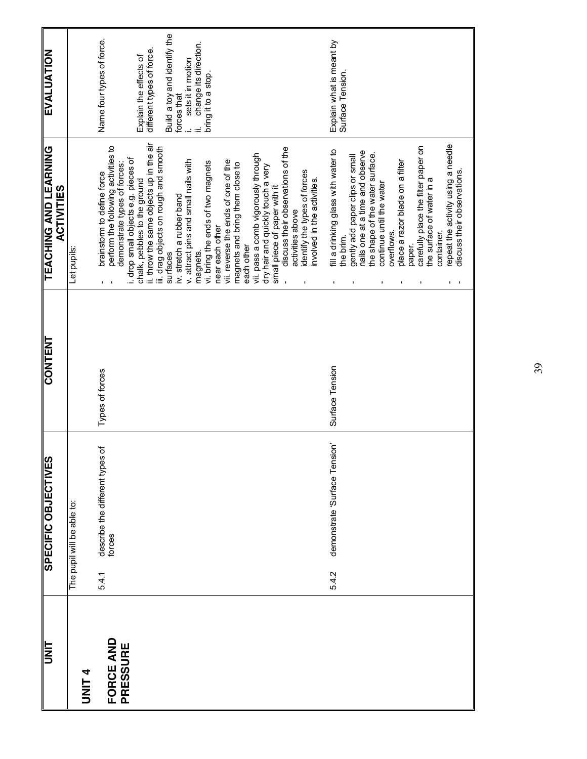| UNIT | SPECIFIC OBJECTIVES | CONTENT | TEACHING AND LEARNING ACTIVITIES | EVALUATION |
|---|---|---|---|---|
| **UNIT 4**<br><br>**FORCE AND PRESSURE** | The pupil will be able to:<br><br>5.4.1 describe the different types of forces | Types of forces | Let pupils:<br><br>- brainstorm to define force<br>- perform the following activities to demonstrate types of forces:<br>i. drop small objects e.g. pieces of chalk, pebbles to the ground<br>ii. throw the same objects up in the air<br>iii. drag objects on rough and smooth surfaces<br>iv. stretch a rubber band<br>v. attract pins and small nails with magnets.<br>vi. bring the ends of two magnets near each other<br>vii. reverse the ends of one of the magnets and bring them close to each other<br>vii. pass a comb vigorously through dry hair and quickly touch a very small piece of paper with it<br>- discuss their observations of the activities above<br>- identify the types of forces involved in the activities. | Name four types of force.<br><br>Explain the effects of different types of force.<br><br>Build a toy and identify the forces that<br>i. sets it in motion<br>ii. change its direction.<br>bring it to a stop. |
| | 5.4.2 demonstrate 'Surface Tension' | Surface Tension | - fill a drinking glass with water to the brim.<br>- gently add paper clips or small nails one at a time and observe the shape of the water surface.<br>- continue until the water overflows.<br>- place a razor blade on a filter paper.<br>- carefully place the filter paper on the surface of water in a container.<br>- repeat the activity using a needle<br>- discuss their observations. | Explain what is meant by Surface Tension. |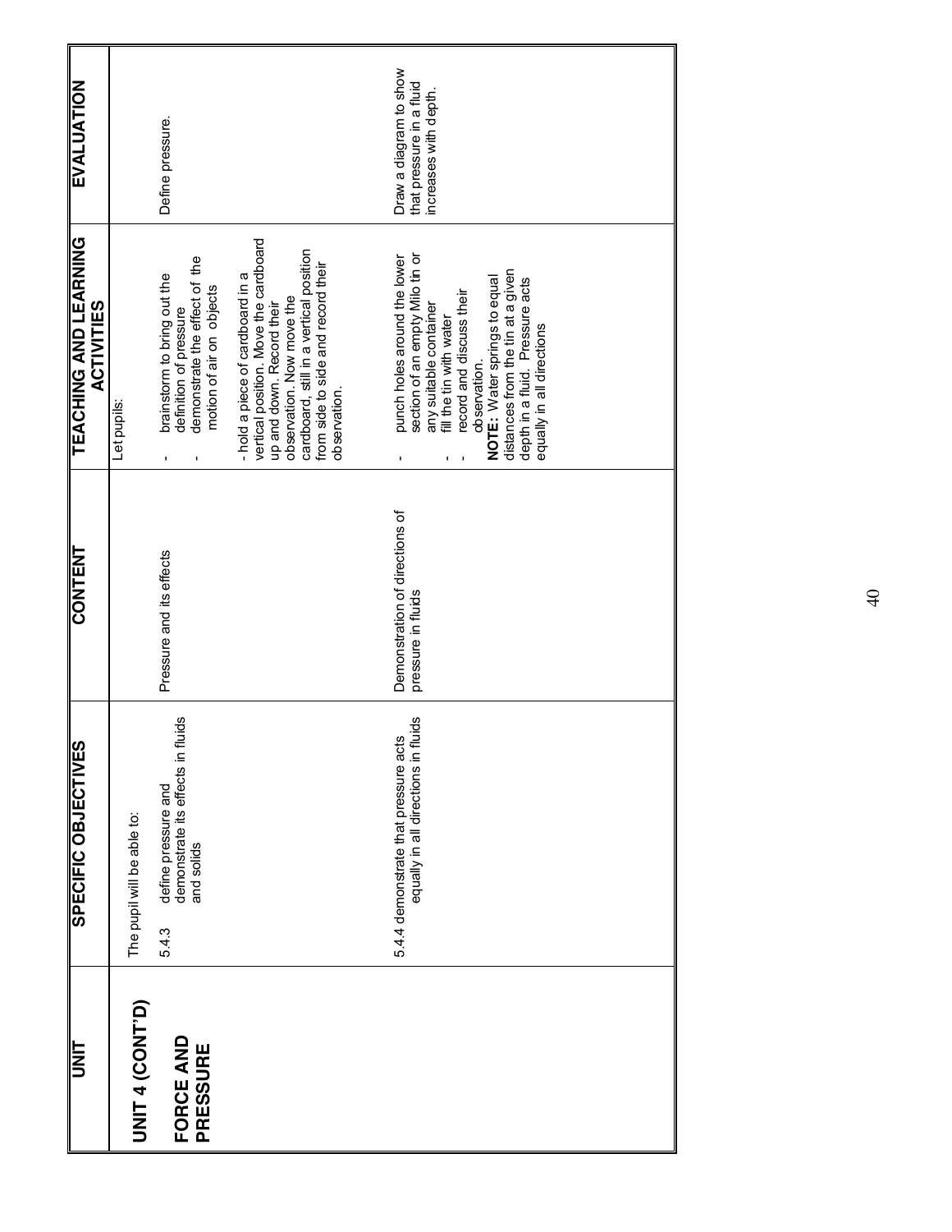| UNIT | SPECIFIC OBJECTIVES | CONTENT | TEACHING AND LEARNING ACTIVITIES | EVALUATION |
|---|---|---|---|---|
| **UNIT 4 (CONT'D)**<br><br>**FORCE AND PRESSURE** | The pupil will be able to:<br><br>5.4.3 define pressure and demonstrate its effects in fluids and solids | Pressure and its effects | Let pupils:<br><br>- brainstorm to bring out the definition of pressure<br>- demonstrate the effect of the motion of air on objects<br><br>- hold a piece of cardboard in a vertical position. Move the cardboard up and down. Record their observation. Now move the cardboard, still in a vertical position from side to side and record their observation. | Define pressure. |
| | 5.4.4 demonstrate that pressure acts equally in all directions in fluids | Demonstration of directions of pressure in fluids | - punch holes around the lower section of an empty Milo tin or any suitable container<br>- fill the tin with water<br>- record and discuss their observation.<br>**NOTE:** Water springs to equal distances from the tin at a given depth in a fluid. Pressure acts equally in all directions | Draw a diagram to show that pressure in a fluid increases with depth. |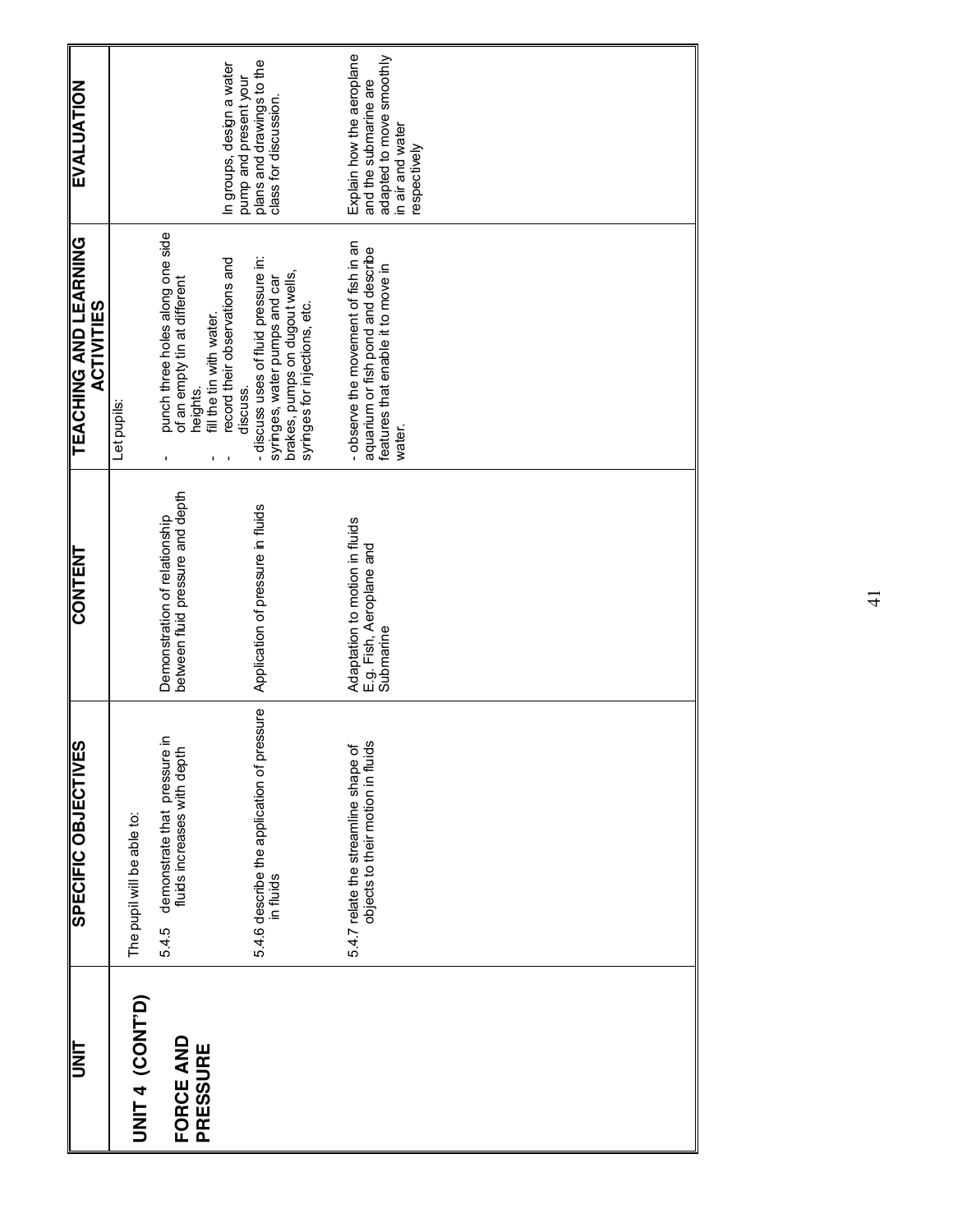| UNIT | SPECIFIC OBJECTIVES | CONTENT | TEACHING AND LEARNING ACTIVITIES | EVALUATION |
|---|---|---|---|---|
| **UNIT 4 (CONT'D)**<br><br>**FORCE AND PRESSURE** | The pupil will be able to:<br><br>5.4.5 demonstrate that pressure in fluids increases with depth | Demonstration of relationship between fluid pressure and depth | Let pupils:<br><br>- punch three holes along one side of an empty tin at different heights.<br>- fill the tin with water.<br>- record their observations and discuss. | In groups, design a water pump and present your plans and drawings to the class for discussion. |
| | 5.4.6 describe the application of pressure in fluids | Application of pressure in fluids | - discuss uses of fluid pressure in: syringes, water pumps and car brakes, pumps on dugout wells, syringes for injections, etc. | |
| | 5.4.7 relate the streamline shape of objects to their motion in fluids | Adaptation to motion in fluids E.g. Fish, Aeroplane and Submarine | - observe the movement of fish in an aquarium or fish pond and describe features that enable it to move in water. | Explain how the aeroplane and the submarine are adapted to move smoothly in air and water respectively |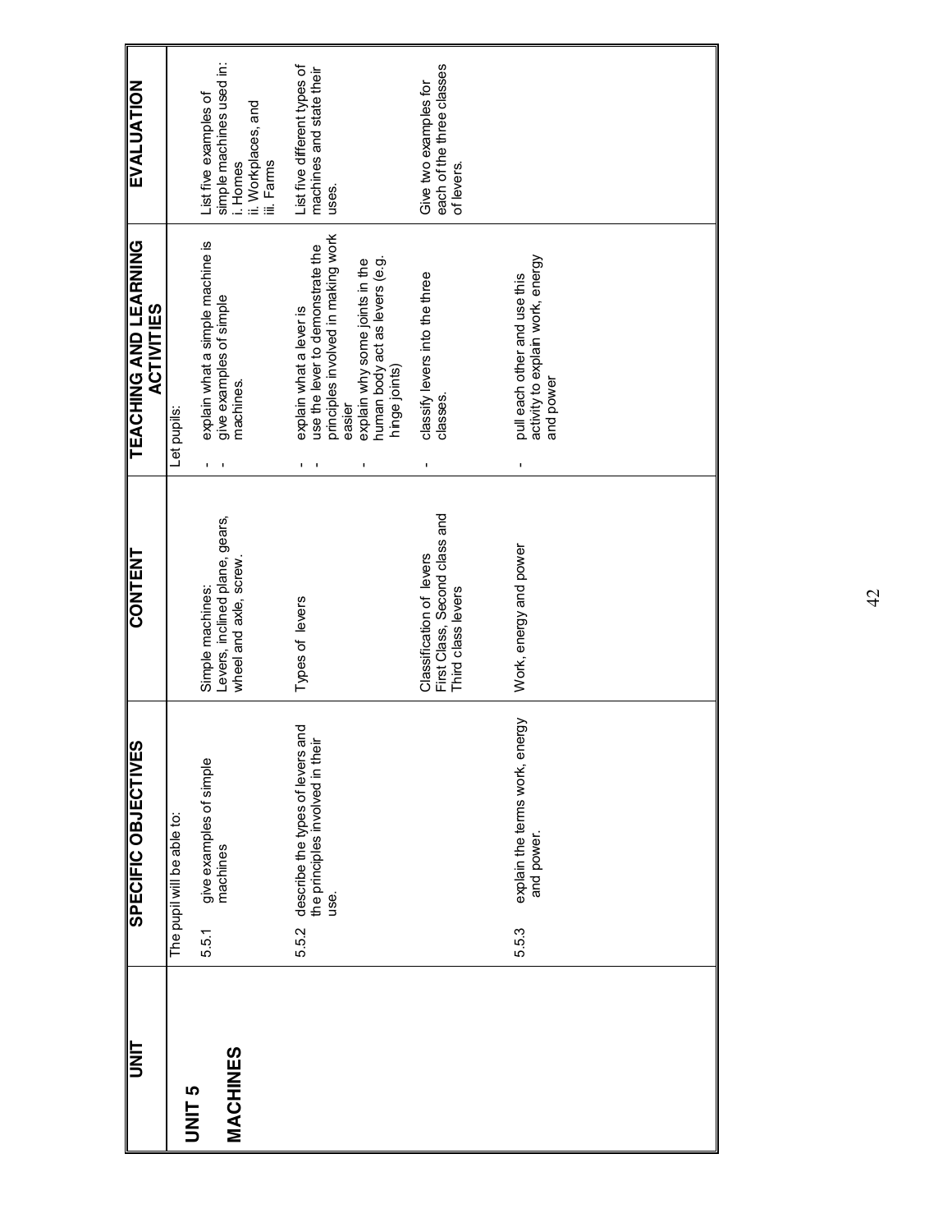| UNIT | SPECIFIC OBJECTIVES | CONTENT | TEACHING AND LEARNING ACTIVITIES | EVALUATION |
|---|---|---|---|---|
| **UNIT 5**<br><br>**MACHINES** | The pupil will be able to:<br><br>5.5.1 give examples of simple machines | Simple machines:<br>Levers, inclined plane, gears, wheel and axle, screw. | Let pupils:<br><br>- explain what a simple machine is<br>- give examples of simple machines. | List five examples of simple machines used in:<br>i. Homes<br>ii. Workplaces, and<br>iii. Farms |
| | 5.5.2 describe the types of levers and the principles involved in their use. | Types of levers | - explain what a lever is<br>- use the lever to demonstrate the principles involved in making work easier<br>- explain why some joints in the human body act as levers (e.g. hinge joints) | List five different types of machines and state their uses. |
| | | Classification of levers<br>First Class, Second class and Third class levers | - classify levers into the three classes. | Give two examples for each of the three classes of levers. |
| | 5.5.3 explain the terms work, energy and power. | Work, energy and power | - pull each other and use this activity to explain work, energy and power | |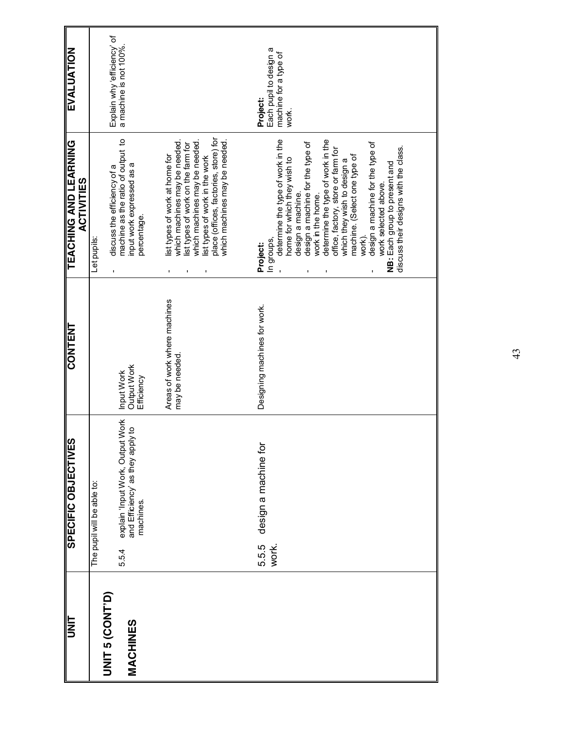| UNIT | SPECIFIC OBJECTIVES | CONTENT | TEACHING AND LEARNING ACTIVITIES | EVALUATION |
|---|---|---|---|---|
| **UNIT 5 (CONT'D)** **MACHINES** | The pupil will be able to: 5.5.4 explain 'Input Work, Output Work and Efficiency' as they apply to machines. | Input Work Output Work Efficiency | Let pupils: - discuss the efficiency of a machine as the ratio of output to input work expressed as a percentage. | Explain why 'efficiency' of a machine is not 100%. |
| | | Areas of work where machines may be needed. | - list types of work at home for which machines may be needed. - list types of work on the farm for which machines may be needed. - list types of work in the work place (offices, factories, store) for which machines may be needed. | |
| | 5.5.5 design a machine for work. | Designing machines for work. | **Project:** In groups, - determine the type of work in the home for which they wish to design a machine. - design a machine for the type of work in the home. - determine the type of work in the office, factory, store or farm for which they wish to design a machine. (Select one type of work). - design a machine for the type of work selected above. **NB:** Each group to present and discuss their designs with the class. | **Project:** Each pupil to design a machine for a type of work. |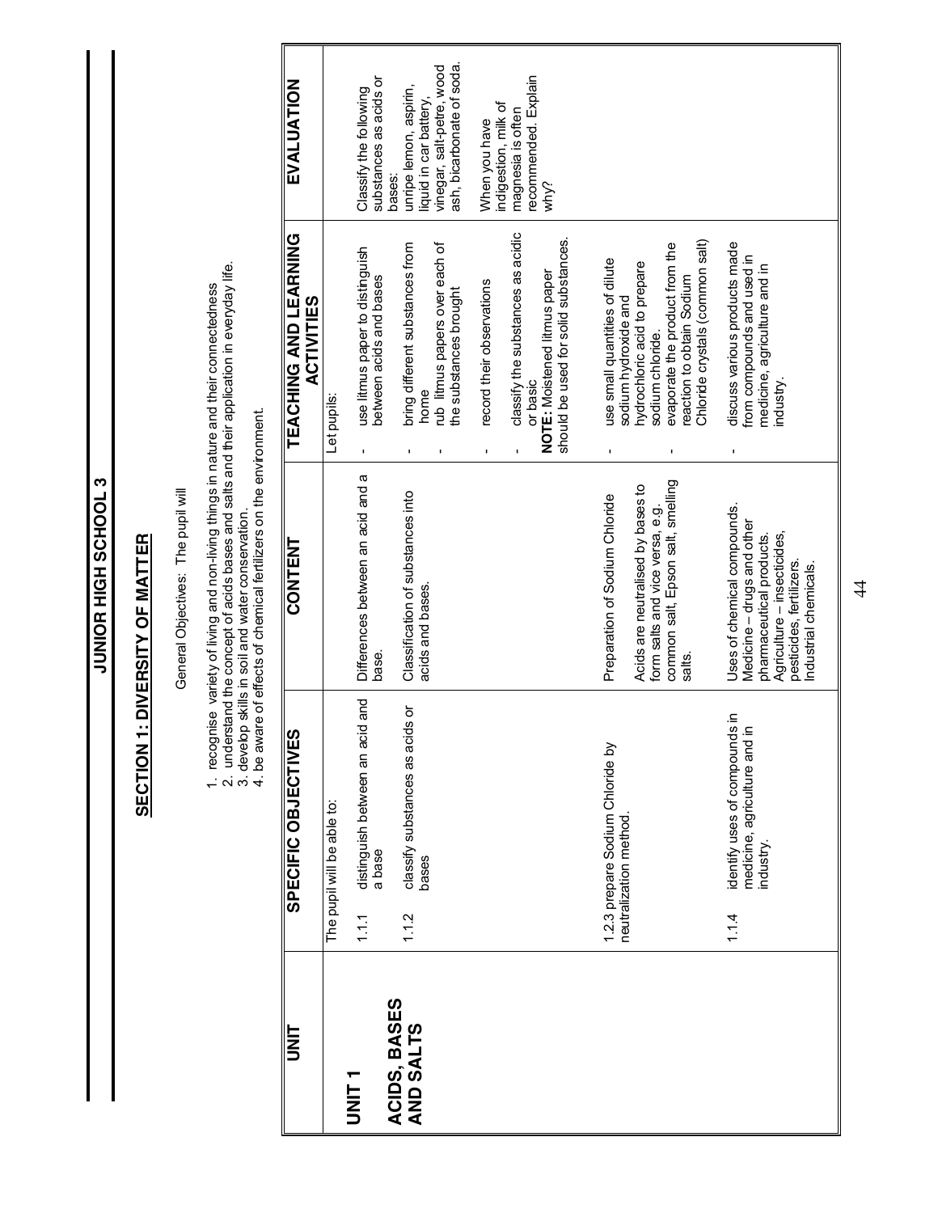# JUNIOR HIGH SCHOOL 3

## SECTION 1: DIVERSITY OF MATTER

General Objectives: The pupil will

1. recognise variety of living and non-living things in nature and their connectedness
2. understand the concept of acids bases and salts and their application in everyday life.
3. develop skills in soil and water conservation.
4. be aware of effects of chemical fertilizers on the environment.

| UNIT | SPECIFIC OBJECTIVES | CONTENT | TEACHING AND LEARNING ACTIVITIES | EVALUATION |
|---|---|---|---|---|
| **UNIT 1**<br><br>**ACIDS, BASES AND SALTS** | The pupil will be able to:<br><br>1.1.1 distinguish between an acid and a base | Differences between an acid and a base. | Let pupils:<br><br>- use litmus paper to distinguish between acids and bases | Classify the following substances as acids or bases:<br>unripe lemon, aspirin, liquid in car battery, vinegar, salt-petre, wood ash, bicarbonate of soda. |
| | 1.1.2 classify substances as acids or bases | Classification of substances into acids and bases. | - bring different substances from home<br>- rub litmus papers over each of the substances brought<br>- record their observations<br>- classify the substances as acidic or basic<br>**NOTE:** Moistened litmus paper should be used for solid substances. | When you have indigestion, milk of magnesia is often recommended. Explain why? |
| | 1.2.3 prepare Sodium Chloride by neutralization method. | Preparation of Sodium Chloride<br><br>Acids are neutralised by bases to form salts and vice versa, e.g. common salt, Epson salt, smelling salts. | - use small quantities of dilute sodium hydroxide and hydrochloric acid to prepare sodium chloride.<br>- evaporate the product from the reaction to obtain Sodium Chloride crystals (common salt) | |
| | 1.1.4 identify uses of compounds in medicine, agriculture and in industry. | Uses of chemical compounds.<br>Medicine – drugs and other pharmaceutical products.<br>Agriculture – insecticides, pesticides, fertilizers.<br>Industrial chemicals. | - discuss various products made from compounds and used in medicine, agriculture and in industry. | |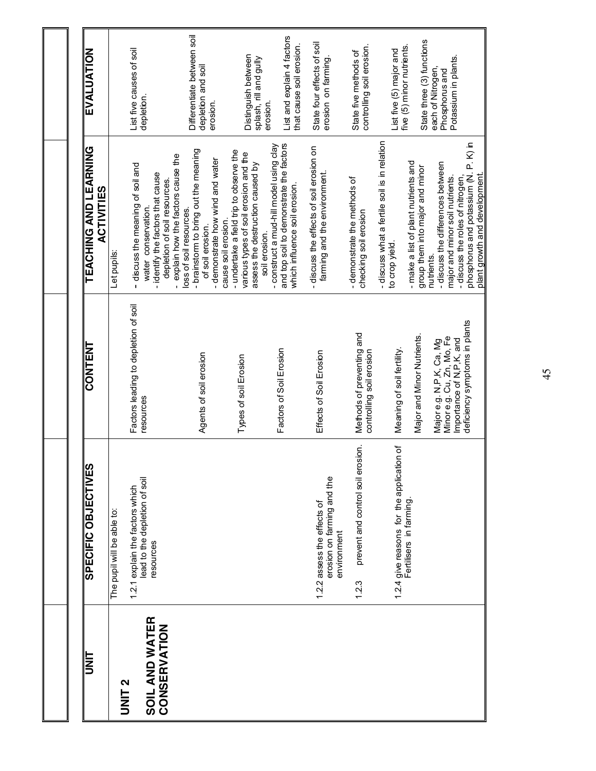| UNIT | SPECIFIC OBJECTIVES | CONTENT | TEACHING AND LEARNING ACTIVITIES | EVALUATION |
|---|---|---|---|---|
| **UNIT 2** **SOIL AND WATER CONSERVATION** | The pupil will be able to: 1.2.1 explain the factors which lead to the depletion of soil resources | Factors leading to depletion of soil resources | Let pupils: - discuss the meaning of soil and water conservation. - identify the factors that cause depletion of soil resources. - explain how the factors cause the loss of soil resources. | List five causes of soil depletion. |
| | | Agents of soil erosion | - brainstorm to bring out the meaning of soil erosion. - demonstrate how wind and water cause soil erosion. | Differentiate between soil depletion and soil erosion. |
| | | Types of soil Erosion | - undertake a field trip to observe the various types of soil erosion and the assess the destruction caused by soil erosion. | Distinguish between splash, rill and gully erosion. |
| | | Factors of Soil Erosion | - construct a mud-hill model using clay and top soil to demonstrate the factors which influence soil erosion. | List and explain 4 factors that cause soil erosion. |
| | 1.2.2 assess the effects of erosion on farming and the environment | Effects of Soil Erosion | - discuss the effects of soil erosion on farming and the environment. | State four effects of soil erosion on farming. |
| | 1.2.3 prevent and control soil erosion. | Methods of preventing and controlling soil erosion | - demonstrate the methods of checking soil erosion | State five methods of controlling soil erosion. |
| | 1.2.4 give reasons for the application of Fertilisers in farming. | Meaning of soil fertility. | - discuss what a fertile soil is in relation to crop yield. | List five (5) major and five (5) minor nutrients. |
| | | Major and Minor Nutrients. Major e.g. N,P,K, Ca, Mg Minor e.g. Cu, Zn, Mo, Fe Importance of N,P,K, and deficiency symptoms in plants | - make a list of plant nutrients and group them into major and minor nutrients. - discuss the differences between major and minor soil nutrients. - discuss the roles of nitrogen, phosphorus and potassium (N. P. K) in plant growth and development. | State three (3) functions each of Nitrogen, Phosphorus and Potassium in plants. |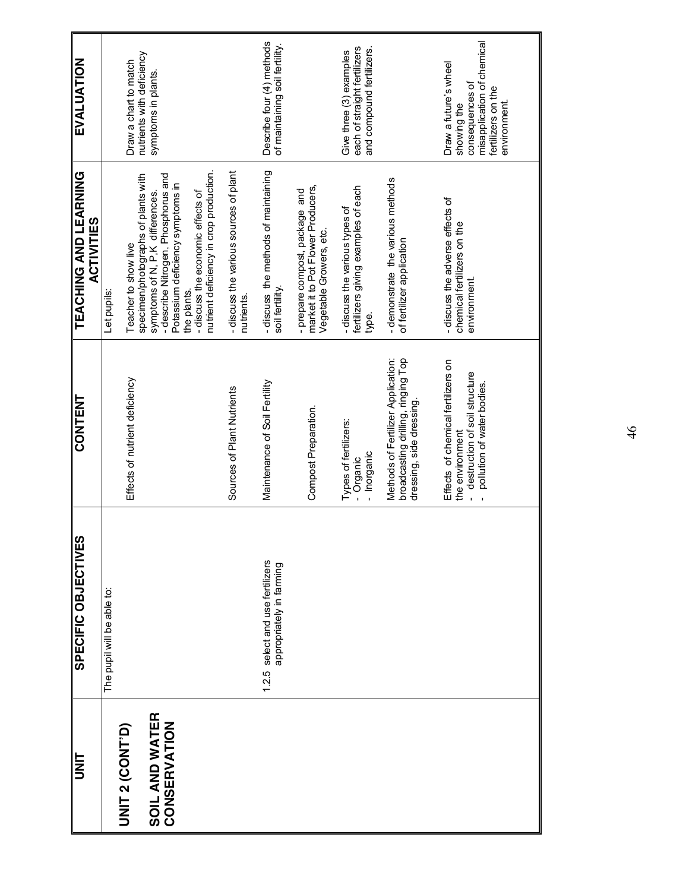| UNIT | SPECIFIC OBJECTIVES | CONTENT | TEACHING AND LEARNING ACTIVITIES | EVALUATION |
|---|---|---|---|---|
| **UNIT 2 (CONT'D)**<br><br>**SOIL AND WATER CONSERVATION** | The pupil will be able to: | | Let pupils: | |
| | | Effects of nutrient deficiency | Teacher to show live specimen/photographs of plants with symptoms of N, P, K differences.<br>- describe Nitrogen, Phosphorus and Potassium deficiency symptoms in the plants.<br>- discuss the economic effects of nutrient deficiency in crop production. | Draw a chart to match nutrients with deficiency symptoms in plants. |
| | | Sources of Plant Nutrients | - discuss the various sources of plant nutrients. | |
| | 1.2.5 select and use fertilizers appropriately in farming | Maintenance of Soil Fertility | - discuss the methods of maintaining soil fertility. | Describe four (4) methods of maintaining soil fertility. |
| | | Compost Preparation. | - prepare compost, package and market it to Pot Flower Producers, Vegetable Growers, etc. | |
| | | Types of fertilizers:<br>- Organic<br>- Inorganic | - discuss the various types of fertilizers giving examples of each type. | Give three (3) examples each of straight fertilizers and compound fertilizers. |
| | | Methods of Fertilizer Application: broadcasting drilling, ringing Top dressing, side dressing. | - demonstrate the various methods of fertilizer application | |
| | | Effects of chemical fertilizers on the environment<br>- destruction of soil structure<br>- pollution of water bodies. | - discuss the adverse effects of chemical fertilizers on the environment. | Draw a future's wheel showing the consequences of misapplication of chemical fertilizers on the environment. |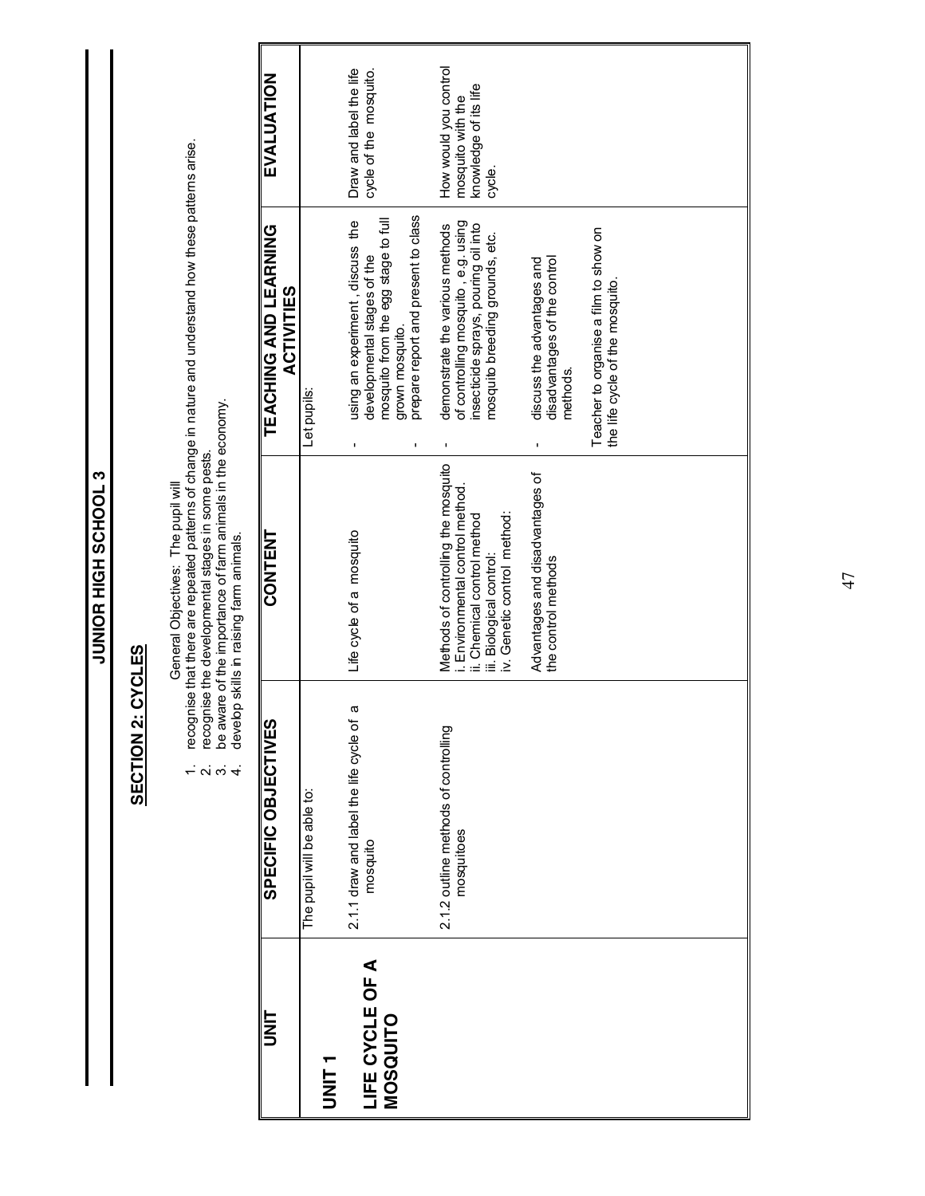# JUNIOR HIGH SCHOOL 3

## SECTION 2: CYCLES

General Objectives: The pupil will

1. recognise that there are repeated patterns of change in nature and understand how these patterns arise.
2. recognise the developmental stages in some pests.
3. be aware of the importance of farm animals in the economy.
4. develop skills in raising farm animals.

| UNIT | SPECIFIC OBJECTIVES | CONTENT | TEACHING AND LEARNING ACTIVITIES | EVALUATION |
|---|---|---|---|---|
| **UNIT 1**<br><br>**LIFE CYCLE OF A MOSQUITO** | The pupil will be able to:<br><br>2.1.1 draw and label the life cycle of a mosquito | Life cycle of a mosquito | Let pupils:<br><br>- using an experiment, discuss the developmental stages of the mosquito from the egg stage to full grown mosquito.<br>- prepare report and present to class | Draw and label the life cycle of the mosquito. |
| | 2.1.2 outline methods of controlling mosquitoes | Methods of controlling the mosquito<br>i. Environmental control method.<br>ii. Chemical control method<br>iii. Biological control:<br>iv. Genetic control method:<br><br>Advantages and disadvantages of the control methods | - demonstrate the various methods of controlling mosquito, e.g. using insecticide sprays, pouring oil into mosquito breeding grounds, etc.<br><br>- discuss the advantages and disadvantages of the control methods.<br><br>Teacher to organise a film to show on the life cycle of the mosquito. | How would you control mosquito with the knowledge of its life cycle. |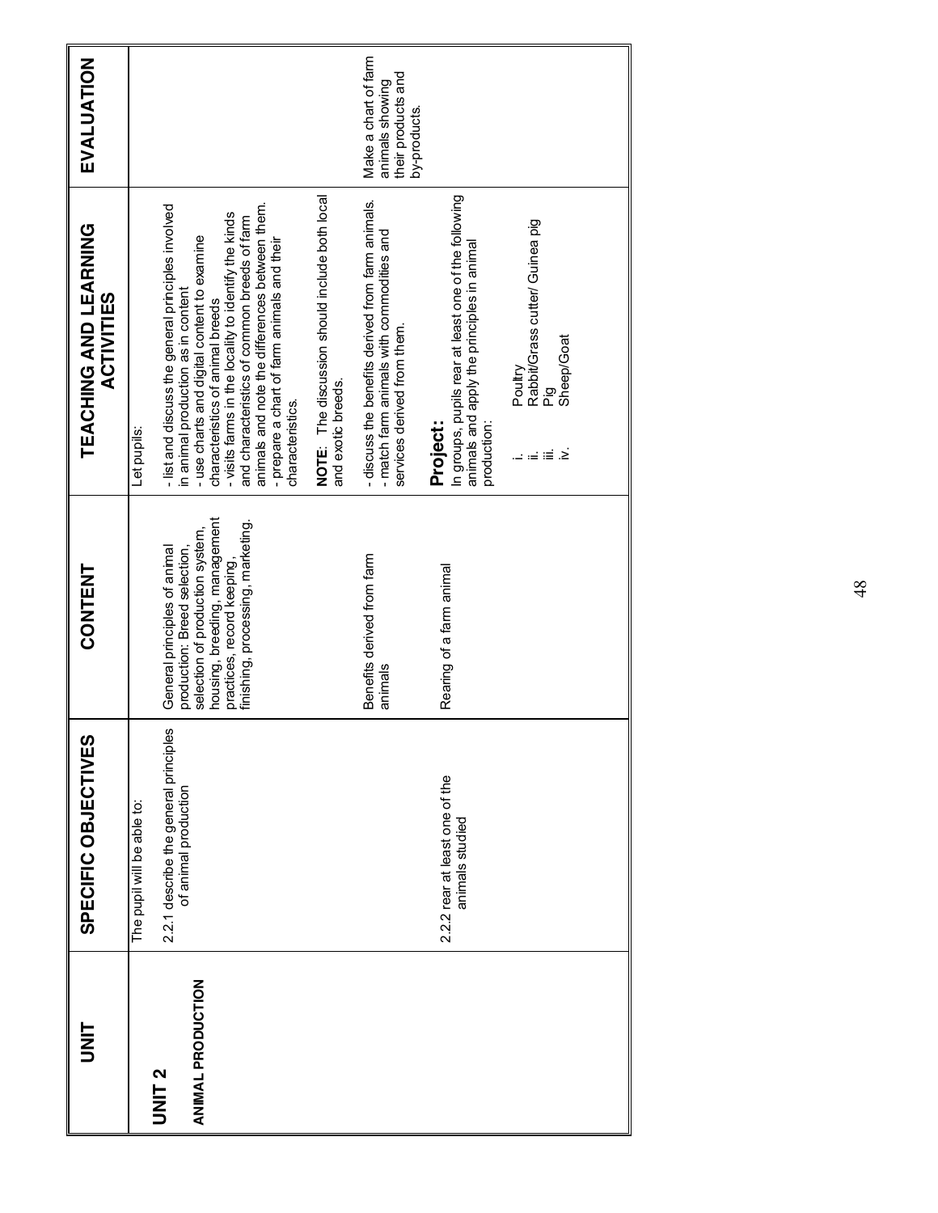| UNIT | SPECIFIC OBJECTIVES | CONTENT | TEACHING AND LEARNING ACTIVITIES | EVALUATION |
|---|---|---|---|---|
| **UNIT 2**<br><br>**ANIMAL PRODUCTION** | The pupil will be able to:<br><br>2.2.1 describe the general principles of animal production | General principles of animal production: Breed selection, selection of production system, housing, breeding, management practices, record keeping, finishing, processing, marketing. | Let pupils:<br><br>- list and discuss the general principles involved in animal production as in content<br>- use charts and digital content to examine characteristics of animal breeds<br>- visits farms in the locality to identify the kinds and characteristics of common breeds of farm animals and note the differences between them.<br>- prepare a chart of farm animals and their characteristics.<br><br>**NOTE**: The discussion should include both local and exotic breeds. | |
| | | Benefits derived from farm animals | - discuss the benefits derived from farm animals.<br>- match farm animals with commodities and services derived from them. | Make a chart of farm animals showing their products and by-products. |
| | 2.2.2 rear at least one of the animals studied | Rearing of a farm animal | **Project:**<br>In groups, pupils rear at least one of the following animals and apply the principles in animal production:<br><br>i. Poultry<br>ii. Rabbit/Grass cutter/ Guinea pig<br>iii. Pig<br>iv. Sheep/Goat | |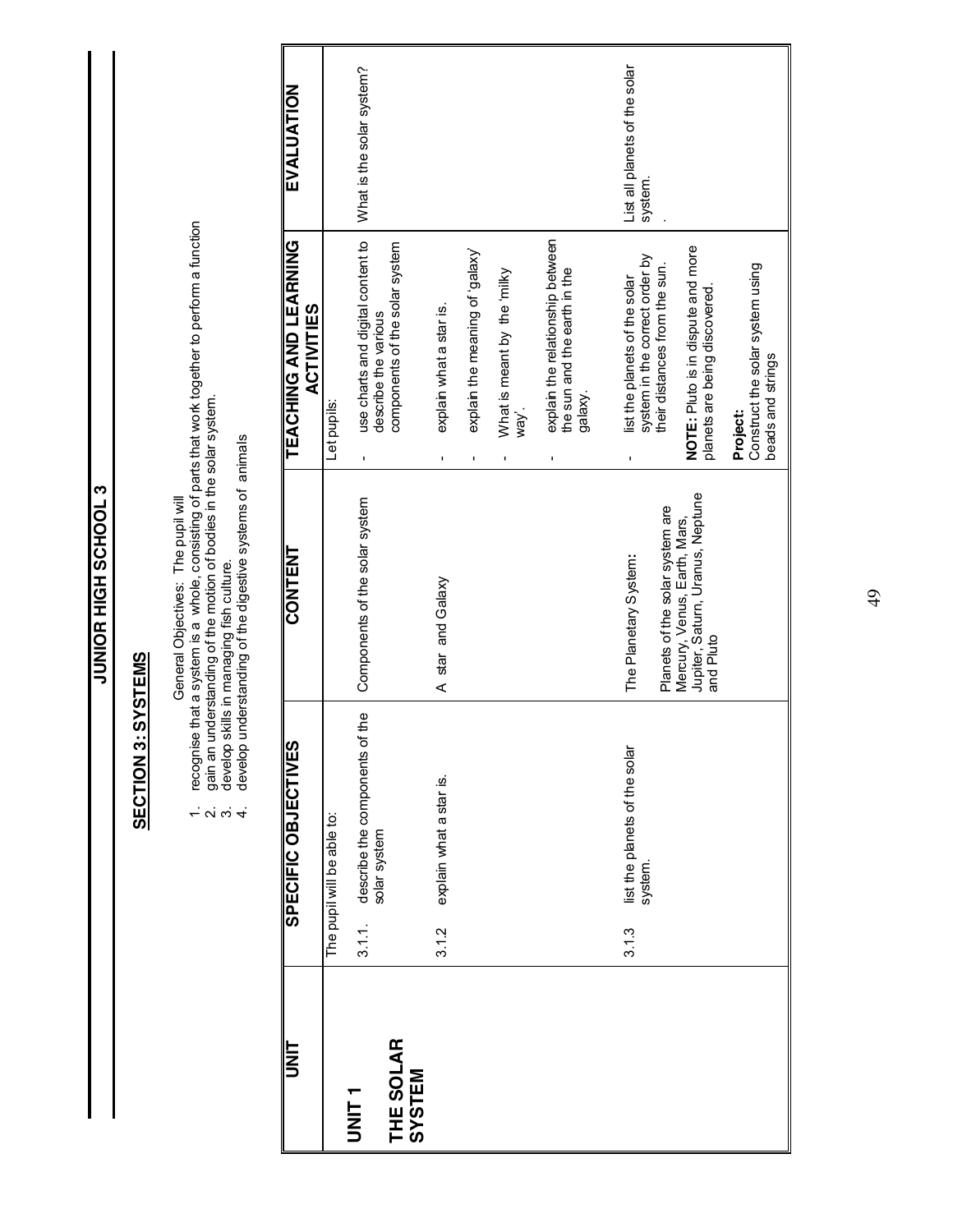## JUNIOR HIGH SCHOOL 3

### SECTION 3: SYSTEMS

General Objectives: The pupil will

1. recognise that a system is a whole, consisting of parts that work together to perform a function
2. gain an understanding of the motion of bodies in the solar system.
3. develop skills in managing fish culture.
4. develop understanding of the digestive systems of animals

| UNIT | SPECIFIC OBJECTIVES | CONTENT | TEACHING AND LEARNING ACTIVITIES | EVALUATION |
|---|---|---|---|---|
| **UNIT 1**<br><br>**THE SOLAR SYSTEM** | The pupil will be able to:<br><br>3.1.1. describe the components of the solar system | Components of the solar system | Let pupils:<br><br>- use charts and digital content to describe the various components of the solar system | What is the solar system? |
| | 3.1.2 explain what a star is. | A star and Galaxy | - explain what a star is.<br><br>- explain the meaning of 'galaxy'<br><br>- What is meant by the 'milky way'.<br><br>- explain the relationship between the sun and the earth in the galaxy. | |
| | 3.1.3 list the planets of the solar system. | The Planetary System:<br><br>Planets of the solar system are Mercury, Venus, Earth, Mars, Jupiter, Saturn, Uranus, Neptune and Pluto | - list the planets of the solar system in the correct order by their distances from the sun.<br><br>**NOTE:** Pluto is in dispute and more planets are being discovered.<br><br>**Project:**<br>Construct the solar system using beads and strings | List all planets of the solar system. |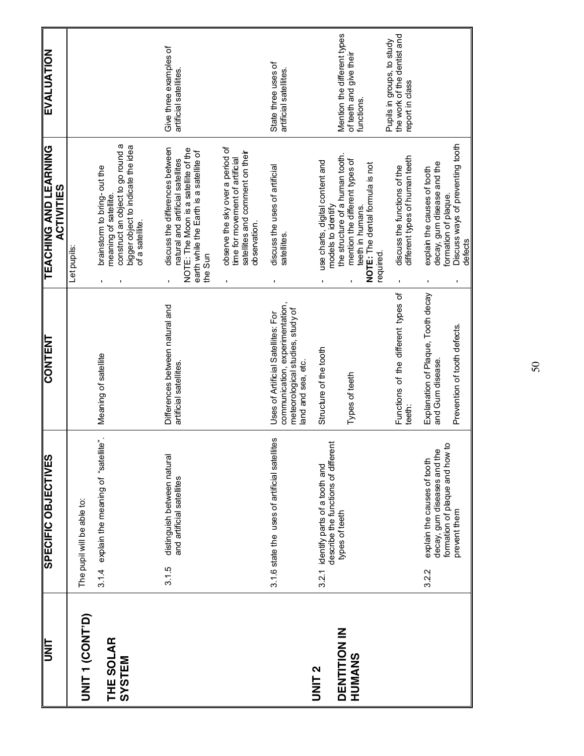| UNIT | SPECIFIC OBJECTIVES | CONTENT | TEACHING AND LEARNING ACTIVITIES | EVALUATION |
|---|---|---|---|---|
| **UNIT 1 (CONT'D)** **THE SOLAR SYSTEM** | The pupil will be able to: 3.1.4 explain the meaning of "satellite". | Meaning of satellite | Let pupils: - brainstorm to bring-out the meaning of satellite. - construct an object to go round a bigger object to indicate the idea of a satellite. | |
| | 3.1.5 distinguish between natural and artificial satellites | Differences between natural and artificial satellites. | - discuss the differences between natural and artificial satellites NOTE: The Moon is a satellite of the earth while the Earth is a satellite of the Sun - observe the sky over a period of time for movement of artificial satellites and comment on their observation. | Give three examples of artificial satellites. |
| | 3.1.6 state the uses of artificial satellites | Uses of Artificial Satellites: For communication, experimentation, meteorological studies, study of land and sea, etc. | - discuss the uses of artificial satellites. | State three uses of artificial satellites. |
| **UNIT 2** **DENTITION IN HUMANS** | 3.2.1 identify parts of a tooth and describe the functions of different types of teeth | Structure of the tooth Types of teeth Functions of the different types of teeth: | - use charts, digital content and models to identify the structure of a human tooth. - mention the different types of teeth in humans. **NOTE:** The dental formula is not required. - discuss the functions of the different types of human teeth | Mention the different types of teeth and give their functions. Pupils in groups, to study the work of the dentist and report in class |
| | 3.2.2 explain the causes of tooth decay, gum diseases and the formation of plaque and how to prevent them | Explanation of Plaque, Tooth decay and Gum disease. Prevention of tooth defects. | - explain the causes of tooth decay, gum disease and the formation of plaque. - Discuss ways of preventing tooth defects | |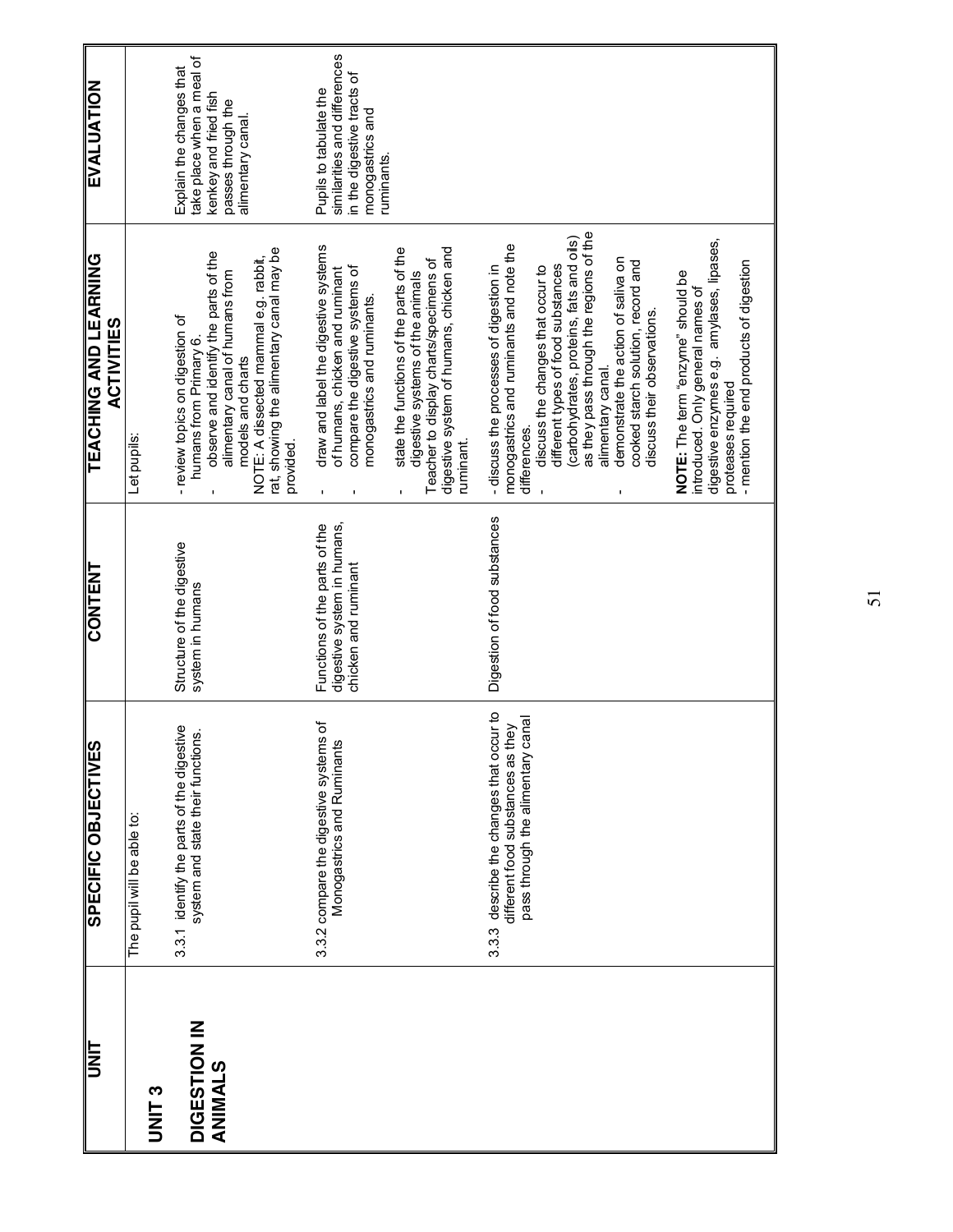| UNIT | SPECIFIC OBJECTIVES | CONTENT | TEACHING AND LEARNING ACTIVITIES | EVALUATION |
|---|---|---|---|---|
| **UNIT 3**<br><br>**DIGESTION IN ANIMALS** | The pupil will be able to:<br><br>3.3.1 identify the parts of the digestive system and state their functions. | Structure of the digestive system in humans | Let pupils:<br><br>- review topics on digestion of humans from Primary 6.<br>- observe and identify the parts of the alimentary canal of humans from models and charts<br>NOTE: A dissected mammal e.g. rabbit, rat, showing the alimentary canal may be provided. | Explain the changes that take place when a meal of kenkey and fried fish passes through the alimentary canal. |
| | 3.3.2 compare the digestive systems of Monogastrics and Ruminants | Functions of the parts of the digestive system in humans, chicken and ruminant | - draw and label the digestive systems of humans, chicken and ruminant<br>- compare the digestive systems of monogastrics and ruminants.<br><br>- state the functions of the parts of the digestive systems of the animals<br>Teacher to display charts/specimens of digestive system of humans, chicken and ruminant. | Pupils to tabulate the similarities and differences in the digestive tracts of monogastrics and ruminants. |
| | 3.3.3 describe the changes that occur to different food substances as they pass through the alimentary canal | Digestion of food substances | - discuss the processes of digestion in monogastrics and ruminants and note the differences.<br>- discuss the changes that occur to different types of food substances (carbohydrates, proteins, fats and oils) as they pass through the regions of the alimentary canal.<br>- demonstrate the action of saliva on cooked starch solution, record and discuss their observations.<br><br>**NOTE:** The term "enzyme" should be introduced. Only general names of digestive enzymes e.g. amylases, lipases, proteases required<br>- mention the end products of digestion | |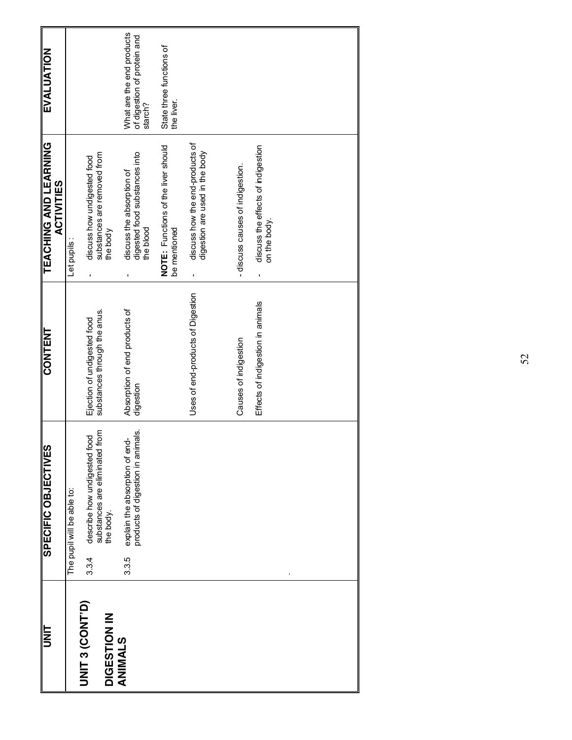| UNIT | SPECIFIC OBJECTIVES | CONTENT | TEACHING AND LEARNING ACTIVITIES | EVALUATION |
|---|---|---|---|---|
| **UNIT 3 (CONT'D)**<br><br>**DIGESTION IN ANIMALS** | The pupil will be able to:<br><br>3.3.4 describe how undigested food substances are eliminated from the body.<br><br>3.3.5 explain the absorption of end-products of digestion in animals.<br><br>. | Ejection of undigested food substances through the anus.<br><br>Absorption of end products of digestion<br><br>Uses of end-products of Digestion<br><br>Causes of indigestion<br><br>Effects of indigestion in animals | Let pupils :<br><br>- discuss how undigested food substances are removed from the body<br><br>- discuss the absorption of digested food substances into the blood<br><br>**NOTE:** Functions of the liver should be mentioned<br><br>- discuss how the end-products of digestion are used in the body<br><br>- discuss causes of indigestion.<br><br>- discuss the effects of indigestion on the body. | What are the end products of digestion of protein and starch?<br><br>State three functions of the liver. |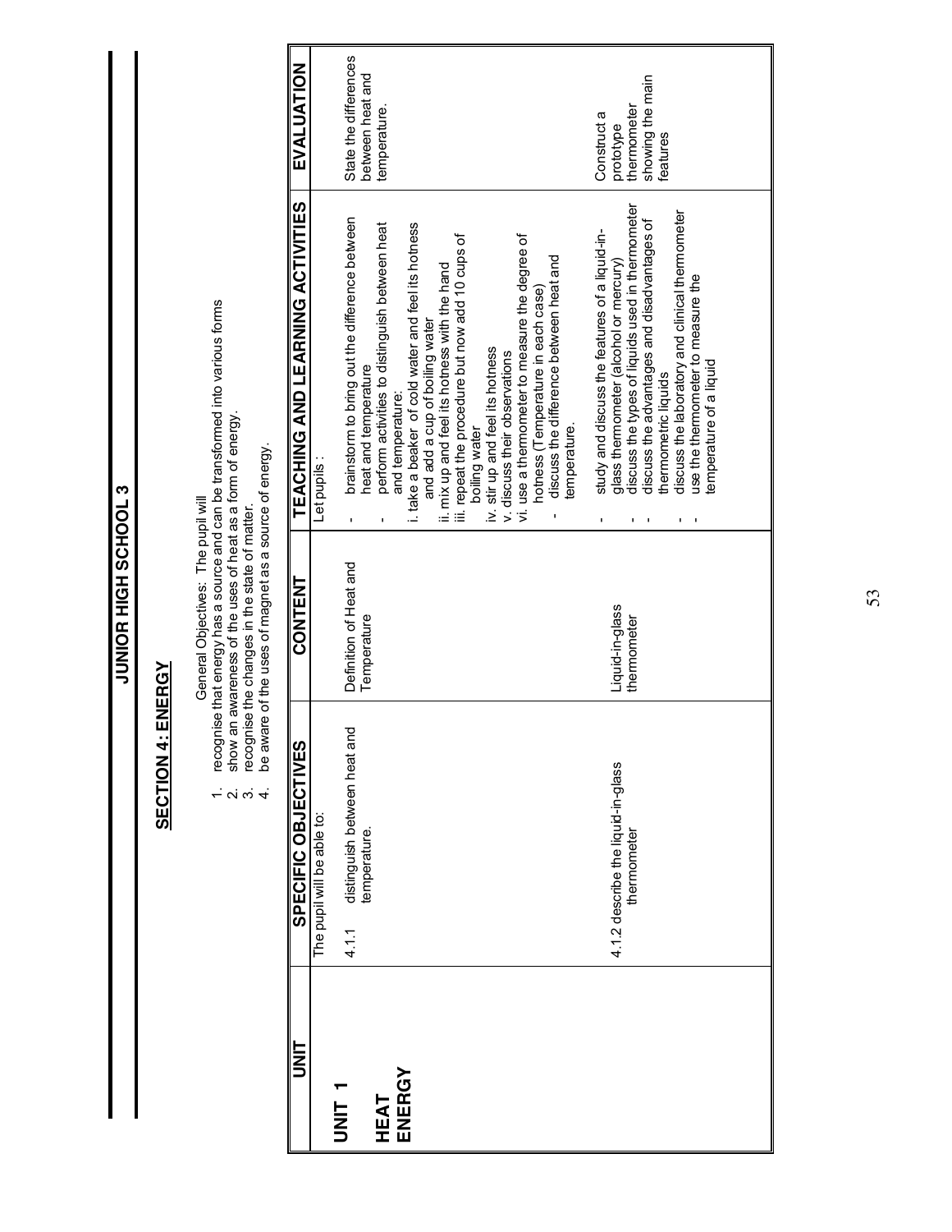# JUNIOR HIGH SCHOOL 3

## SECTION 4: ENERGY

General Objectives: The pupil will

1. recognise that energy has a source and can be transformed into various forms
2. show an awareness of the uses of heat as a form of energy.
3. recognise the changes in the state of matter.
4. be aware of the uses of magnet as a source of energy.

| UNIT | SPECIFIC OBJECTIVES | CONTENT | TEACHING AND LEARNING ACTIVITIES | EVALUATION |
|---|---|---|---|---|
| **UNIT 1**<br><br>**HEAT ENERGY** | The pupil will be able to:<br><br>4.1.1 distinguish between heat and temperature. | Definition of Heat and Temperature | Let pupils :<br>- brainstorm to bring out the difference between heat and temperature<br>- perform activities to distinguish between heat and temperature:<br>i. take a beaker of cold water and feel its hotness and add a cup of boiling water<br>ii. mix up and feel its hotness with the hand<br>iii. repeat the procedure but now add 10 cups of boiling water<br>iv. stir up and feel its hotness<br>v. discuss their observations<br>vi. use a thermometer to measure the degree of hotness (Temperature in each case)<br>- discuss the difference between heat and temperature. | State the differences between heat and temperature. |
| | 4.1.2 describe the liquid-in-glass thermometer | Liquid-in-glass thermometer | - study and discuss the features of a liquid-in-glass thermometer (alcohol or mercury)<br>- discuss the types of liquids used in thermometer<br>- discuss the advantages and disadvantages of thermometric liquids<br>- discuss the laboratory and clinical thermometer<br>- use the thermometer to measure the temperature of a liquid | Construct a prototype thermometer showing the main features |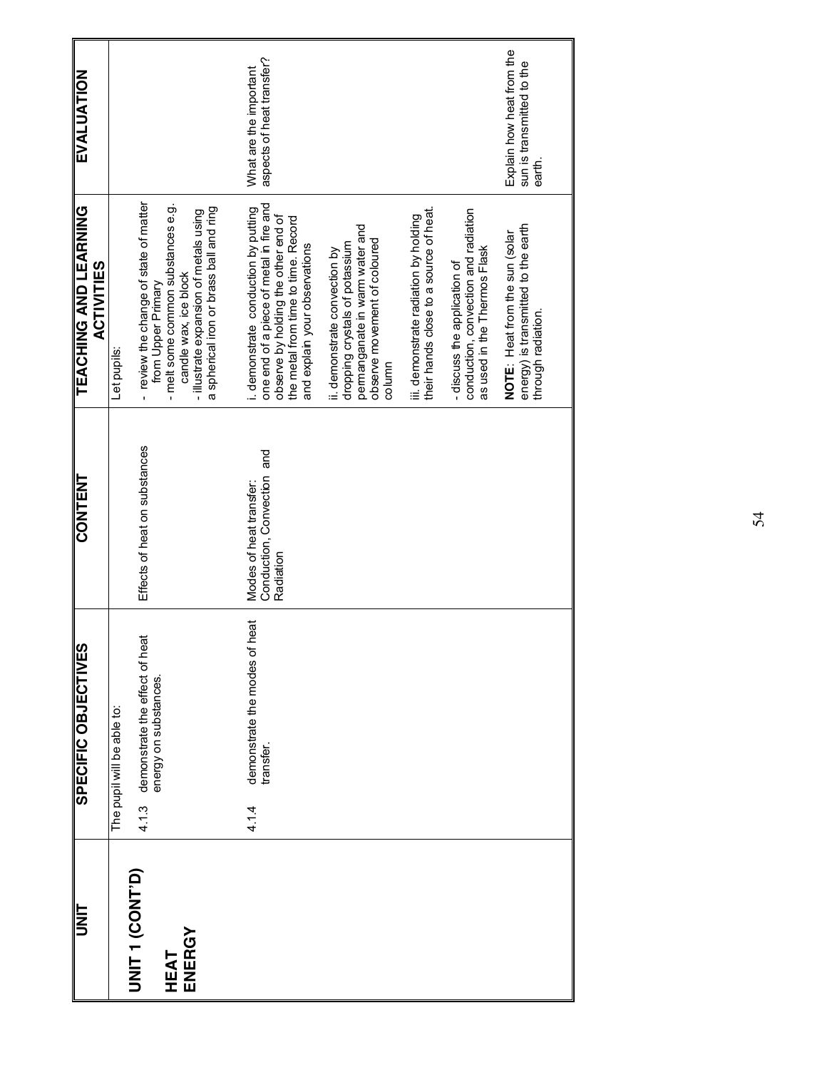| UNIT | SPECIFIC OBJECTIVES | CONTENT | TEACHING AND LEARNING ACTIVITIES | EVALUATION |
|---|---|---|---|---|
| **UNIT 1 (CONT'D)**<br><br>**HEAT ENERGY** | The pupil will be able to:<br><br>4.1.3 demonstrate the effect of heat energy on substances. | Effects of heat on substances | Let pupils:<br><br>- review the change of state of matter from Upper Primary<br>- melt some common substances e.g. candle wax, ice block<br>- illustrate expansion of metals using a spherical iron or brass ball and ring | |
| | 4.1.4 demonstrate the modes of heat transfer. | Modes of heat transfer: Conduction, Convection and Radiation | i. demonstrate conduction by putting one end of a piece of metal in fire and observe by holding the other end of the metal from time to time. Record and explain your observations<br><br>ii. demonstrate convection by dropping crystals of potassium permanganate in warm water and observe movement of coloured column<br><br>iii. demonstrate radiation by holding their hands close to a source of heat.<br><br>- discuss the application of conduction, convection and radiation as used in the Thermos Flask<br><br>**NOTE**: Heat from the sun (solar energy) is transmitted to the earth through radiation. | What are the important aspects of heat transfer?<br><br>Explain how heat from the sun is transmitted to the earth. |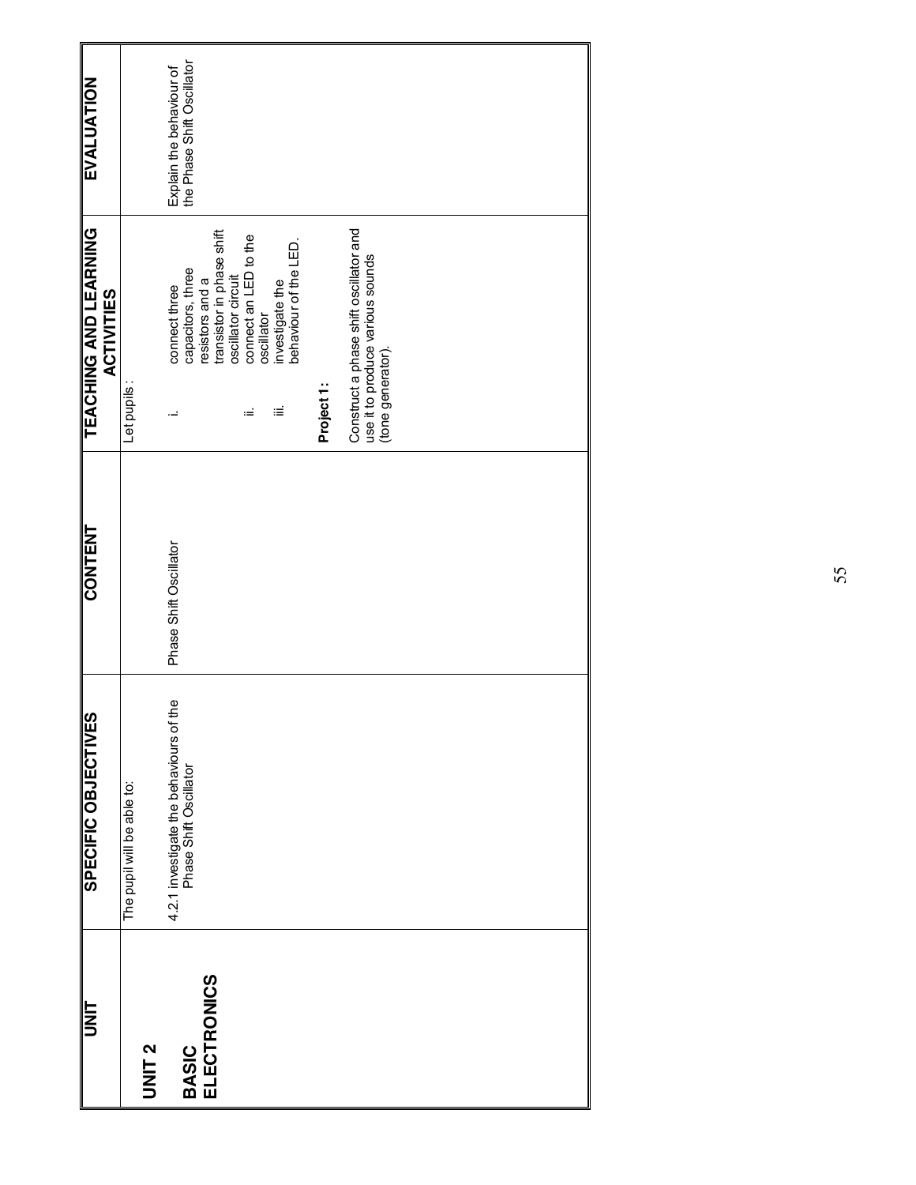| UNIT | SPECIFIC OBJECTIVES | CONTENT | TEACHING AND LEARNING ACTIVITIES | EVALUATION |
| --- | --- | --- | --- | --- |
| **UNIT 2**<br><br>**BASIC ELECTRONICS** | The pupil will be able to:<br><br>4.2.1 investigate the behaviours of the Phase Shift Oscillator | Phase Shift Oscillator | Let pupils :<br><br>i. connect three capacitors, three resistors and a transistor in phase shift oscillator circuit<br>ii. connect an LED to the oscillator<br>iii. investigate the behaviour of the LED.<br><br>**Project 1 :**<br><br>Construct a phase shift oscillator and use it to produce various sounds (tone generator). | Explain the behaviour of the Phase Shift Oscillator |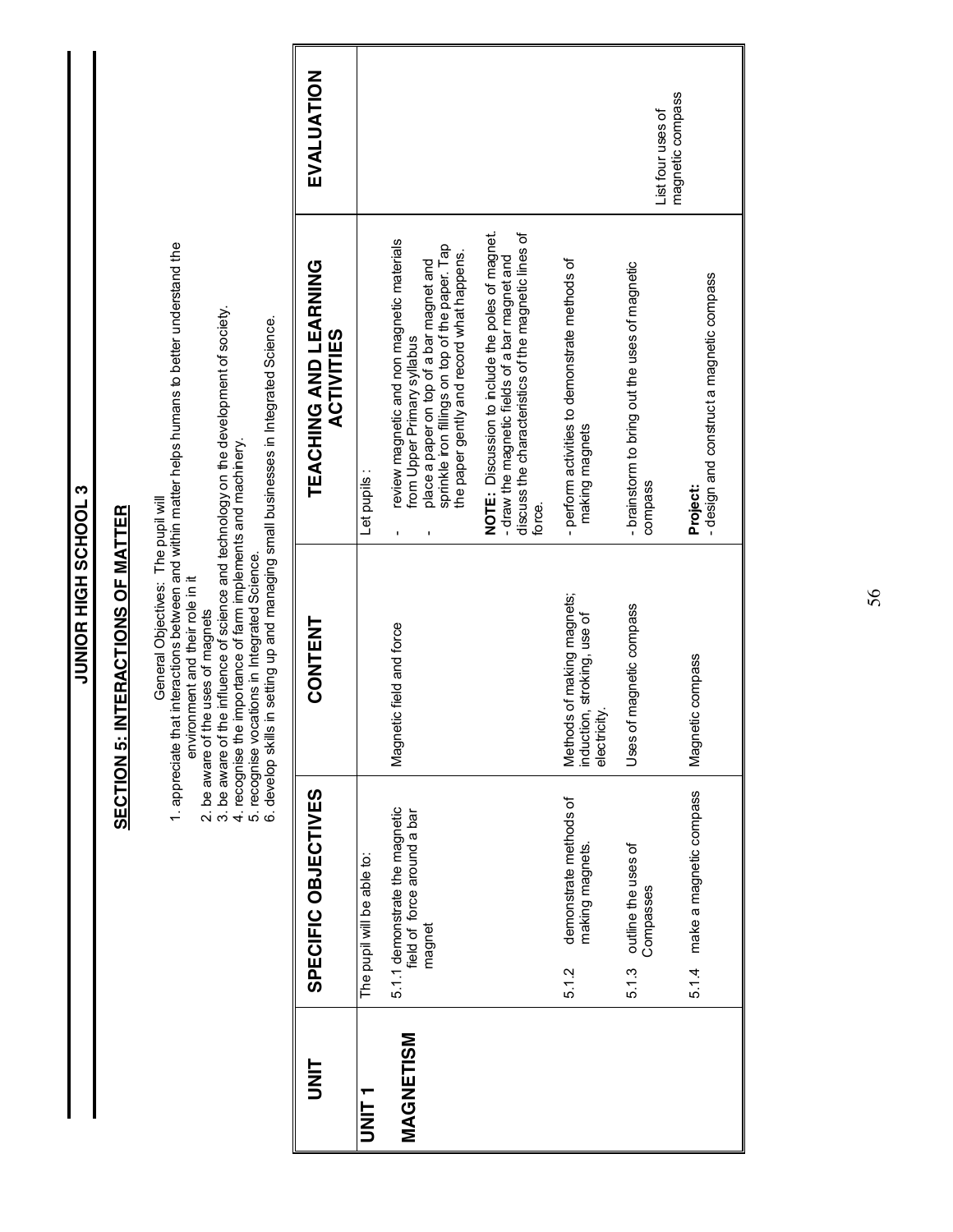## JUNIOR HIGH SCHOOL 3

### SECTION 5: INTERACTIONS OF MATTER

General Objectives: The pupil will

1. appreciate that interactions between and within matter helps humans to better understand the environment and their role in it
2. be aware of the uses of magnets
3. be aware of the influence of science and technology on the development of society.
4. recognise the importance of farm implements and machinery.
5. recognise vocations in Integrated Science.
6. develop skills in setting up and managing small businesses in Integrated Science.

| UNIT | SPECIFIC OBJECTIVES | CONTENT | TEACHING AND LEARNING ACTIVITIES | EVALUATION |
|---|---|---|---|---|
| **UNIT 1** **MAGNETISM** | The pupil will be able to: 5.1.1 demonstrate the magnetic field of force around a bar magnet | Magnetic field and force | Let pupils : - review magnetic and non magnetic materials from Upper Primary syllabus - place a paper on top of a bar magnet and sprinkle iron fillings on top of the paper. Tap the paper gently and record what happens. **NOTE:** Discussion to include the poles of magnet. - draw the magnetic fields of a bar magnet and discuss the characteristics of the magnetic lines of force. | |
| | 5.1.2 demonstrate methods of making magnets. | Methods of making magnets; induction, stroking, use of electricity. | - perform activities to demonstrate methods of making magnets | |
| | 5.1.3 outline the uses of Compasses | Uses of magnetic compass | - brainstorm to bring out the uses of magnetic compass | List four uses of magnetic compass |
| | 5.1.4 make a magnetic compass | Magnetic compass | **Project:** - design and construct a magnetic compass | |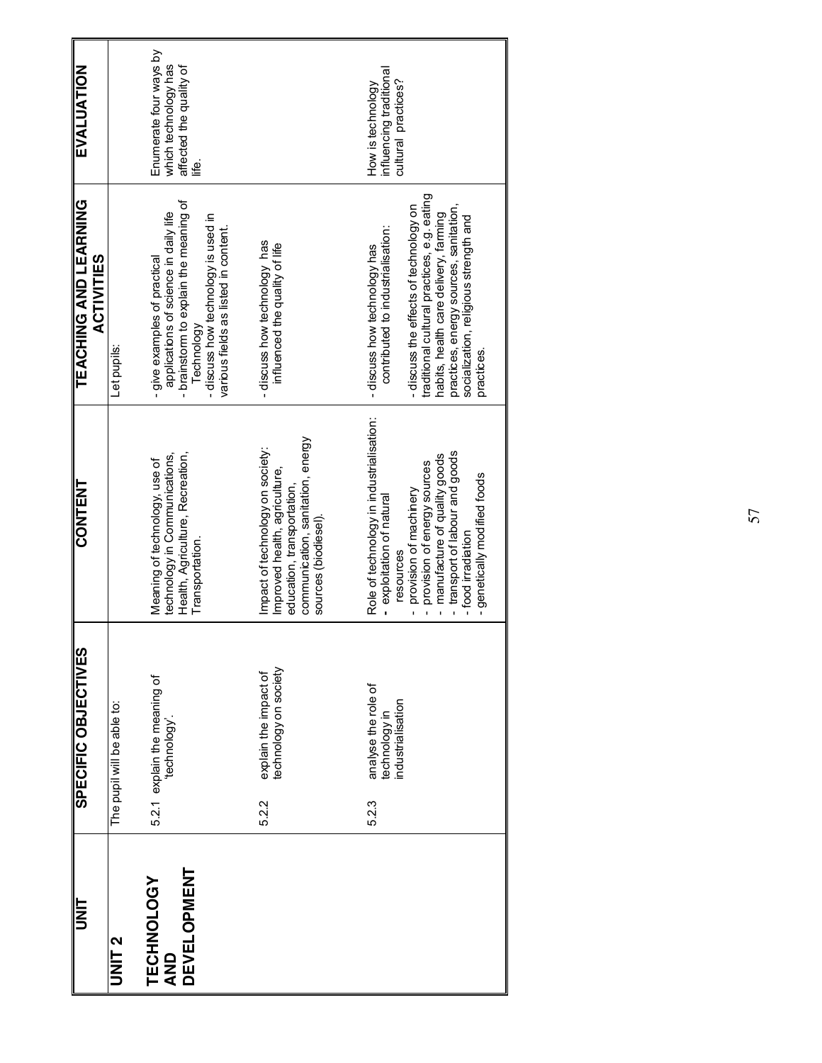| UNIT | SPECIFIC OBJECTIVES | CONTENT | TEACHING AND LEARNING ACTIVITIES | EVALUATION |
| --- | --- | --- | --- | --- |
| **UNIT 2** | The pupil will be able to: | | Let pupils: | |
| **TECHNOLOGY AND DEVELOPMENT** | 5.2.1 explain the meaning of 'technology'. | Meaning of technology, use of technology in Communications, Health, Agriculture, Recreation, Transportation. | - give examples of practical applications of science in daily life<br>- brainstorm to explain the meaning of Technology<br>- discuss how technology is used in various fields as listed in content. | Enumerate four ways by which technology has affected the quality of life. |
| | 5.2.2 explain the impact of technology on society | Impact of technology on society: Improved health, agriculture, education, transportation, communication, sanitation, energy sources (biodiesel). | - discuss how technology has influenced the quality of life | |
| | 5.2.3 analyse the role of technology in industrialisation | Role of technology in industrialisation:<br>- exploitation of natural resources<br>- provision of machinery<br>- provision of energy sources<br>- manufacture of quality goods<br>- transport of labour and goods<br>- food irradiation<br>- genetically modified foods | - discuss how technology has contributed to industrialisation:<br>- discuss the effects of technology on traditional cultural practices, e.g. eating habits, health care delivery, farming practices, energy sources, sanitation, socialization, religious strength and practices. | How is technology influencing traditional cultural practices? |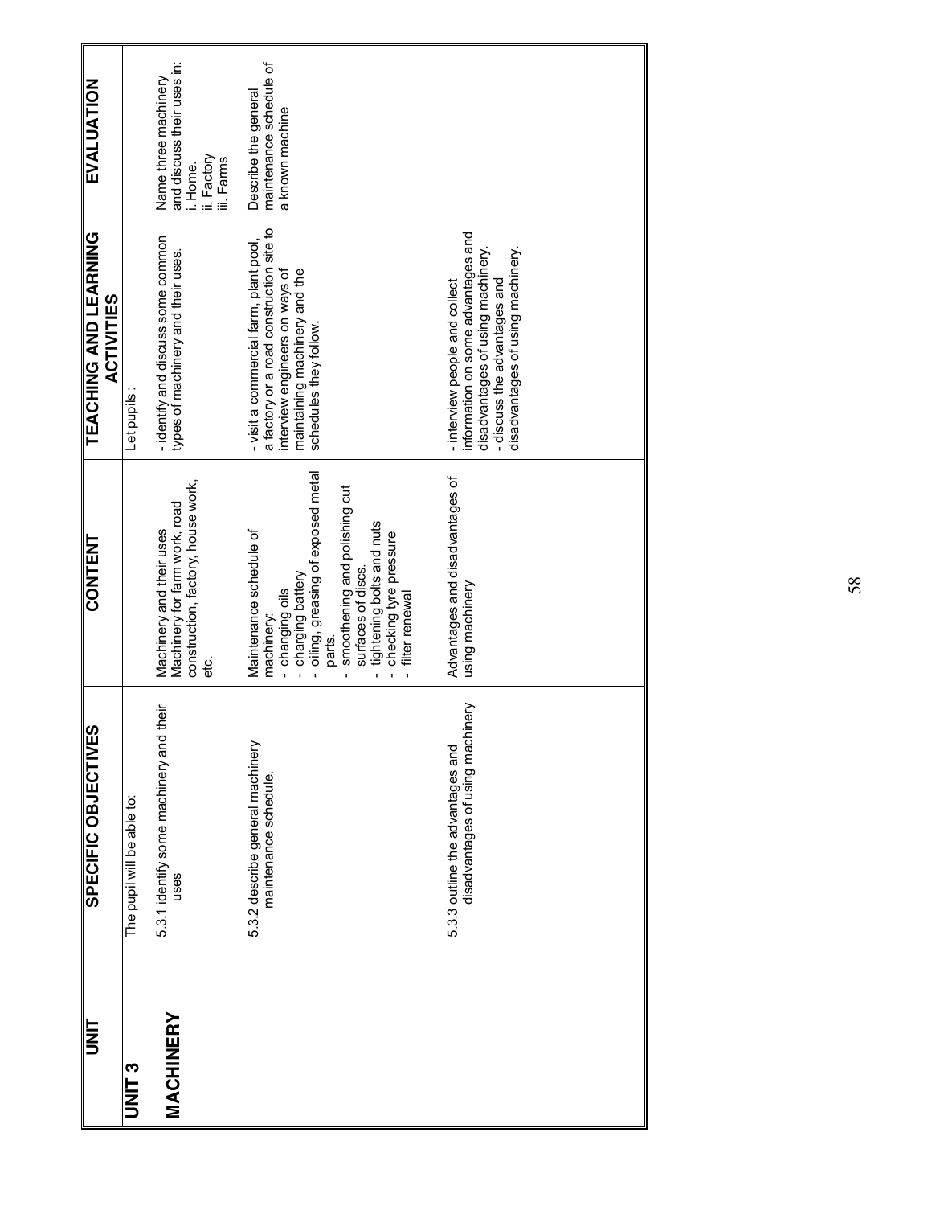| UNIT | SPECIFIC OBJECTIVES | CONTENT | TEACHING AND LEARNING ACTIVITIES | EVALUATION |
|---|---|---|---|---|
| **UNIT 3** | The pupil will be able to: | | Let pupils : | |
| **MACHINERY** | 5.3.1 identify some machinery and their uses | Machinery and their uses<br>Machinery for farm work, road construction, factory, house work, etc. | - identify and discuss some common types of machinery and their uses. | Name three machinery and discuss their uses in:<br>i. Home.<br>ii. Factory<br>iii. Farms |
| | 5.3.2 describe general machinery maintenance schedule. | Maintenance schedule of machinery:<br>- changing oils<br>- charging battery<br>- oiling, greasing of exposed metal parts.<br>- smoothening and polishing cut surfaces of discs.<br>- tightening bolts and nuts<br>- checking tyre pressure<br>- filter renewal | - visit a commercial farm, plant pool, a factory or a road construction site to interview engineers on ways of maintaining machinery and the schedules they follow. | Describe the general maintenance schedule of a known machine |
| | 5.3.3 outline the advantages and disadvantages of using machinery | Advantages and disadvantages of using machinery | - interview people and collect information on some advantages and disadvantages of using machinery.<br>- discuss the advantages and disadvantages of using machinery. | |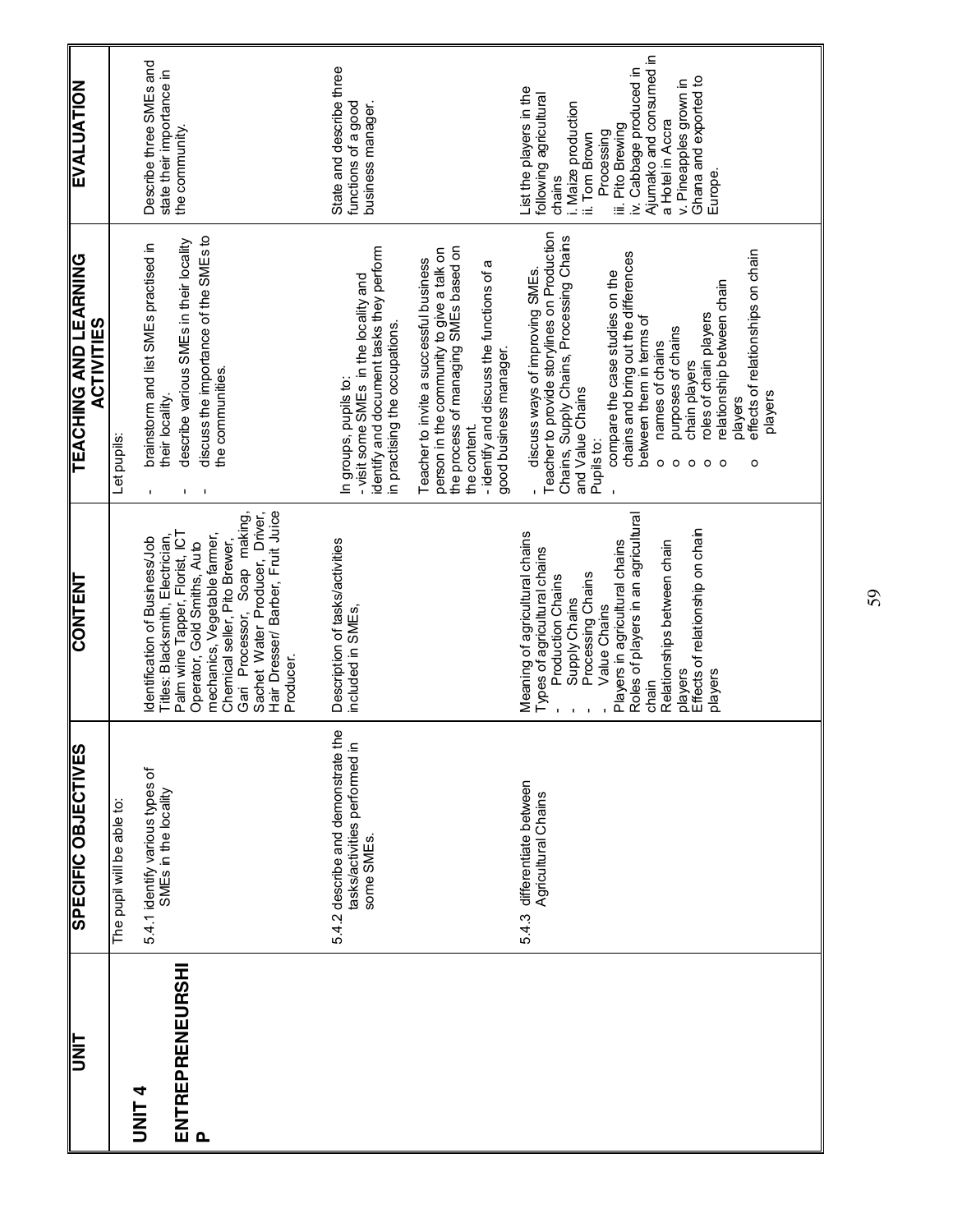| UNIT | SPECIFIC OBJECTIVES | CONTENT | TEACHING AND LEARNING ACTIVITIES | EVALUATION |
|---|---|---|---|---|
| **UNIT 4**<br><br>**ENTREPRENEURSHIP** | The pupil will be able to:<br><br>5.4.1 identify various types of SMEs in the locality | Identification of Business/Job Titles: Blacksmith, Electrician, Palm wine Tapper, Florist, ICT Operator, Gold Smiths, Auto mechanics, Vegetable farmer, Chemical seller, Pito Brewer, Gari Processor, Soap making, Sachet Water Producer, Driver, Hair Dresser/ Barber, Fruit Juice Producer. | Let pupils:<br>- brainstorm and list SMEs practised in their locality.<br>- describe various SMEs in their locality<br>- discuss the importance of the SMEs to the communities. | Describe three SMEs and state their importance in the community. |
| | 5.4.2 describe and demonstrate the tasks/activities performed in some SMEs. | Description of tasks/activities included in SMEs, | In groups, pupils to:<br>- visit some SMEs in the locality and identify and document tasks they perform in practising the occupations.<br><br>Teacher to invite a successful business person in the community to give a talk on the process of managing SMEs based on the content.<br>- identify and discuss the functions of a good business manager. | State and describe three functions of a good business manager. |
| | 5.4.3 differentiate between Agricultural Chains | Meaning of agricultural chains<br>Types of agricultural chains<br>- Production Chains<br>- Supply Chains<br>- Processing Chains<br>- Value Chains<br>Players in agricultural chains<br>Roles of players in an agricultural chain<br>Relationships between chain players<br>Effects of relationship on chain players | - discuss ways of improving SMEs.<br>Teacher to provide storylines on Production Chains, Supply Chains, Processing Chains and Value Chains<br>Pupils to:<br>- compare the case studies on the chains and bring out the differences between them in terms of<br>o names of chains<br>o purposes of chains<br>o chain players<br>o roles of chain players<br>o relationship between chain players<br>o effects of relationships on chain players | List the players in the following agricultural chains<br>i. Maize production<br>ii. Tom Brown Processing<br>iii. Pito Brewing<br>iv. Cabbage produced in Ajumako and consumed in a Hotel in Accra<br>v. Pineapples grown in Ghana and exported to Europe. |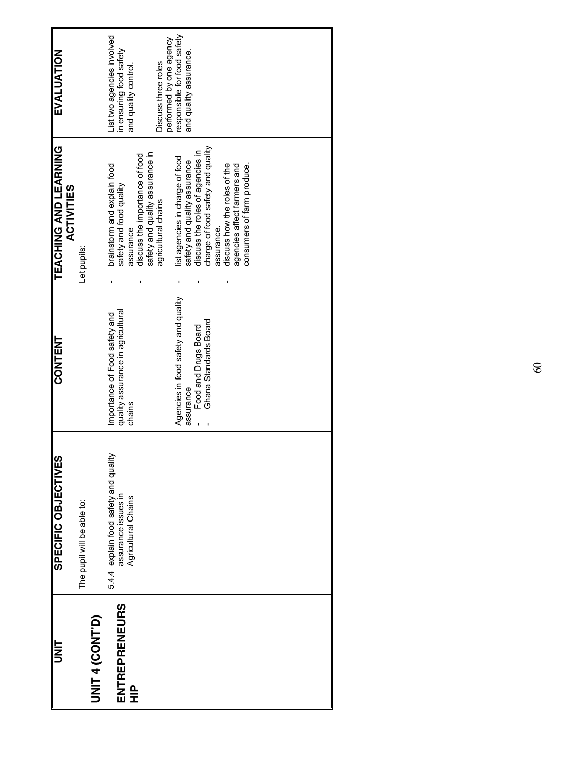| UNIT | SPECIFIC OBJECTIVES | CONTENT | TEACHING AND LEARNING ACTIVITIES | EVALUATION |
|---|---|---|---|---|
| **UNIT 4 (CONT'D)**<br><br>**ENTREPRENEURSHIP** | The pupil will be able to:<br><br>5.4.4 explain food safety and quality assurance issues in Agricultural Chains | Importance of Food safety and quality assurance in agricultural chains<br><br>Agencies in food safety and quality assurance<br>- Food and Drugs Board<br>- Ghana Standards Board | Let pupils:<br><br>- brainstorm and explain food safety and food quality assurance<br>- discuss the importance of food safety and quality assurance in agricultural chains<br><br>- list agencies in charge of food safety and quality assurance<br>- discuss the roles of agencies in charge of food safety and quality assurance.<br>- discuss how the roles of the agencies affect farmers and consumers of farm produce. | List two agencies involved in ensuring food safety and quality control.<br><br>Discuss three roles performed by one agency responsible for food safety and quality assurance. |